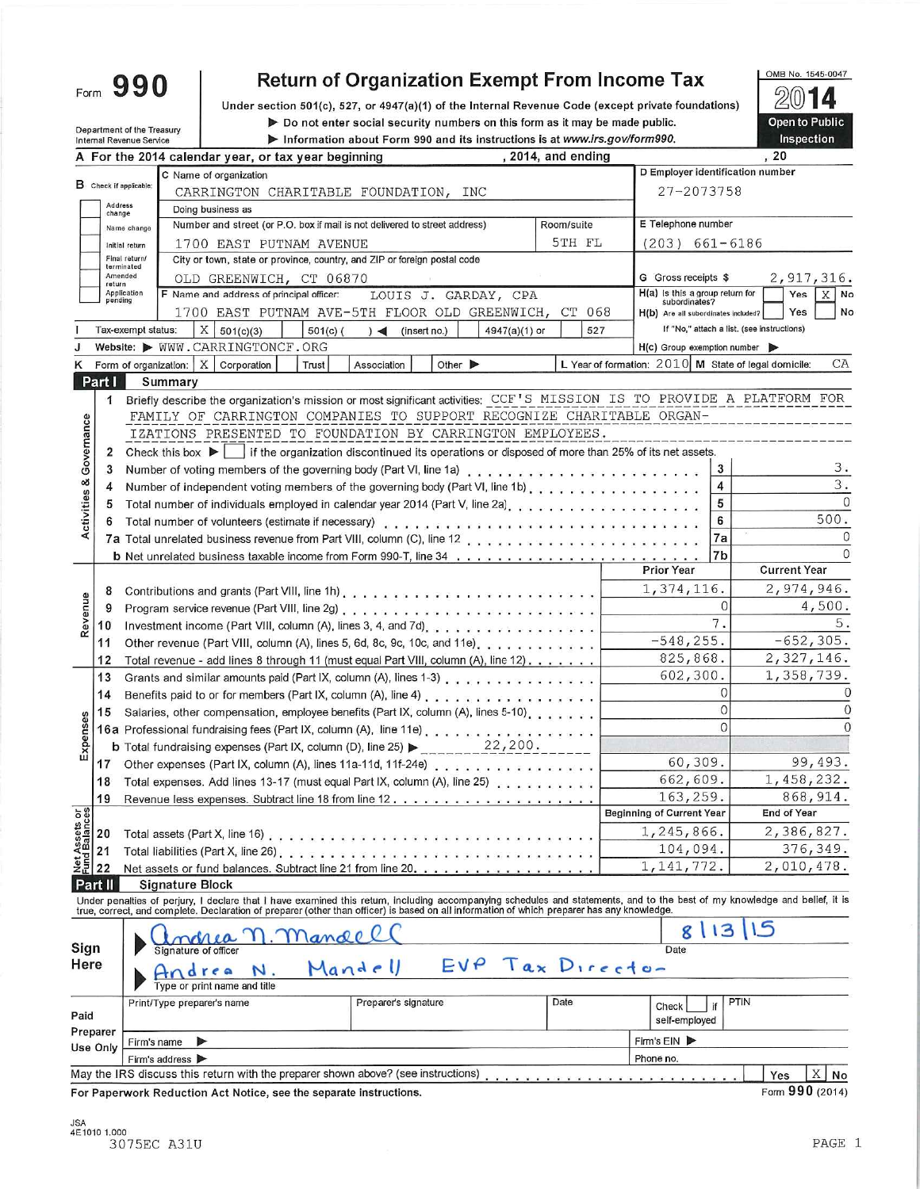Form **990**

# Return of Organization Exempt From Income Tax

Under section 501(c), 527, or 4947(a)(1) of the Internal Revenue Code (except private foundations)

▶ Do not enter social security numbers on this form as it may be made public.

▶ Information about Form 990 and its instructions is at www.irs.gov/form990.

Department of the Treasury
Internal Revenue Service

OMB No. 1545-0047

**2014**

**Open to Public Inspection**

**A** For the 2014 calendar year, or tax year beginning , 2014, and ending , 20

**B** Check if applicable: Address change | Name change | Initial return | Final return/terminated | Amended return | Application pending

**C** Name of organization: CARRINGTON CHARITABLE FOUNDATION, INC

Doing business as

Number and street (or P.O. box if mail is not delivered to street address): 1700 EAST PUTNAM AVENUE — Room/suite: 5TH FL

City or town, state or province, country, and ZIP or foreign postal code: OLD GREENWICH, CT 06870

**D** Employer identification number: 27-2073758

**E** Telephone number: (203) 661-6186

**G** Gross receipts $ 2,917,316.

**F** Name and address of principal officer: LOUIS J. GARDAY, CPA
1700 EAST PUTNAM AVE-5TH FLOOR OLD GREENWICH, CT 068

**H(a)** Is this a group return for subordinates? Yes [ ] No [X]

**H(b)** Are all subordinates included? Yes [ ] No [ ]
If "No," attach a list. (see instructions)

**I** Tax-exempt status: [X] 501(c)(3) [ ] 501(c) ( ) ◀ (insert no.) [ ] 4947(a)(1) or [ ] 527

**J** Website: ▶ WWW.CARRINGTONCF.ORG

**H(c)** Group exemption number ▶

**K** Form of organization: [X] Corporation [ ] Trust [ ] Association [ ] Other ▶

**L** Year of formation: 2010 **M** State of legal domicile: CA

## Part I Summary

**Activities & Governance**

1 Briefly describe the organization's mission or most significant activities: CCF'S MISSION IS TO PROVIDE A PLATFORM FOR FAMILY OF CARRINGTON COMPANIES TO SUPPORT RECOGNIZE CHARITABLE ORGAN-IZATIONS PRESENTED TO FOUNDATION BY CARRINGTON EMPLOYEES.

2 Check this box ▶ [ ] if the organization discontinued its operations or disposed of more than 25% of its net assets.

| | | | |
|---|---|---|---|
| 3 | Number of voting members of the governing body (Part VI, line 1a) | 3 | 3. |
| 4 | Number of independent voting members of the governing body (Part VI, line 1b) | 4 | 3. |
| 5 | Total number of individuals employed in calendar year 2014 (Part V, line 2a) | 5 | 0 |
| 6 | Total number of volunteers (estimate if necessary) | 6 | 500. |
| 7a | Total unrelated business revenue from Part VIII, column (C), line 12 | 7a | 0 |
| b | Net unrelated business taxable income from Form 990-T, line 34 | 7b | 0 |

| | | Prior Year | Current Year |
|---|---|---|---|
| **Revenue** | | | |
| 8 | Contributions and grants (Part VIII, line 1h) | 1,374,116. | 2,974,946. |
| 9 | Program service revenue (Part VIII, line 2g) | 0 | 4,500. |
| 10 | Investment income (Part VIII, column (A), lines 3, 4, and 7d) | 7. | 5. |
| 11 | Other revenue (Part VIII, column (A), lines 5, 6d, 8c, 9c, 10c, and 11e) | -548,255. | -652,305. |
| 12 | Total revenue - add lines 8 through 11 (must equal Part VIII, column (A), line 12) | 825,868. | 2,327,146. |
| **Expenses** | | | |
| 13 | Grants and similar amounts paid (Part IX, column (A), lines 1-3) | 602,300. | 1,358,739. |
| 14 | Benefits paid to or for members (Part IX, column (A), line 4) | 0 | 0 |
| 15 | Salaries, other compensation, employee benefits (Part IX, column (A), lines 5-10) | 0 | 0 |
| 16a | Professional fundraising fees (Part IX, column (A), line 11e) | 0 | 0 |
| b | Total fundraising expenses (Part IX, column (D), line 25) ▶ 22,200. | | |
| 17 | Other expenses (Part IX, column (A), lines 11a-11d, 11f-24e) | 60,309. | 99,493. |
| 18 | Total expenses. Add lines 13-17 (must equal Part IX, column (A), line 25) | 662,609. | 1,458,232. |
| 19 | Revenue less expenses. Subtract line 18 from line 12 | 163,259. | 868,914. |

| **Net Assets or Fund Balances** | | Beginning of Current Year | End of Year |
|---|---|---|---|
| 20 | Total assets (Part X, line 16) | 1,245,866. | 2,386,827. |
| 21 | Total liabilities (Part X, line 26) | 104,094. | 376,349. |
| 22 | Net assets or fund balances. Subtract line 21 from line 20 | 1,141,772. | 2,010,478. |

## Part II Signature Block

Under penalties of perjury, I declare that I have examined this return, including accompanying schedules and statements, and to the best of my knowledge and belief, it is true, correct, and complete. Declaration of preparer (other than officer) is based on all information of which preparer has any knowledge.

**Sign Here**

Signature of officer: Andrea N. Mandell — Date: 8/13/15

Type or print name and title: Andrea N. Mandell EVP Tax Director

**Paid Preparer Use Only**

| Print/Type preparer's name | Preparer's signature | Date | Check [ ] if self-employed | PTIN |
|---|---|---|---|---|
| | | | | |

Firm's name ▶ — Firm's EIN ▶

Firm's address ▶ — Phone no.

May the IRS discuss this return with the preparer shown above? (see instructions) Yes [ ] No [X]

For Paperwork Reduction Act Notice, see the separate instructions. Form **990** (2014)

JSA
4E1010 1.000
3075EC A31U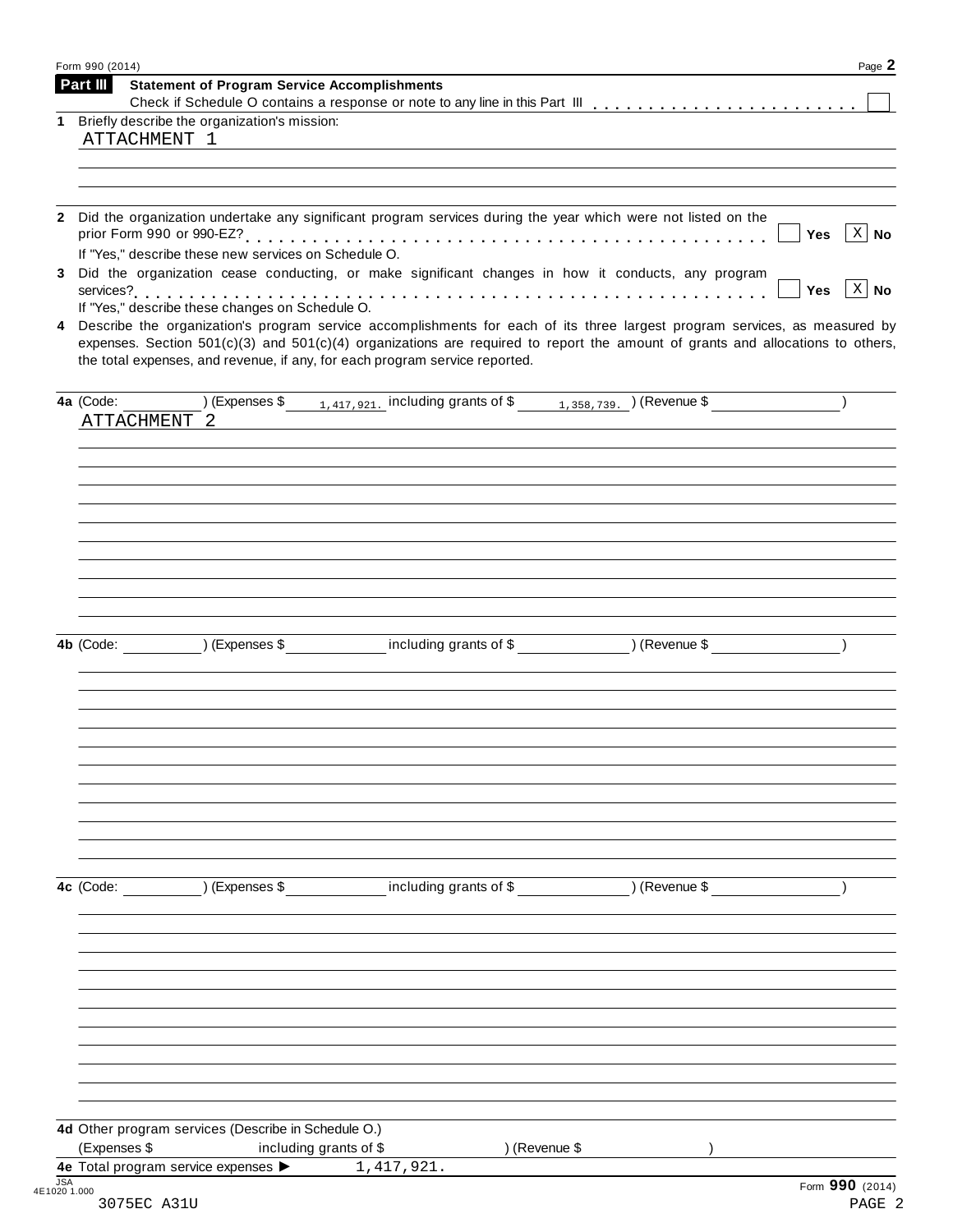## Part III Statement of Program Service Accomplishments

Check if Schedule O contains a response or note to any line in this Part III . . . . . . . . . . . . . . . . . . . . . . . ☐

**1** Briefly describe the organization's mission:

ATTACHMENT 1

**2** Did the organization undertake any significant program services during the year which were not listed on the prior Form 990 or 990-EZ? . . . . . . . . . . . . . . . . . . . . . . . . . . . . . . . . . . . . . . . . . . ☐ Yes ☒ No

If "Yes," describe these new services on Schedule O.

**3** Did the organization cease conducting, or make significant changes in how it conducts, any program services? . . . . . . . . . . . . . . . . . . . . . . . . . . . . . . . . . . . . . . . . . . . . . . . . . . . . . ☐ Yes ☒ No

If "Yes," describe these changes on Schedule O.

**4** Describe the organization's program service accomplishments for each of its three largest program services, as measured by expenses. Section 501(c)(3) and 501(c)(4) organizations are required to report the amount of grants and allocations to others, the total expenses, and revenue, if any, for each program service reported.

**4a** (Code: ______ ) (Expenses $ 1,417,921. including grants of $ 1,358,739. ) (Revenue $ ______ )

ATTACHMENT 2

**4b** (Code: ______ ) (Expenses $ ______ including grants of $ ______ ) (Revenue $ ______ )

**4c** (Code: ______ ) (Expenses $ ______ including grants of $ ______ ) (Revenue $ ______ )

**4d** Other program services (Describe in Schedule O.)

(Expenses $ ______ including grants of $ ______ ) (Revenue $ ______ )

**4e** Total program service expenses ► 1,417,921.

Form **990** (2014)

3075EC A31U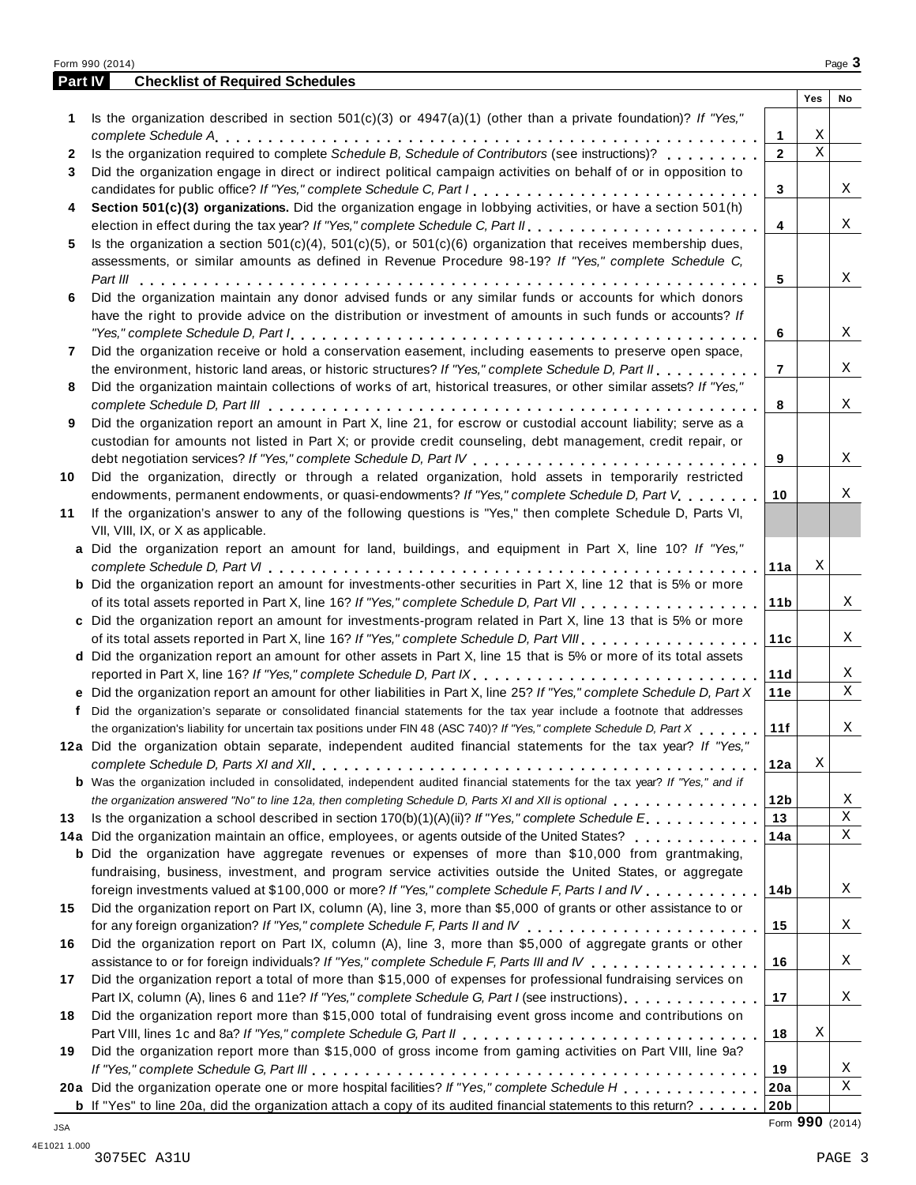Form 990 (2014)

## Part IV Checklist of Required Schedules

| | | | Yes | No |
|---|---|---|---|---|
| **1** | Is the organization described in section 501(c)(3) or 4947(a)(1) (other than a private foundation)? *If "Yes," complete Schedule A* | 1 | X | |
| **2** | Is the organization required to complete *Schedule B, Schedule of Contributors* (see instructions)? | 2 | X | |
| **3** | Did the organization engage in direct or indirect political campaign activities on behalf of or in opposition to candidates for public office? *If "Yes," complete Schedule C, Part I* | 3 | | X |
| **4** | **Section 501(c)(3) organizations.** Did the organization engage in lobbying activities, or have a section 501(h) election in effect during the tax year? *If "Yes," complete Schedule C, Part II* | 4 | | X |
| **5** | Is the organization a section 501(c)(4), 501(c)(5), or 501(c)(6) organization that receives membership dues, assessments, or similar amounts as defined in Revenue Procedure 98-19? *If "Yes," complete Schedule C, Part III* | 5 | | X |
| **6** | Did the organization maintain any donor advised funds or any similar funds or accounts for which donors have the right to provide advice on the distribution or investment of amounts in such funds or accounts? *If "Yes," complete Schedule D, Part I* | 6 | | X |
| **7** | Did the organization receive or hold a conservation easement, including easements to preserve open space, the environment, historic land areas, or historic structures? *If "Yes," complete Schedule D, Part II* | 7 | | X |
| **8** | Did the organization maintain collections of works of art, historical treasures, or other similar assets? *If "Yes," complete Schedule D, Part III* | 8 | | X |
| **9** | Did the organization report an amount in Part X, line 21, for escrow or custodial account liability; serve as a custodian for amounts not listed in Part X; or provide credit counseling, debt management, credit repair, or debt negotiation services? *If "Yes," complete Schedule D, Part IV* | 9 | | X |
| **10** | Did the organization, directly or through a related organization, hold assets in temporarily restricted endowments, permanent endowments, or quasi-endowments? *If "Yes," complete Schedule D, Part V* | 10 | | X |
| **11** | If the organization's answer to any of the following questions is "Yes," then complete Schedule D, Parts VI, VII, VIII, IX, or X as applicable. | | | |
| **a** | Did the organization report an amount for land, buildings, and equipment in Part X, line 10? *If "Yes," complete Schedule D, Part VI* | 11a | X | |
| **b** | Did the organization report an amount for investments-other securities in Part X, line 12 that is 5% or more of its total assets reported in Part X, line 16? *If "Yes," complete Schedule D, Part VII* | 11b | | X |
| **c** | Did the organization report an amount for investments-program related in Part X, line 13 that is 5% or more of its total assets reported in Part X, line 16? *If "Yes," complete Schedule D, Part VIII* | 11c | | X |
| **d** | Did the organization report an amount for other assets in Part X, line 15 that is 5% or more of its total assets reported in Part X, line 16? *If "Yes," complete Schedule D, Part IX* | 11d | | X |
| **e** | Did the organization report an amount for other liabilities in Part X, line 25? *If "Yes," complete Schedule D, Part X* | 11e | | X |
| **f** | Did the organization's separate or consolidated financial statements for the tax year include a footnote that addresses the organization's liability for uncertain tax positions under FIN 48 (ASC 740)? *If "Yes," complete Schedule D, Part X* | 11f | | X |
| **12a** | Did the organization obtain separate, independent audited financial statements for the tax year? *If "Yes," complete Schedule D, Parts XI and XII* | 12a | X | |
| **b** | Was the organization included in consolidated, independent audited financial statements for the tax year? *If "Yes," and if the organization answered "No" to line 12a, then completing Schedule D, Parts XI and XII is optional* | 12b | | X |
| **13** | Is the organization a school described in section 170(b)(1)(A)(ii)? *If "Yes," complete Schedule E* | 13 | | X |
| **14a** | Did the organization maintain an office, employees, or agents outside of the United States? | 14a | | X |
| **b** | Did the organization have aggregate revenues or expenses of more than $10,000 from grantmaking, fundraising, business, investment, and program service activities outside the United States, or aggregate foreign investments valued at $100,000 or more? *If "Yes," complete Schedule F, Parts I and IV* | 14b | | X |
| **15** | Did the organization report on Part IX, column (A), line 3, more than $5,000 of grants or other assistance to or for any foreign organization? *If "Yes," complete Schedule F, Parts II and IV* | 15 | | X |
| **16** | Did the organization report on Part IX, column (A), line 3, more than $5,000 of aggregate grants or other assistance to or for foreign individuals? *If "Yes," complete Schedule F, Parts III and IV* | 16 | | X |
| **17** | Did the organization report a total of more than $15,000 of expenses for professional fundraising services on Part IX, column (A), lines 6 and 11e? *If "Yes," complete Schedule G, Part I* (see instructions) | 17 | | X |
| **18** | Did the organization report more than $15,000 total of fundraising event gross income and contributions on Part VIII, lines 1c and 8a? *If "Yes," complete Schedule G, Part II* | 18 | X | |
| **19** | Did the organization report more than $15,000 of gross income from gaming activities on Part VIII, line 9a? *If "Yes," complete Schedule G, Part III* | 19 | | X |
| **20a** | Did the organization operate one or more hospital facilities? *If "Yes," complete Schedule H* | 20a | | X |
| **b** | If "Yes" to line 20a, did the organization attach a copy of its audited financial statements to this return? | 20b | | |

Form **990** (2014)

JSA
4E1021 1.000
3075EC A31U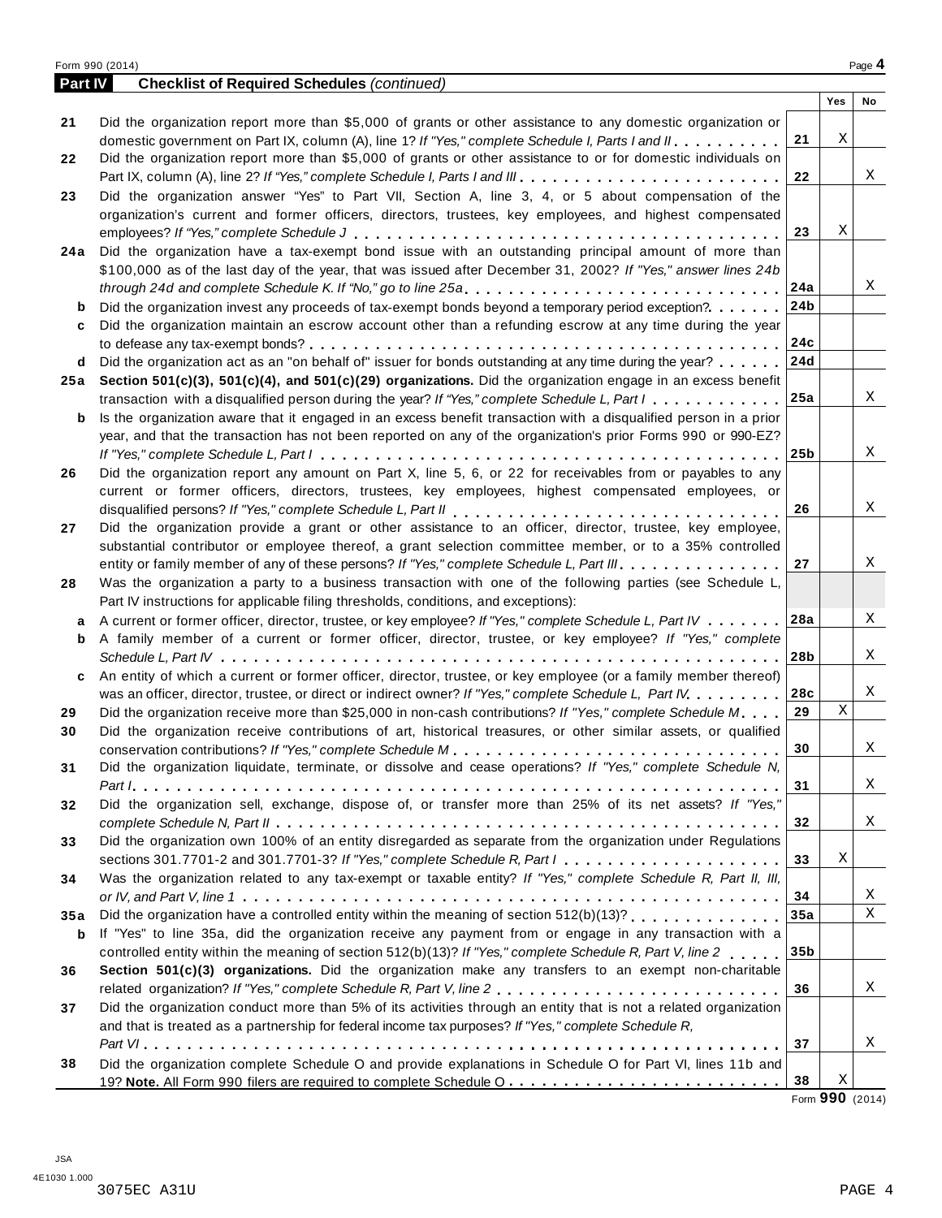Form 990 (2014)

## Part IV Checklist of Required Schedules *(continued)*

| | | | Yes | No |
|---|---|---|---|---|
| 21 | Did the organization report more than $5,000 of grants or other assistance to any domestic organization or domestic government on Part IX, column (A), line 1? *If "Yes," complete Schedule I, Parts I and II* | 21 | X | |
| 22 | Did the organization report more than $5,000 of grants or other assistance to or for domestic individuals on Part IX, column (A), line 2? *If "Yes," complete Schedule I, Parts I and III* | 22 | | X |
| 23 | Did the organization answer "Yes" to Part VII, Section A, line 3, 4, or 5 about compensation of the organization's current and former officers, directors, trustees, key employees, and highest compensated employees? *If "Yes," complete Schedule J* | 23 | X | |
| 24a | Did the organization have a tax-exempt bond issue with an outstanding principal amount of more than $100,000 as of the last day of the year, that was issued after December 31, 2002? *If "Yes," answer lines 24b through 24d and complete Schedule K. If "No," go to line 25a* | 24a | | X |
| b | Did the organization invest any proceeds of tax-exempt bonds beyond a temporary period exception? | 24b | | |
| c | Did the organization maintain an escrow account other than a refunding escrow at any time during the year to defease any tax-exempt bonds? | 24c | | |
| d | Did the organization act as an "on behalf of" issuer for bonds outstanding at any time during the year? | 24d | | |
| 25a | **Section 501(c)(3), 501(c)(4), and 501(c)(29) organizations.** Did the organization engage in an excess benefit transaction with a disqualified person during the year? *If "Yes," complete Schedule L, Part I* | 25a | | X |
| b | Is the organization aware that it engaged in an excess benefit transaction with a disqualified person in a prior year, and that the transaction has not been reported on any of the organization's prior Forms 990 or 990-EZ? *If "Yes," complete Schedule L, Part I* | 25b | | X |
| 26 | Did the organization report any amount on Part X, line 5, 6, or 22 for receivables from or payables to any current or former officers, directors, trustees, key employees, highest compensated employees, or disqualified persons? *If "Yes," complete Schedule L, Part II* | 26 | | X |
| 27 | Did the organization provide a grant or other assistance to an officer, director, trustee, key employee, substantial contributor or employee thereof, a grant selection committee member, or to a 35% controlled entity or family member of any of these persons? *If "Yes," complete Schedule L, Part III* | 27 | | X |
| 28 | Was the organization a party to a business transaction with one of the following parties (see Schedule L, Part IV instructions for applicable filing thresholds, conditions, and exceptions): | | | |
| a | A current or former officer, director, trustee, or key employee? *If "Yes," complete Schedule L, Part IV* | 28a | | X |
| b | A family member of a current or former officer, director, trustee, or key employee? *If "Yes," complete Schedule L, Part IV* | 28b | | X |
| c | An entity of which a current or former officer, director, trustee, or key employee (or a family member thereof) was an officer, director, trustee, or direct or indirect owner? *If "Yes," complete Schedule L, Part IV* | 28c | | X |
| 29 | Did the organization receive more than $25,000 in non-cash contributions? *If "Yes," complete Schedule M* | 29 | X | |
| 30 | Did the organization receive contributions of art, historical treasures, or other similar assets, or qualified conservation contributions? *If "Yes," complete Schedule M* | 30 | | X |
| 31 | Did the organization liquidate, terminate, or dissolve and cease operations? *If "Yes," complete Schedule N, Part I* | 31 | | X |
| 32 | Did the organization sell, exchange, dispose of, or transfer more than 25% of its net assets? *If "Yes," complete Schedule N, Part II* | 32 | | X |
| 33 | Did the organization own 100% of an entity disregarded as separate from the organization under Regulations sections 301.7701-2 and 301.7701-3? *If "Yes," complete Schedule R, Part I* | 33 | X | |
| 34 | Was the organization related to any tax-exempt or taxable entity? *If "Yes," complete Schedule R, Part II, III, or IV, and Part V, line 1* | 34 | | X |
| 35a | Did the organization have a controlled entity within the meaning of section 512(b)(13)? | 35a | | X |
| b | If "Yes" to line 35a, did the organization receive any payment from or engage in any transaction with a controlled entity within the meaning of section 512(b)(13)? *If "Yes," complete Schedule R, Part V, line 2* | 35b | | |
| 36 | **Section 501(c)(3) organizations.** Did the organization make any transfers to an exempt non-charitable related organization? *If "Yes," complete Schedule R, Part V, line 2* | 36 | | X |
| 37 | Did the organization conduct more than 5% of its activities through an entity that is not a related organization and that is treated as a partnership for federal income tax purposes? *If "Yes," complete Schedule R, Part VI* | 37 | | X |
| 38 | Did the organization complete Schedule O and provide explanations in Schedule O for Part VI, lines 11b and 19? **Note.** All Form 990 filers are required to complete Schedule O | 38 | X | |

Form **990** (2014)

JSA
4E1030 1.000
3075EC A31U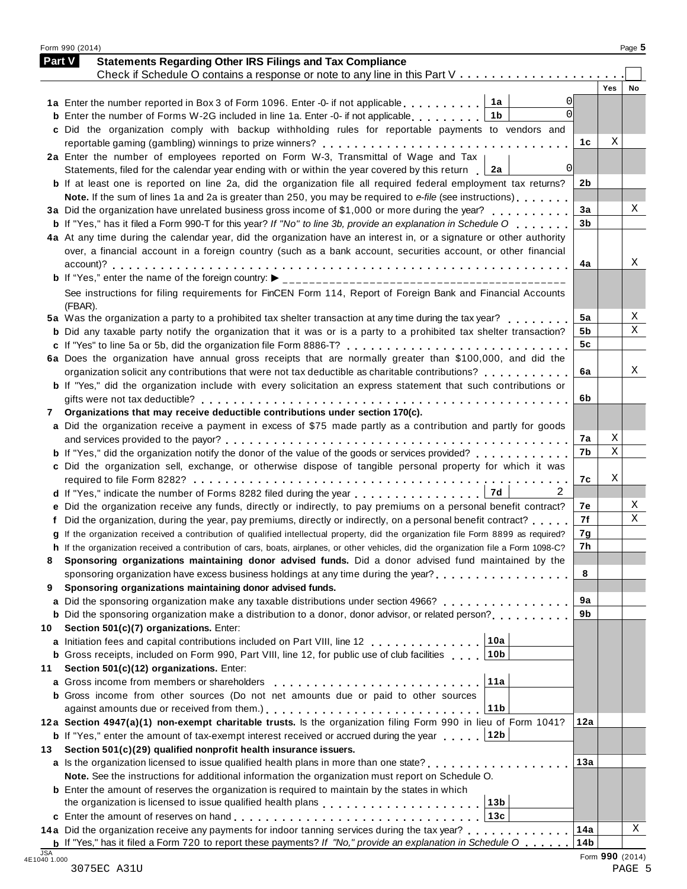## Part V Statements Regarding Other IRS Filings and Tax Compliance

Check if Schedule O contains a response or note to any line in this Part V . . . . . . . . . . . . . . . . . . . . . . ☐

| | | | | Yes | No |
|---|---|---|---|---|---|
| **1a** | Enter the number reported in Box 3 of Form 1096. Enter -0- if not applicable | 1a | 0 | | |
| **b** | Enter the number of Forms W-2G included in line 1a. Enter -0- if not applicable | 1b | 0 | | |
| **c** | Did the organization comply with backup withholding rules for reportable payments to vendors and reportable gaming (gambling) winnings to prize winners? | 1c | | X | |
| **2a** | Enter the number of employees reported on Form W-3, Transmittal of Wage and Tax Statements, filed for the calendar year ending with or within the year covered by this return | 2a | 0 | | |
| **b** | If at least one is reported on line 2a, did the organization file all required federal employment tax returns? | 2b | | | |
| | **Note.** If the sum of lines 1a and 2a is greater than 250, you may be required to *e-file* (see instructions) | | | | |
| **3a** | Did the organization have unrelated business gross income of $1,000 or more during the year? | 3a | | | X |
| **b** | If "Yes," has it filed a Form 990-T for this year? *If "No" to line 3b, provide an explanation in Schedule O* | 3b | | | |
| **4a** | At any time during the calendar year, did the organization have an interest in, or a signature or other authority over, a financial account in a foreign country (such as a bank account, securities account, or other financial account)? | 4a | | | X |
| **b** | If "Yes," enter the name of the foreign country: ▶ | | | | |
| | See instructions for filing requirements for FinCEN Form 114, Report of Foreign Bank and Financial Accounts (FBAR). | | | | |
| **5a** | Was the organization a party to a prohibited tax shelter transaction at any time during the tax year? | 5a | | | X |
| **b** | Did any taxable party notify the organization that it was or is a party to a prohibited tax shelter transaction? | 5b | | | X |
| **c** | If "Yes" to line 5a or 5b, did the organization file Form 8886-T? | 5c | | | |
| **6a** | Does the organization have annual gross receipts that are normally greater than $100,000, and did the organization solicit any contributions that were not tax deductible as charitable contributions? | 6a | | | X |
| **b** | If "Yes," did the organization include with every solicitation an express statement that such contributions or gifts were not tax deductible? | 6b | | | |
| **7** | **Organizations that may receive deductible contributions under section 170(c).** | | | | |
| **a** | Did the organization receive a payment in excess of $75 made partly as a contribution and partly for goods and services provided to the payor? | 7a | | X | |
| **b** | If "Yes," did the organization notify the donor of the value of the goods or services provided? | 7b | | X | |
| **c** | Did the organization sell, exchange, or otherwise dispose of tangible personal property for which it was required to file Form 8282? | 7c | | X | |
| **d** | If "Yes," indicate the number of Forms 8282 filed during the year | 7d | 2 | | |
| **e** | Did the organization receive any funds, directly or indirectly, to pay premiums on a personal benefit contract? | 7e | | | X |
| **f** | Did the organization, during the year, pay premiums, directly or indirectly, on a personal benefit contract? | 7f | | | X |
| **g** | If the organization received a contribution of qualified intellectual property, did the organization file Form 8899 as required? | 7g | | | |
| **h** | If the organization received a contribution of cars, boats, airplanes, or other vehicles, did the organization file a Form 1098-C? | 7h | | | |
| **8** | **Sponsoring organizations maintaining donor advised funds.** Did a donor advised fund maintained by the sponsoring organization have excess business holdings at any time during the year? | 8 | | | |
| **9** | **Sponsoring organizations maintaining donor advised funds.** | | | | |
| **a** | Did the sponsoring organization make any taxable distributions under section 4966? | 9a | | | |
| **b** | Did the sponsoring organization make a distribution to a donor, donor advisor, or related person? | 9b | | | |
| **10** | **Section 501(c)(7) organizations.** Enter: | | | | |
| **a** | Initiation fees and capital contributions included on Part VIII, line 12 | 10a | | | |
| **b** | Gross receipts, included on Form 990, Part VIII, line 12, for public use of club facilities | 10b | | | |
| **11** | **Section 501(c)(12) organizations.** Enter: | | | | |
| **a** | Gross income from members or shareholders | 11a | | | |
| **b** | Gross income from other sources (Do not net amounts due or paid to other sources against amounts due or received from them.) | 11b | | | |
| **12a** | **Section 4947(a)(1) non-exempt charitable trusts.** Is the organization filing Form 990 in lieu of Form 1041? | 12a | | | |
| **b** | If "Yes," enter the amount of tax-exempt interest received or accrued during the year | 12b | | | |
| **13** | **Section 501(c)(29) qualified nonprofit health insurance issuers.** | | | | |
| **a** | Is the organization licensed to issue qualified health plans in more than one state? | 13a | | | |
| | **Note.** See the instructions for additional information the organization must report on Schedule O. | | | | |
| **b** | Enter the amount of reserves the organization is required to maintain by the states in which the organization is licensed to issue qualified health plans | 13b | | | |
| **c** | Enter the amount of reserves on hand | 13c | | | |
| **14a** | Did the organization receive any payments for indoor tanning services during the tax year? | 14a | | | X |
| **b** | If "Yes," has it filed a Form 720 to report these payments? *If "No," provide an explanation in Schedule O* | 14b | | | |

Form **990** (2014)

3075EC A31U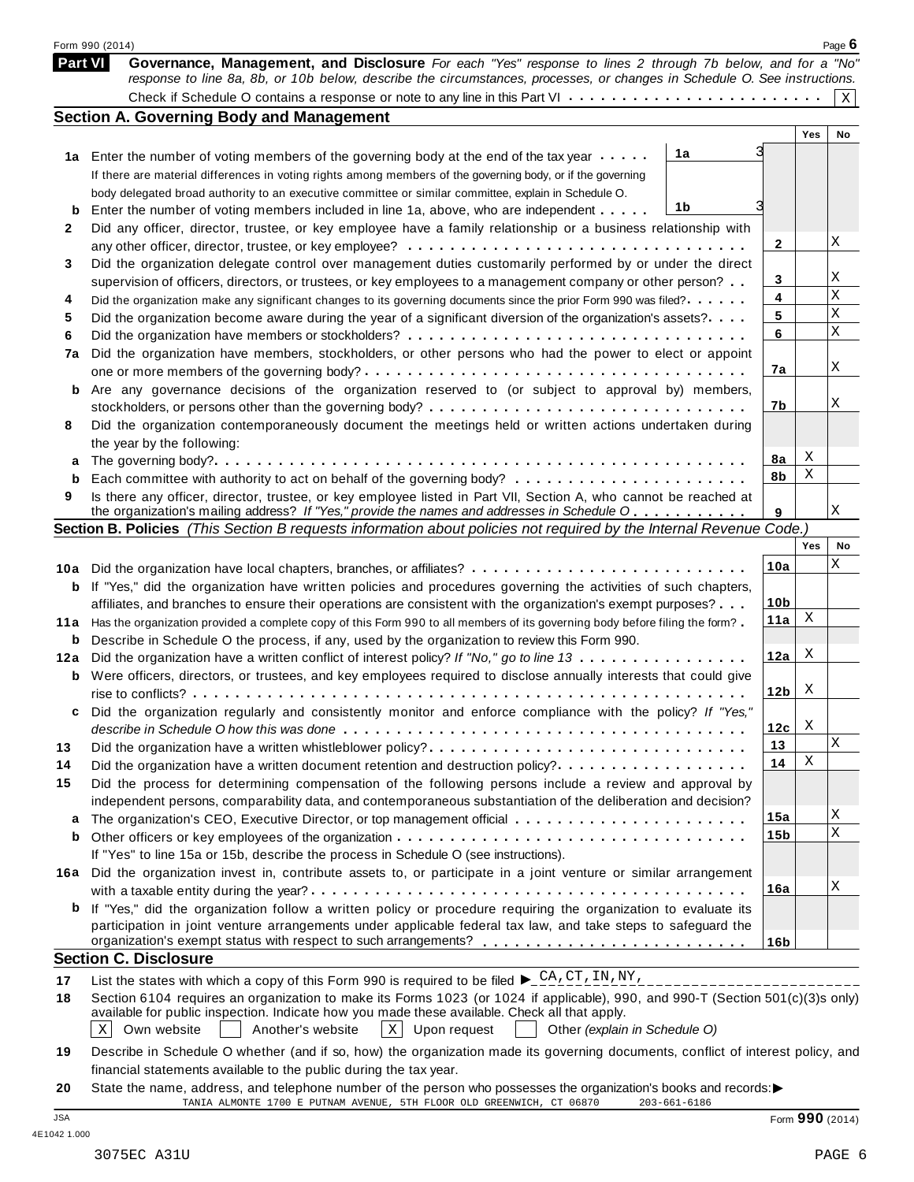## Part VI Governance, Management, and Disclosure

*For each "Yes" response to lines 2 through 7b below, and for a "No" response to line 8a, 8b, or 10b below, describe the circumstances, processes, or changes in Schedule O. See instructions.*

Check if Schedule O contains a response or note to any line in this Part VI . . . . . . . . . . . . . . . . . . . . . . . . [X]

### Section A. Governing Body and Management

| | | | | Yes | No |
|---|---|---|---|---|---|
| 1a | Enter the number of voting members of the governing body at the end of the tax year . . . . . If there are material differences in voting rights among members of the governing body, or if the governing body delegated broad authority to an executive committee or similar committee, explain in Schedule O. | 1a | 3 | | |
| b | Enter the number of voting members included in line 1a, above, who are independent . . . . . | 1b | 3 | | |
| 2 | Did any officer, director, trustee, or key employee have a family relationship or a business relationship with any other officer, director, trustee, or key employee? | 2 | | | X |
| 3 | Did the organization delegate control over management duties customarily performed by or under the direct supervision of officers, directors, or trustees, or key employees to a management company or other person? | 3 | | | X |
| 4 | Did the organization make any significant changes to its governing documents since the prior Form 990 was filed? | 4 | | | X |
| 5 | Did the organization become aware during the year of a significant diversion of the organization's assets? | 5 | | | X |
| 6 | Did the organization have members or stockholders? | 6 | | | X |
| 7a | Did the organization have members, stockholders, or other persons who had the power to elect or appoint one or more members of the governing body? | 7a | | | X |
| b | Are any governance decisions of the organization reserved to (or subject to approval by) members, stockholders, or persons other than the governing body? | 7b | | | X |
| 8 | Did the organization contemporaneously document the meetings held or written actions undertaken during the year by the following: | | | | |
| a | The governing body? | 8a | | X | |
| b | Each committee with authority to act on behalf of the governing body? | 8b | | X | |
| 9 | Is there any officer, director, trustee, or key employee listed in Part VII, Section A, who cannot be reached at the organization's mailing address? *If "Yes," provide the names and addresses in Schedule O* | 9 | | | X |

### Section B. Policies *(This Section B requests information about policies not required by the Internal Revenue Code.)*

| | | | Yes | No |
|---|---|---|---|---|
| 10a | Did the organization have local chapters, branches, or affiliates? | 10a | | X |
| b | If "Yes," did the organization have written policies and procedures governing the activities of such chapters, affiliates, and branches to ensure their operations are consistent with the organization's exempt purposes? | 10b | | |
| 11a | Has the organization provided a complete copy of this Form 990 to all members of its governing body before filing the form? | 11a | X | |
| b | Describe in Schedule O the process, if any, used by the organization to review this Form 990. | | | |
| 12a | Did the organization have a written conflict of interest policy? *If "No," go to line 13* | 12a | X | |
| b | Were officers, directors, or trustees, and key employees required to disclose annually interests that could give rise to conflicts? | 12b | X | |
| c | Did the organization regularly and consistently monitor and enforce compliance with the policy? *If "Yes," describe in Schedule O how this was done* | 12c | X | |
| 13 | Did the organization have a written whistleblower policy? | 13 | | X |
| 14 | Did the organization have a written document retention and destruction policy? | 14 | X | |
| 15 | Did the process for determining compensation of the following persons include a review and approval by independent persons, comparability data, and contemporaneous substantiation of the deliberation and decision? | | | |
| a | The organization's CEO, Executive Director, or top management official | 15a | | X |
| b | Other officers or key employees of the organization | 15b | | X |
| | If "Yes" to line 15a or 15b, describe the process in Schedule O (see instructions). | | | |
| 16a | Did the organization invest in, contribute assets to, or participate in a joint venture or similar arrangement with a taxable entity during the year? | 16a | | X |
| b | If "Yes," did the organization follow a written policy or procedure requiring the organization to evaluate its participation in joint venture arrangements under applicable federal tax law, and take steps to safeguard the organization's exempt status with respect to such arrangements? | 16b | | |

### Section C. Disclosure

17 List the states with which a copy of this Form 990 is required to be filed ► CA,CT,IN,NY,

18 Section 6104 requires an organization to make its Forms 1023 (or 1024 if applicable), 990, and 990-T (Section 501(c)(3)s only) available for public inspection. Indicate how you made these available. Check all that apply.

[X] Own website [ ] Another's website [X] Upon request [ ] Other *(explain in Schedule O)*

19 Describe in Schedule O whether (and if so, how) the organization made its governing documents, conflict of interest policy, and financial statements available to the public during the tax year.

20 State the name, address, and telephone number of the person who possesses the organization's books and records:►

TANIA ALMONTE 1700 E PUTNAM AVENUE, 5TH FLOOR OLD GREENWICH, CT 06870 203-661-6186

Form **990** (2014)

JSA
4E1042 1.000

3075EC A31U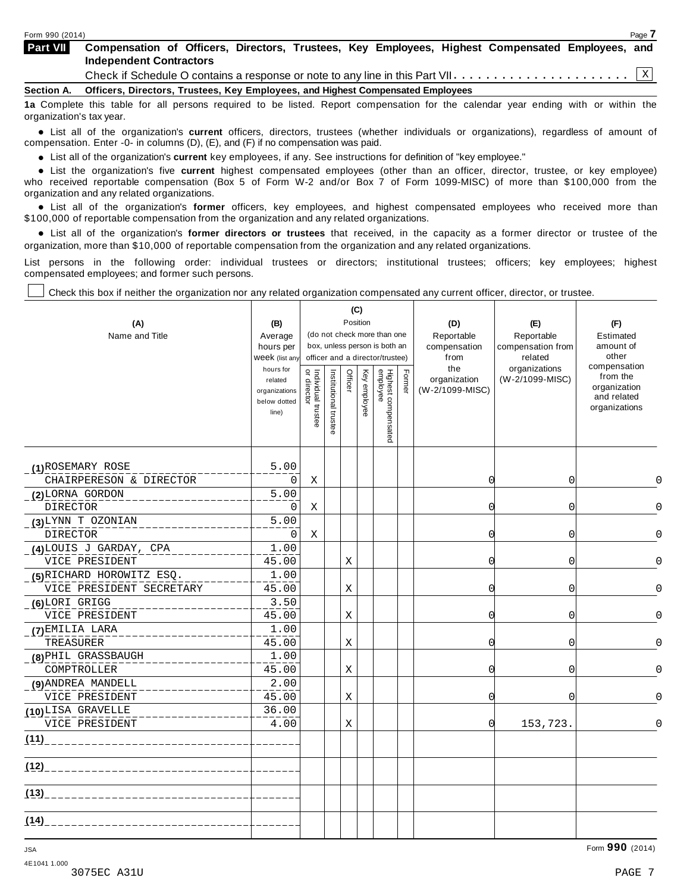## Part VII Compensation of Officers, Directors, Trustees, Key Employees, Highest Compensated Employees, and Independent Contractors

Check if Schedule O contains a response or note to any line in this Part VII . . . . . . . . . . . . . . . . . . . . . . [X]

**Section A. Officers, Directors, Trustees, Key Employees, and Highest Compensated Employees**

**1a** Complete this table for all persons required to be listed. Report compensation for the calendar year ending with or within the organization's tax year.

- List all of the organization's **current** officers, directors, trustees (whether individuals or organizations), regardless of amount of compensation. Enter -0- in columns (D), (E), and (F) if no compensation was paid.
- List all of the organization's **current** key employees, if any. See instructions for definition of "key employee."
- List the organization's five **current** highest compensated employees (other than an officer, director, trustee, or key employee) who received reportable compensation (Box 5 of Form W-2 and/or Box 7 of Form 1099-MISC) of more than $100,000 from the organization and any related organizations.
- List all of the organization's **former** officers, key employees, and highest compensated employees who received more than $100,000 of reportable compensation from the organization and any related organizations.
- List all of the organization's **former directors or trustees** that received, in the capacity as a former director or trustee of the organization, more than $10,000 of reportable compensation from the organization and any related organizations.

List persons in the following order: individual trustees or directors; institutional trustees; officers; key employees; highest compensated employees; and former such persons.

[ ] Check this box if neither the organization nor any related organization compensated any current officer, director, or trustee.

| (A) Name and Title | (B) Average hours per week (list any hours for related organizations below dotted line) | (C) Position (do not check more than one box, unless person is both an officer and a director/trustee): Individual trustee or director | Institutional trustee | Officer | Key employee | Highest compensated employee | Former | (D) Reportable compensation from the organization (W-2/1099-MISC) | (E) Reportable compensation from related organizations (W-2/1099-MISC) | (F) Estimated amount of other compensation from the organization and related organizations |
|---|---|---|---|---|---|---|---|---|---|---|
| (1) ROSEMARY ROSE<br>CHAIRPERESON & DIRECTOR | 5.00<br>0 | X | | | | | | 0 | 0 | 0 |
| (2) LORNA GORDON<br>DIRECTOR | 5.00<br>0 | X | | | | | | 0 | 0 | 0 |
| (3) LYNN T OZONIAN<br>DIRECTOR | 5.00<br>0 | X | | | | | | 0 | 0 | 0 |
| (4) LOUIS J GARDAY, CPA<br>VICE PRESIDENT | 1.00<br>45.00 | | | X | | | | 0 | 0 | 0 |
| (5) RICHARD HOROWITZ ESQ.<br>VICE PRESIDENT SECRETARY | 1.00<br>45.00 | | | X | | | | 0 | 0 | 0 |
| (6) LORI GRIGG<br>VICE PRESIDENT | 3.50<br>45.00 | | | X | | | | 0 | 0 | 0 |
| (7) EMILIA LARA<br>TREASURER | 1.00<br>45.00 | | | X | | | | 0 | 0 | 0 |
| (8) PHIL GRASSBAUGH<br>COMPTROLLER | 1.00<br>45.00 | | | X | | | | 0 | 0 | 0 |
| (9) ANDREA MANDELL<br>VICE PRESIDENT | 2.00<br>45.00 | | | X | | | | 0 | 0 | 0 |
| (10) LISA GRAVELLE<br>VICE PRESIDENT | 36.00<br>4.00 | | | X | | | | 0 | 153,723. | 0 |
| (11) | | | | | | | | | | |
| (12) | | | | | | | | | | |
| (13) | | | | | | | | | | |
| (14) | | | | | | | | | | |

JSA
4E1041 1.000
3075EC A31U

Form **990** (2014)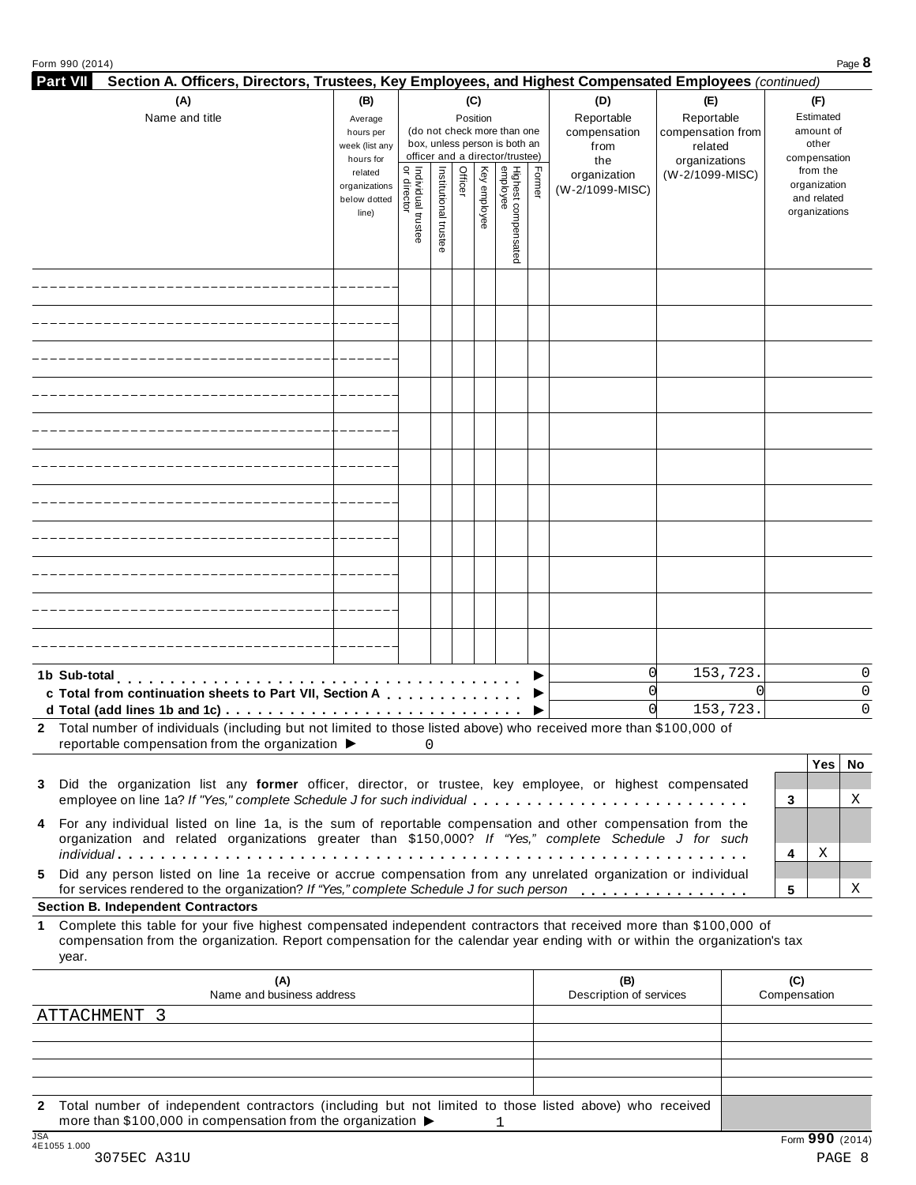## Part VII Section A. Officers, Directors, Trustees, Key Employees, and Highest Compensated Employees *(continued)*

| (A) Name and title | (B) Average hours per week (list any hours for related organizations below dotted line) | (C) Position (do not check more than one box, unless person is both an officer and a director/trustee) | | | | | | (D) Reportable compensation from the organization (W-2/1099-MISC) | (E) Reportable compensation from related organizations (W-2/1099-MISC) | (F) Estimated amount of other compensation from the organization and related organizations |
|---|---|---|---|---|---|---|---|---|---|---|
| | | Individual trustee or director | Institutional trustee | Officer | Key employee | Highest compensated employee | Former | | | |
| | | | | | | | | | | |
| | | | | | | | | | | |
| | | | | | | | | | | |
| | | | | | | | | | | |
| | | | | | | | | | | |
| | | | | | | | | | | |
| | | | | | | | | | | |
| | | | | | | | | | | |
| | | | | | | | | | | |
| | | | | | | | | | | |
| | | | | | | | | | | |
| **1b Sub-total** ▶ | | | | | | | | 0 | 153,723. | 0 |
| **c Total from continuation sheets to Part VII, Section A** ▶ | | | | | | | | 0 | 0 | 0 |
| **d Total (add lines 1b and 1c)** ▶ | | | | | | | | 0 | 153,723. | 0 |

**2** Total number of individuals (including but not limited to those listed above) who received more than $100,000 of reportable compensation from the organization ▶ 0

| | | Yes | No |
|---|---|---|---|
| **3** Did the organization list any **former** officer, director, or trustee, key employee, or highest compensated employee on line 1a? *If "Yes," complete Schedule J for such individual* | 3 | | X |
| **4** For any individual listed on line 1a, is the sum of reportable compensation and other compensation from the organization and related organizations greater than $150,000? *If "Yes," complete Schedule J for such individual* | 4 | X | |
| **5** Did any person listed on line 1a receive or accrue compensation from any unrelated organization or individual for services rendered to the organization? *If "Yes," complete Schedule J for such person* | 5 | | X |

### Section B. Independent Contractors

**1** Complete this table for your five highest compensated independent contractors that received more than $100,000 of compensation from the organization. Report compensation for the calendar year ending with or within the organization's tax year.

| (A) Name and business address | (B) Description of services | (C) Compensation |
|---|---|---|
| ATTACHMENT 3 | | |
| | | |
| | | |
| | | |
| | | |

**2** Total number of independent contractors (including but not limited to those listed above) who received more than $100,000 in compensation from the organization ▶ 1

Form **990** (2014)

3075EC A31U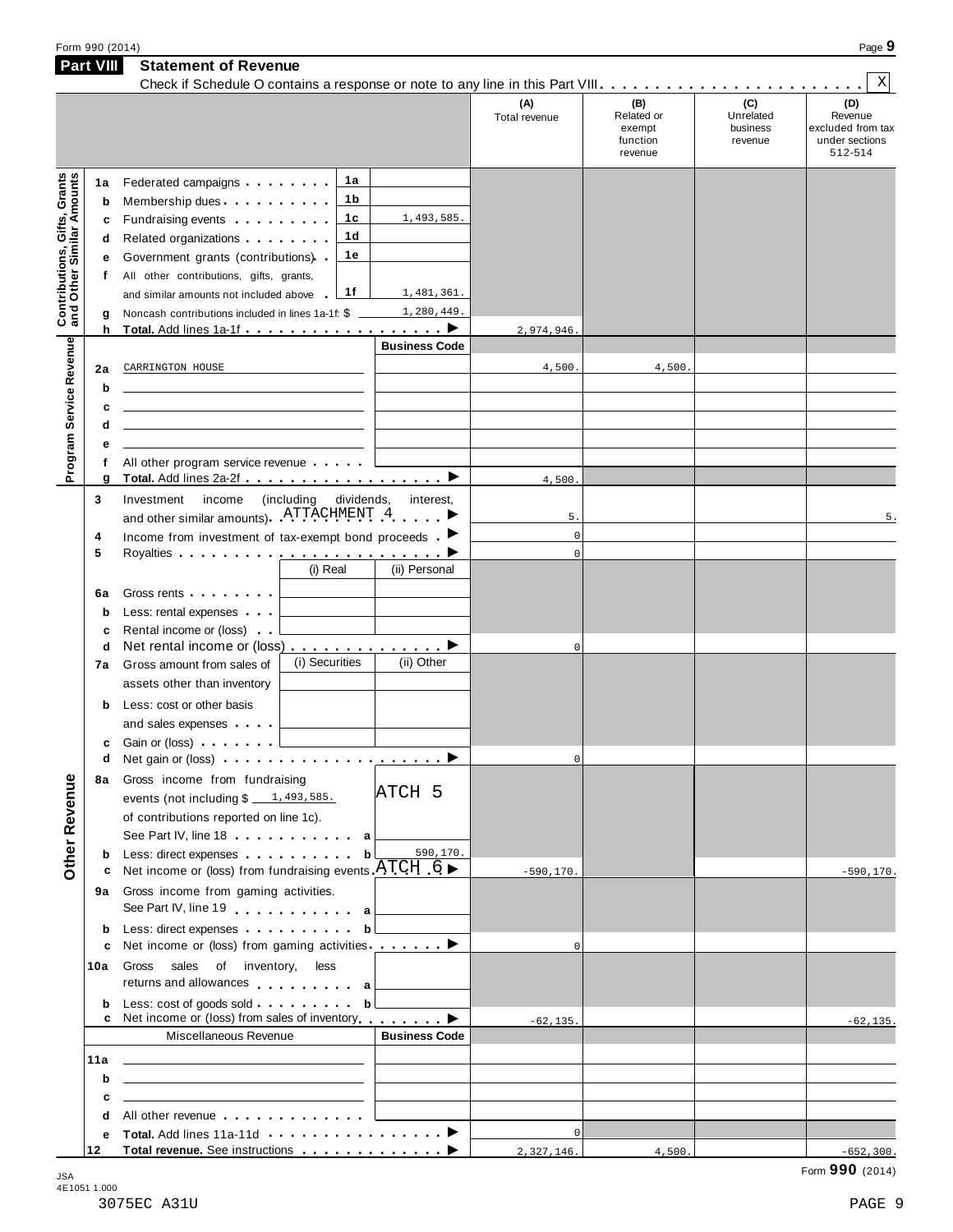Form 990 (2014) Page **9**

## Part VIII Statement of Revenue

Check if Schedule O contains a response or note to any line in this Part VIII . . . . . . . . . . . . . . . . . . . . . . . X

| | | | (A) Total revenue | (B) Related or exempt function revenue | (C) Unrelated business revenue | (D) Revenue excluded from tax under sections 512-514 |
|---|---|---|---|---|---|---|
| **Contributions, Gifts, Grants and Other Similar Amounts** | | | | | | |
| 1a | Federated campaigns | 1a | | | | |
| b | Membership dues | 1b | | | | |
| c | Fundraising events | 1c 1,493,585. | | | | |
| d | Related organizations | 1d | | | | |
| e | Government grants (contributions) | 1e | | | | |
| f | All other contributions, gifts, grants, and similar amounts not included above | 1f 1,481,361. | | | | |
| g | Noncash contributions included in lines 1a-1f: $ 1,280,449. | | | | | |
| h | **Total.** Add lines 1a-1f ▶ | | 2,974,946. | | | |
| **Program Service Revenue** | | **Business Code** | | | | |
| 2a | CARRINGTON HOUSE | | 4,500. | 4,500. | | |
| b | | | | | | |
| c | | | | | | |
| d | | | | | | |
| e | | | | | | |
| f | All other program service revenue | | | | | |
| g | **Total.** Add lines 2a-2f ▶ | | 4,500. | | | |
| **Other Revenue** | | | | | | |
| 3 | Investment income (including dividends, interest, and other similar amounts) ATTACHMENT 4 ▶ | | 5. | | | 5. |
| 4 | Income from investment of tax-exempt bond proceeds ▶ | | 0 | | | |
| 5 | Royalties ▶ | | 0 | | | |
| | | (i) Real / (ii) Personal | | | | |
| 6a | Gross rents | | | | | |
| b | Less: rental expenses | | | | | |
| c | Rental income or (loss) | | | | | |
| d | Net rental income or (loss) ▶ | | 0 | | | |
| 7a | Gross amount from sales of assets other than inventory | (i) Securities / (ii) Other | | | | |
| b | Less: cost or other basis and sales expenses | | | | | |
| c | Gain or (loss) | | | | | |
| d | Net gain or (loss) ▶ | | 0 | | | |
| 8a | Gross income from fundraising events (not including $ 1,493,585. of contributions reported on line 1c). See Part IV, line 18 | a ATCH 5 | | | | |
| b | Less: direct expenses | b 590,170. | | | | |
| c | Net income or (loss) from fundraising events ATCH 6 ▶ | | -590,170. | | | -590,170. |
| 9a | Gross income from gaming activities. See Part IV, line 19 | a | | | | |
| b | Less: direct expenses | b | | | | |
| c | Net income or (loss) from gaming activities ▶ | | 0 | | | |
| 10a | Gross sales of inventory, less returns and allowances | a | | | | |
| b | Less: cost of goods sold | b | | | | |
| c | Net income or (loss) from sales of inventory ▶ | | -62,135. | | | -62,135. |
| | Miscellaneous Revenue | **Business Code** | | | | |
| 11a | | | | | | |
| b | | | | | | |
| c | | | | | | |
| d | All other revenue | | | | | |
| e | **Total.** Add lines 11a-11d ▶ | | 0 | | | |
| 12 | **Total revenue.** See instructions ▶ | | 2,327,146. | 4,500. | | -652,300. |

Form **990** (2014)

JSA 4E1051 1.000

3075EC A31U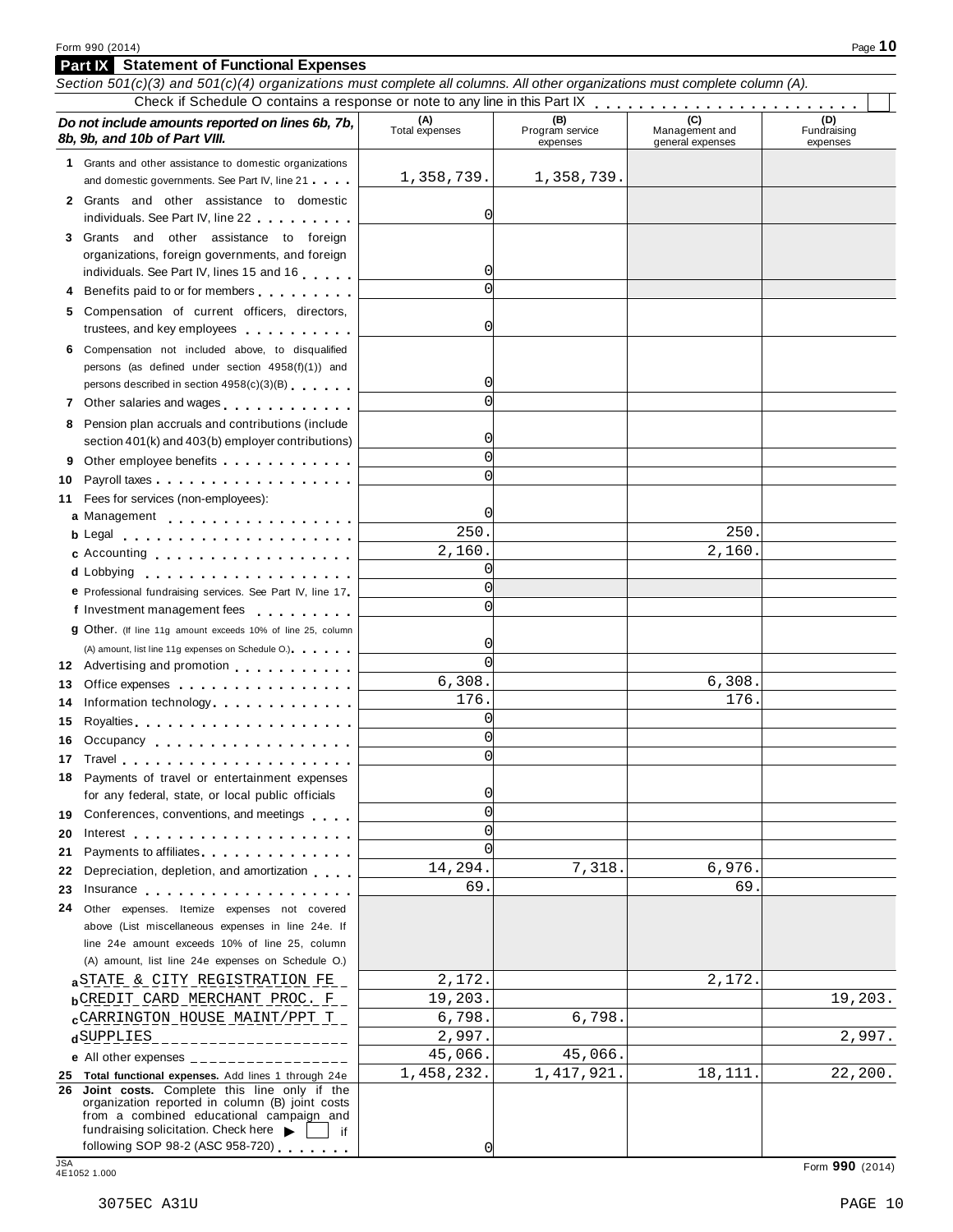Form 990 (2014)

## Part IX Statement of Functional Expenses

*Section 501(c)(3) and 501(c)(4) organizations must complete all columns. All other organizations must complete column (A).*

Check if Schedule O contains a response or note to any line in this Part IX . . . . . . . . . . . . . . . . . . . . . . . . ☐

| ***Do not include amounts reported on lines 6b, 7b, 8b, 9b, and 10b of Part VIII.*** | (A) Total expenses | (B) Program service expenses | (C) Management and general expenses | (D) Fundraising expenses |
|---|---|---|---|---|
| **1** Grants and other assistance to domestic organizations and domestic governments. See Part IV, line 21 | 1,358,739. | 1,358,739. | | |
| **2** Grants and other assistance to domestic individuals. See Part IV, line 22 | 0 | | | |
| **3** Grants and other assistance to foreign organizations, foreign governments, and foreign individuals. See Part IV, lines 15 and 16 | 0 | | | |
| **4** Benefits paid to or for members | 0 | | | |
| **5** Compensation of current officers, directors, trustees, and key employees | 0 | | | |
| **6** Compensation not included above, to disqualified persons (as defined under section 4958(f)(1)) and persons described in section 4958(c)(3)(B) | 0 | | | |
| **7** Other salaries and wages | 0 | | | |
| **8** Pension plan accruals and contributions (include section 401(k) and 403(b) employer contributions) | 0 | | | |
| **9** Other employee benefits | 0 | | | |
| **10** Payroll taxes | 0 | | | |
| **11** Fees for services (non-employees): | | | | |
| **a** Management | 0 | | | |
| **b** Legal | 250. | | 250. | |
| **c** Accounting | 2,160. | | 2,160. | |
| **d** Lobbying | 0 | | | |
| **e** Professional fundraising services. See Part IV, line 17 | 0 | | | |
| **f** Investment management fees | 0 | | | |
| **g** Other. (If line 11g amount exceeds 10% of line 25, column (A) amount, list line 11g expenses on Schedule O.) | 0 | | | |
| **12** Advertising and promotion | 0 | | | |
| **13** Office expenses | 6,308. | | 6,308. | |
| **14** Information technology | 176. | | 176. | |
| **15** Royalties | 0 | | | |
| **16** Occupancy | 0 | | | |
| **17** Travel | 0 | | | |
| **18** Payments of travel or entertainment expenses for any federal, state, or local public officials | 0 | | | |
| **19** Conferences, conventions, and meetings | 0 | | | |
| **20** Interest | 0 | | | |
| **21** Payments to affiliates | 0 | | | |
| **22** Depreciation, depletion, and amortization | 14,294. | 7,318. | 6,976. | |
| **23** Insurance | 69. | | 69. | |
| **24** Other expenses. Itemize expenses not covered above (List miscellaneous expenses in line 24e. If line 24e amount exceeds 10% of line 25, column (A) amount, list line 24e expenses on Schedule O.) | | | | |
| **a** STATE & CITY REGISTRATION FE | 2,172. | | 2,172. | |
| **b** CREDIT CARD MERCHANT PROC. F | 19,203. | | | 19,203. |
| **c** CARRINGTON HOUSE MAINT/PPT T | 6,798. | 6,798. | | |
| **d** SUPPLIES | 2,997. | | | 2,997. |
| **e** All other expenses | 45,066. | 45,066. | | |
| **25 Total functional expenses.** Add lines 1 through 24e | 1,458,232. | 1,417,921. | 18,111. | 22,200. |
| **26 Joint costs.** Complete this line only if the organization reported in column (B) joint costs from a combined educational campaign and fundraising solicitation. Check here ▶ ☐ if following SOP 98-2 (ASC 958-720) | 0 | | | |

JSA 4E1052 1.000

Form **990** (2014)

3075EC A31U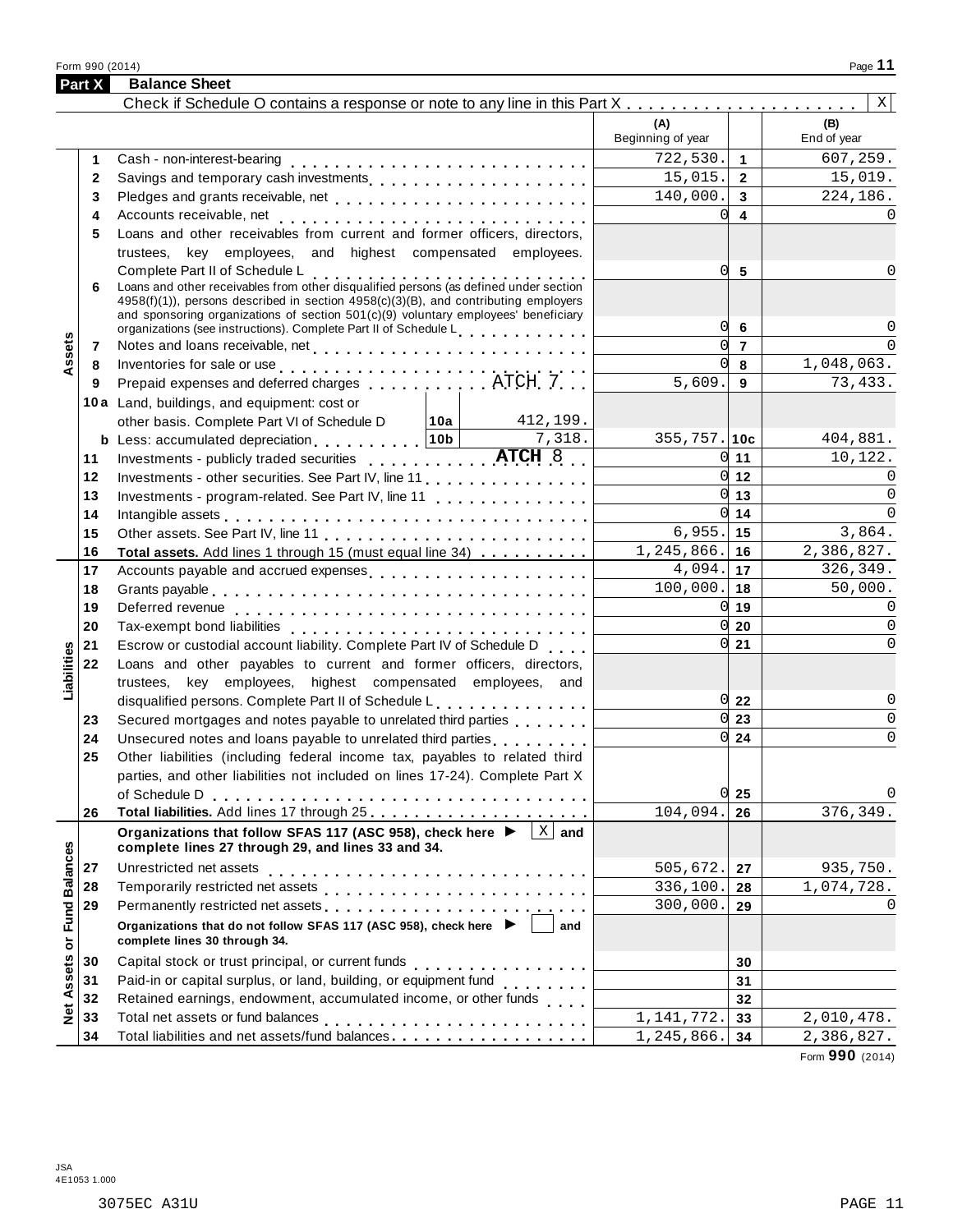Form 990 (2014)

## Part X Balance Sheet

Check if Schedule O contains a response or note to any line in this Part X . . . . . . . . . . . . . . . . . . . . . [X]

| | | | (A) Beginning of year | | (B) End of year |
|---|---|---|---|---|---|
| Assets | 1 | Cash - non-interest-bearing | 722,530. | 1 | 607,259. |
| | 2 | Savings and temporary cash investments | 15,015. | 2 | 15,019. |
| | 3 | Pledges and grants receivable, net | 140,000. | 3 | 224,186. |
| | 4 | Accounts receivable, net | 0 | 4 | 0 |
| | 5 | Loans and other receivables from current and former officers, directors, trustees, key employees, and highest compensated employees. Complete Part II of Schedule L | 0 | 5 | 0 |
| | 6 | Loans and other receivables from other disqualified persons (as defined under section 4958(f)(1)), persons described in section 4958(c)(3)(B), and contributing employers and sponsoring organizations of section 501(c)(9) voluntary employees' beneficiary organizations (see instructions). Complete Part II of Schedule L | 0 | 6 | 0 |
| | 7 | Notes and loans receivable, net | 0 | 7 | 0 |
| | 8 | Inventories for sale or use | 0 | 8 | 1,048,063. |
| | 9 | Prepaid expenses and deferred charges ATCH 7 | 5,609. | 9 | 73,433. |
| | 10a | Land, buildings, and equipment: cost or other basis. Complete Part VI of Schedule D — 10a: 412,199. | | | |
| | b | Less: accumulated depreciation — 10b: 7,318. | 355,757. | 10c | 404,881. |
| | 11 | Investments - publicly traded securities ATCH 8 | 0 | 11 | 10,122. |
| | 12 | Investments - other securities. See Part IV, line 11 | 0 | 12 | 0 |
| | 13 | Investments - program-related. See Part IV, line 11 | 0 | 13 | 0 |
| | 14 | Intangible assets | 0 | 14 | 0 |
| | 15 | Other assets. See Part IV, line 11 | 6,955. | 15 | 3,864. |
| | 16 | **Total assets.** Add lines 1 through 15 (must equal line 34) | 1,245,866. | 16 | 2,386,827. |
| Liabilities | 17 | Accounts payable and accrued expenses | 4,094. | 17 | 326,349. |
| | 18 | Grants payable | 100,000. | 18 | 50,000. |
| | 19 | Deferred revenue | 0 | 19 | 0 |
| | 20 | Tax-exempt bond liabilities | 0 | 20 | 0 |
| | 21 | Escrow or custodial account liability. Complete Part IV of Schedule D | 0 | 21 | 0 |
| | 22 | Loans and other payables to current and former officers, directors, trustees, key employees, highest compensated employees, and disqualified persons. Complete Part II of Schedule L | 0 | 22 | 0 |
| | 23 | Secured mortgages and notes payable to unrelated third parties | 0 | 23 | 0 |
| | 24 | Unsecured notes and loans payable to unrelated third parties | 0 | 24 | 0 |
| | 25 | Other liabilities (including federal income tax, payables to related third parties, and other liabilities not included on lines 17-24). Complete Part X of Schedule D | 0 | 25 | 0 |
| | 26 | **Total liabilities.** Add lines 17 through 25 | 104,094. | 26 | 376,349. |
| Net Assets or Fund Balances | | **Organizations that follow SFAS 117 (ASC 958), check here ▶ [X] and complete lines 27 through 29, and lines 33 and 34.** | | | |
| | 27 | Unrestricted net assets | 505,672. | 27 | 935,750. |
| | 28 | Temporarily restricted net assets | 336,100. | 28 | 1,074,728. |
| | 29 | Permanently restricted net assets | 300,000. | 29 | 0 |
| | | **Organizations that do not follow SFAS 117 (ASC 958), check here ▶ [ ] and complete lines 30 through 34.** | | | |
| | 30 | Capital stock or trust principal, or current funds | | 30 | |
| | 31 | Paid-in or capital surplus, or land, building, or equipment fund | | 31 | |
| | 32 | Retained earnings, endowment, accumulated income, or other funds | | 32 | |
| | 33 | Total net assets or fund balances | 1,141,772. | 33 | 2,010,478. |
| | 34 | Total liabilities and net assets/fund balances | 1,245,866. | 34 | 2,386,827. |

Form **990** (2014)

JSA
4E1053 1.000

3075EC A31U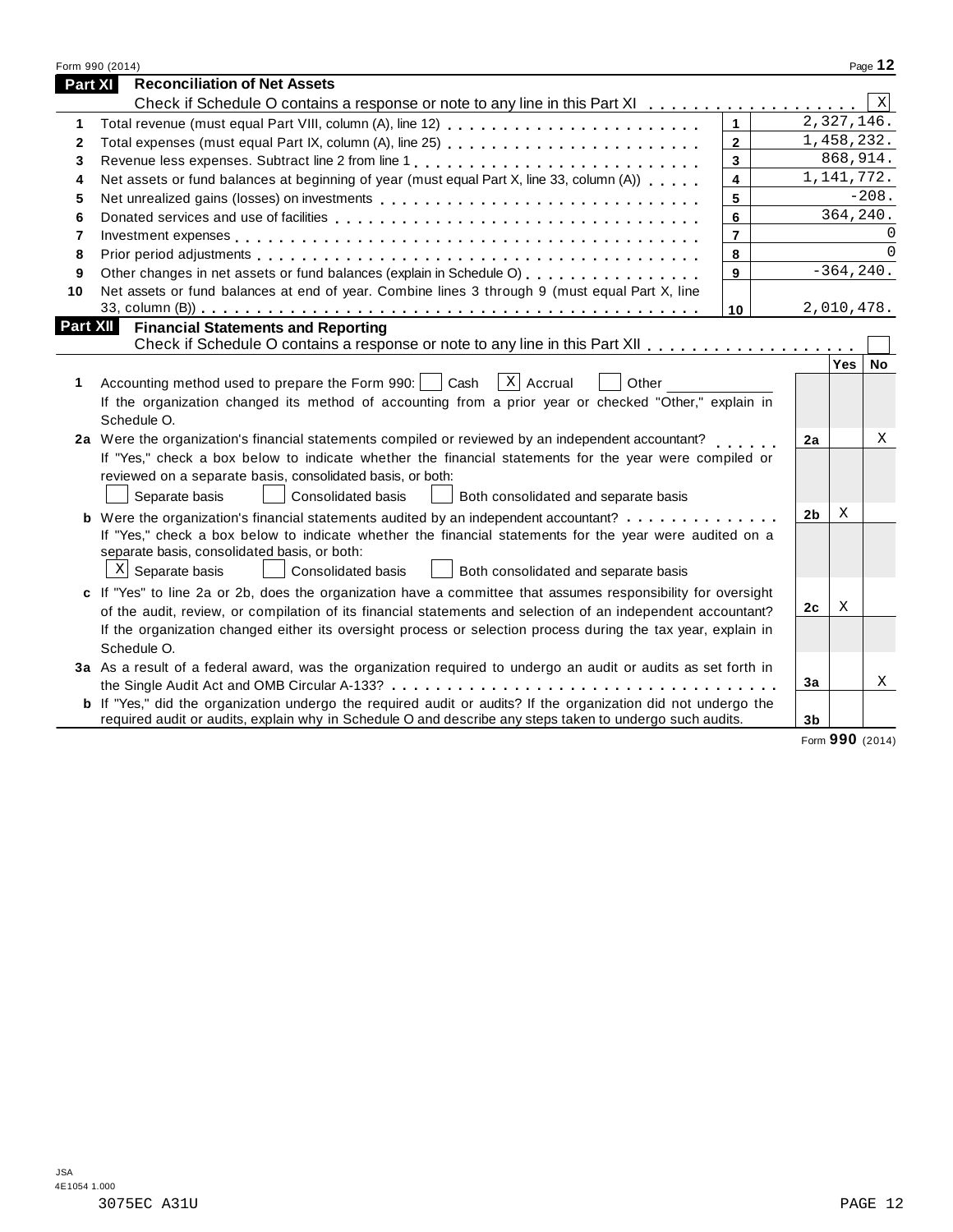## Part XI Reconciliation of Net Assets

Check if Schedule O contains a response or note to any line in this Part XI . . . . . . . . . . . . . . . . . . . [X]

| | | | |
|---|---|---|---|
| 1 | Total revenue (must equal Part VIII, column (A), line 12) | 1 | 2,327,146. |
| 2 | Total expenses (must equal Part IX, column (A), line 25) | 2 | 1,458,232. |
| 3 | Revenue less expenses. Subtract line 2 from line 1 | 3 | 868,914. |
| 4 | Net assets or fund balances at beginning of year (must equal Part X, line 33, column (A)) | 4 | 1,141,772. |
| 5 | Net unrealized gains (losses) on investments | 5 | -208. |
| 6 | Donated services and use of facilities | 6 | 364,240. |
| 7 | Investment expenses | 7 | 0 |
| 8 | Prior period adjustments | 8 | 0 |
| 9 | Other changes in net assets or fund balances (explain in Schedule O) | 9 | -364,240. |
| 10 | Net assets or fund balances at end of year. Combine lines 3 through 9 (must equal Part X, line 33, column (B)) | 10 | 2,010,478. |

## Part XII Financial Statements and Reporting

Check if Schedule O contains a response or note to any line in this Part XII . . . . . . . . . . . . . . . . . . [ ]

| | | | Yes | No |
|---|---|---|---|---|
| 1 | Accounting method used to prepare the Form 990: [ ] Cash [X] Accrual [ ] Other ____<br>If the organization changed its method of accounting from a prior year or checked "Other," explain in Schedule O. | | | |
| 2a | Were the organization's financial statements compiled or reviewed by an independent accountant?<br>If "Yes," check a box below to indicate whether the financial statements for the year were compiled or reviewed on a separate basis, consolidated basis, or both:<br>[ ] Separate basis [ ] Consolidated basis [ ] Both consolidated and separate basis | 2a | | X |
| b | Were the organization's financial statements audited by an independent accountant?<br>If "Yes," check a box below to indicate whether the financial statements for the year were audited on a separate basis, consolidated basis, or both:<br>[X] Separate basis [ ] Consolidated basis [ ] Both consolidated and separate basis | 2b | X | |
| c | If "Yes" to line 2a or 2b, does the organization have a committee that assumes responsibility for oversight of the audit, review, or compilation of its financial statements and selection of an independent accountant?<br>If the organization changed either its oversight process or selection process during the tax year, explain in Schedule O. | 2c | X | |
| 3a | As a result of a federal award, was the organization required to undergo an audit or audits as set forth in the Single Audit Act and OMB Circular A-133? | 3a | | X |
| b | If "Yes," did the organization undergo the required audit or audits? If the organization did not undergo the required audit or audits, explain why in Schedule O and describe any steps taken to undergo such audits. | 3b | | |

Form **990** (2014)

JSA
4E1054 1.000
3075EC A31U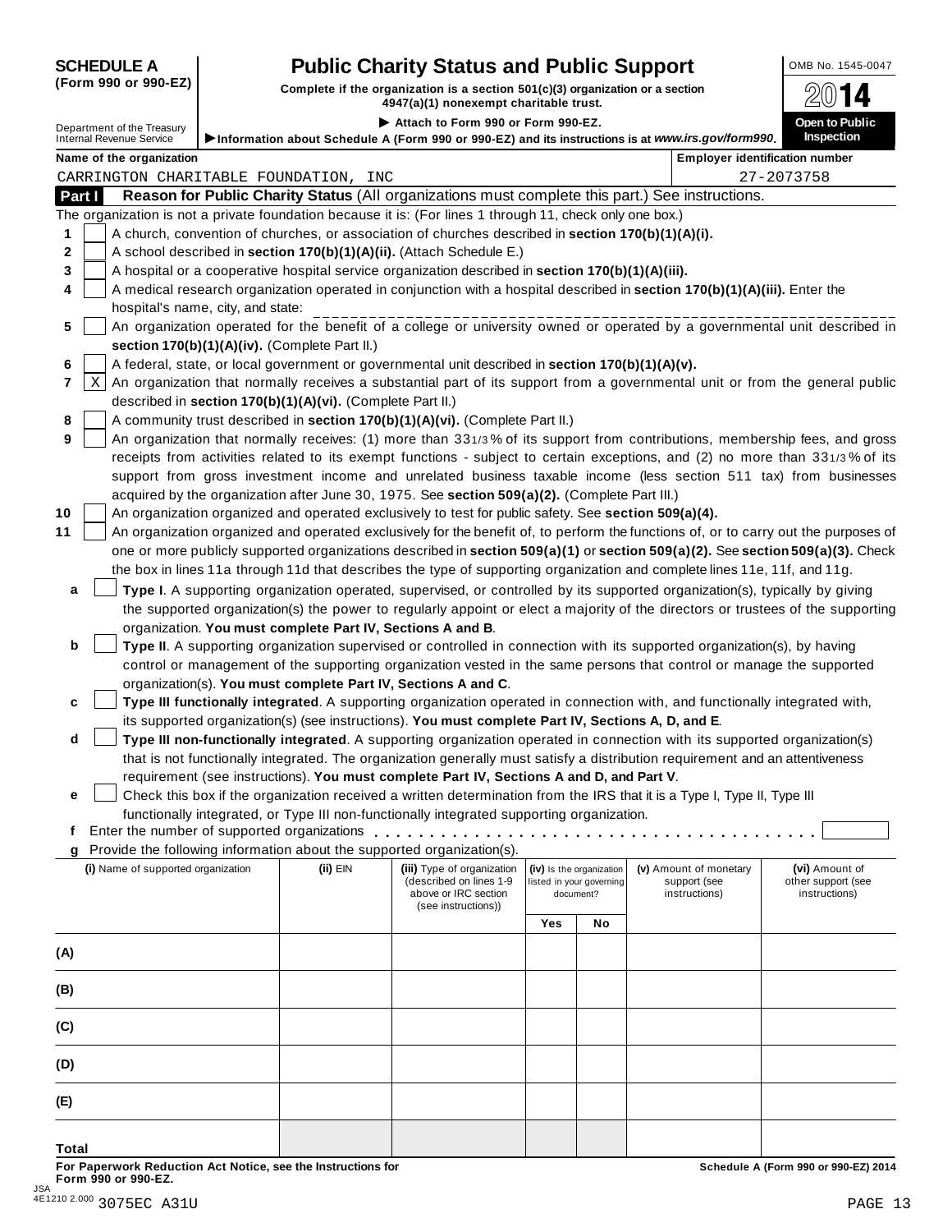**SCHEDULE A (Form 990 or 990-EZ)**

Department of the Treasury
Internal Revenue Service

# Public Charity Status and Public Support

**Complete if the organization is a section 501(c)(3) organization or a section 4947(a)(1) nonexempt charitable trust.**

▶ **Attach to Form 990 or Form 990-EZ.**

▶ **Information about Schedule A (Form 990 or 990-EZ) and its instructions is at *www.irs.gov/form990*.**

OMB No. 1545-0047

**2014**

**Open to Public Inspection**

**Name of the organization:** CARRINGTON CHARITABLE FOUNDATION, INC

**Employer identification number:** 27-2073758

## Part I — Reason for Public Charity Status (All organizations must complete this part.) See instructions.

The organization is not a private foundation because it is: (For lines 1 through 11, check only one box.)

1. [ ] A church, convention of churches, or association of churches described in **section 170(b)(1)(A)(i).**
2. [ ] A school described in **section 170(b)(1)(A)(ii).** (Attach Schedule E.)
3. [ ] A hospital or a cooperative hospital service organization described in **section 170(b)(1)(A)(iii).**
4. [ ] A medical research organization operated in conjunction with a hospital described in **section 170(b)(1)(A)(iii).** Enter the hospital's name, city, and state: ____________
5. [ ] An organization operated for the benefit of a college or university owned or operated by a governmental unit described in **section 170(b)(1)(A)(iv).** (Complete Part II.)
6. [ ] A federal, state, or local government or governmental unit described in **section 170(b)(1)(A)(v).**
7. [X] An organization that normally receives a substantial part of its support from a governmental unit or from the general public described in **section 170(b)(1)(A)(vi).** (Complete Part II.)
8. [ ] A community trust described in **section 170(b)(1)(A)(vi).** (Complete Part II.)
9. [ ] An organization that normally receives: (1) more than 33 1/3 % of its support from contributions, membership fees, and gross receipts from activities related to its exempt functions - subject to certain exceptions, and (2) no more than 33 1/3 % of its support from gross investment income and unrelated business taxable income (less section 511 tax) from businesses acquired by the organization after June 30, 1975. See **section 509(a)(2).** (Complete Part III.)
10. [ ] An organization organized and operated exclusively to test for public safety. See **section 509(a)(4).**
11. [ ] An organization organized and operated exclusively for the benefit of, to perform the functions of, or to carry out the purposes of one or more publicly supported organizations described in **section 509(a)(1)** or **section 509(a)(2).** See **section 509(a)(3).** Check the box in lines 11a through 11d that describes the type of supporting organization and complete lines 11e, 11f, and 11g.
   - **a** [ ] **Type I**. A supporting organization operated, supervised, or controlled by its supported organization(s), typically by giving the supported organization(s) the power to regularly appoint or elect a majority of the directors or trustees of the supporting organization. **You must complete Part IV, Sections A and B**.
   - **b** [ ] **Type II**. A supporting organization supervised or controlled in connection with its supported organization(s), by having control or management of the supporting organization vested in the same persons that control or manage the supported organization(s). **You must complete Part IV, Sections A and C**.
   - **c** [ ] **Type III functionally integrated**. A supporting organization operated in connection with, and functionally integrated with, its supported organization(s) (see instructions). **You must complete Part IV, Sections A, D, and E**.
   - **d** [ ] **Type III non-functionally integrated**. A supporting organization operated in connection with its supported organization(s) that is not functionally integrated. The organization generally must satisfy a distribution requirement and an attentiveness requirement (see instructions). **You must complete Part IV, Sections A and D, and Part V**.
   - **e** [ ] Check this box if the organization received a written determination from the IRS that it is a Type I, Type II, Type III functionally integrated, or Type III non-functionally integrated supporting organization.
   - **f** Enter the number of supported organizations . . . . . . . . . . ____
   - **g** Provide the following information about the supported organization(s).

| (i) Name of supported organization | (ii) EIN | (iii) Type of organization (described on lines 1-9 above or IRC section (see instructions)) | (iv) Is the organization listed in your governing document? | | (v) Amount of monetary support (see instructions) | (vi) Amount of other support (see instructions) |
|---|---|---|---|---|---|---|
| | | | Yes | No | | |
| (A) | | | | | | |
| (B) | | | | | | |
| (C) | | | | | | |
| (D) | | | | | | |
| (E) | | | | | | |
| **Total** | | | | | | |

**For Paperwork Reduction Act Notice, see the Instructions for Form 990 or 990-EZ.**

**Schedule A (Form 990 or 990-EZ) 2014**

JSA 4E1210 2.000 3075EC A31U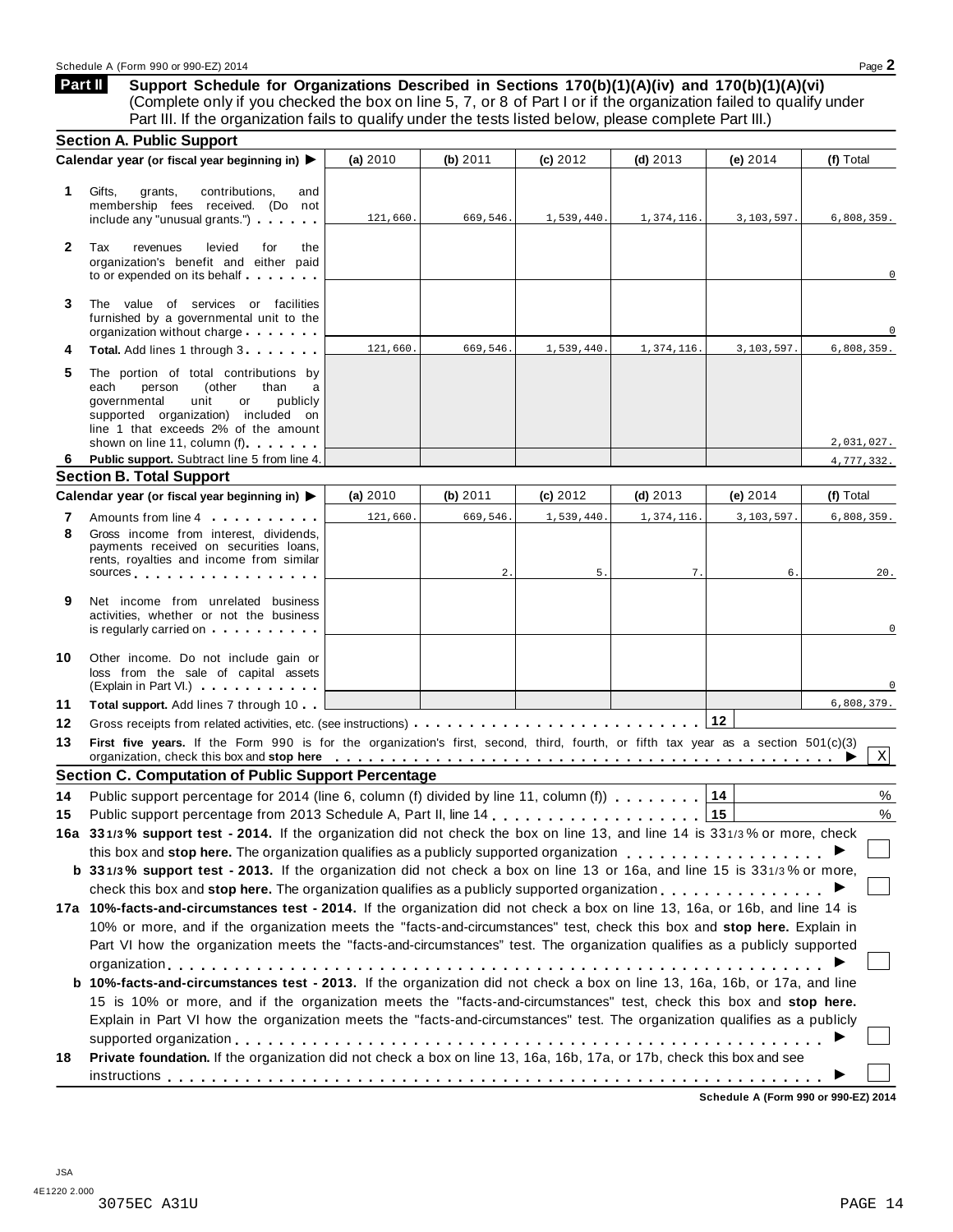**Part II** **Support Schedule for Organizations Described in Sections 170(b)(1)(A)(iv) and 170(b)(1)(A)(vi)** (Complete only if you checked the box on line 5, 7, or 8 of Part I or if the organization failed to qualify under Part III. If the organization fails to qualify under the tests listed below, please complete Part III.)

### Section A. Public Support

| Calendar year (or fiscal year beginning in) ▶ | (a) 2010 | (b) 2011 | (c) 2012 | (d) 2013 | (e) 2014 | (f) Total |
|---|---|---|---|---|---|---|
| **1** Gifts, grants, contributions, and membership fees received. (Do not include any "unusual grants.") | 121,660. | 669,546. | 1,539,440. | 1,374,116. | 3,103,597. | 6,808,359. |
| **2** Tax revenues levied for the organization's benefit and either paid to or expended on its behalf | | | | | | 0 |
| **3** The value of services or facilities furnished by a governmental unit to the organization without charge | | | | | | 0 |
| **4** **Total.** Add lines 1 through 3 | 121,660. | 669,546. | 1,539,440. | 1,374,116. | 3,103,597. | 6,808,359. |
| **5** The portion of total contributions by each person (other than a governmental unit or publicly supported organization) included on line 1 that exceeds 2% of the amount shown on line 11, column (f) | | | | | | 2,031,027. |
| **6** **Public support.** Subtract line 5 from line 4. | | | | | | 4,777,332. |

### Section B. Total Support

| Calendar year (or fiscal year beginning in) ▶ | (a) 2010 | (b) 2011 | (c) 2012 | (d) 2013 | (e) 2014 | (f) Total |
|---|---|---|---|---|---|---|
| **7** Amounts from line 4 | 121,660. | 669,546. | 1,539,440. | 1,374,116. | 3,103,597. | 6,808,359. |
| **8** Gross income from interest, dividends, payments received on securities loans, rents, royalties and income from similar sources | | 2. | 5. | 7. | 6. | 20. |
| **9** Net income from unrelated business activities, whether or not the business is regularly carried on | | | | | | 0 |
| **10** Other income. Do not include gain or loss from the sale of capital assets (Explain in Part VI.) | | | | | | 0 |
| **11** **Total support.** Add lines 7 through 10 | | | | | | 6,808,379. |

**12** Gross receipts from related activities, etc. (see instructions) . . . **12**

**13** **First five years.** If the Form 990 is for the organization's first, second, third, fourth, or fifth tax year as a section 501(c)(3) organization, check this box and **stop here** . . . ▶ [X]

### Section C. Computation of Public Support Percentage

**14** Public support percentage for 2014 (line 6, column (f) divided by line 11, column (f)) . . . **14** %

**15** Public support percentage from 2013 Schedule A, Part II, line 14 . . . **15** %

**16a** **33 1/3% support test - 2014.** If the organization did not check the box on line 13, and line 14 is 33 1/3% or more, check this box and **stop here.** The organization qualifies as a publicly supported organization . . . ▶ [ ]

**b** **33 1/3% support test - 2013.** If the organization did not check a box on line 13 or 16a, and line 15 is 33 1/3% or more, check this box and **stop here.** The organization qualifies as a publicly supported organization . . . ▶ [ ]

**17a** **10%-facts-and-circumstances test - 2014.** If the organization did not check a box on line 13, 16a, or 16b, and line 14 is 10% or more, and if the organization meets the "facts-and-circumstances" test, check this box and **stop here.** Explain in Part VI how the organization meets the "facts-and-circumstances" test. The organization qualifies as a publicly supported organization . . . ▶ [ ]

**b** **10%-facts-and-circumstances test - 2013.** If the organization did not check a box on line 13, 16a, 16b, or 17a, and line 15 is 10% or more, and if the organization meets the "facts-and-circumstances" test, check this box and **stop here.** Explain in Part VI how the organization meets the "facts-and-circumstances" test. The organization qualifies as a publicly supported organization . . . ▶ [ ]

**18** **Private foundation.** If the organization did not check a box on line 13, 16a, 16b, 17a, or 17b, check this box and see instructions . . . ▶ [ ]

**Schedule A (Form 990 or 990-EZ) 2014**

JSA
4E1220 2.000
3075EC A31U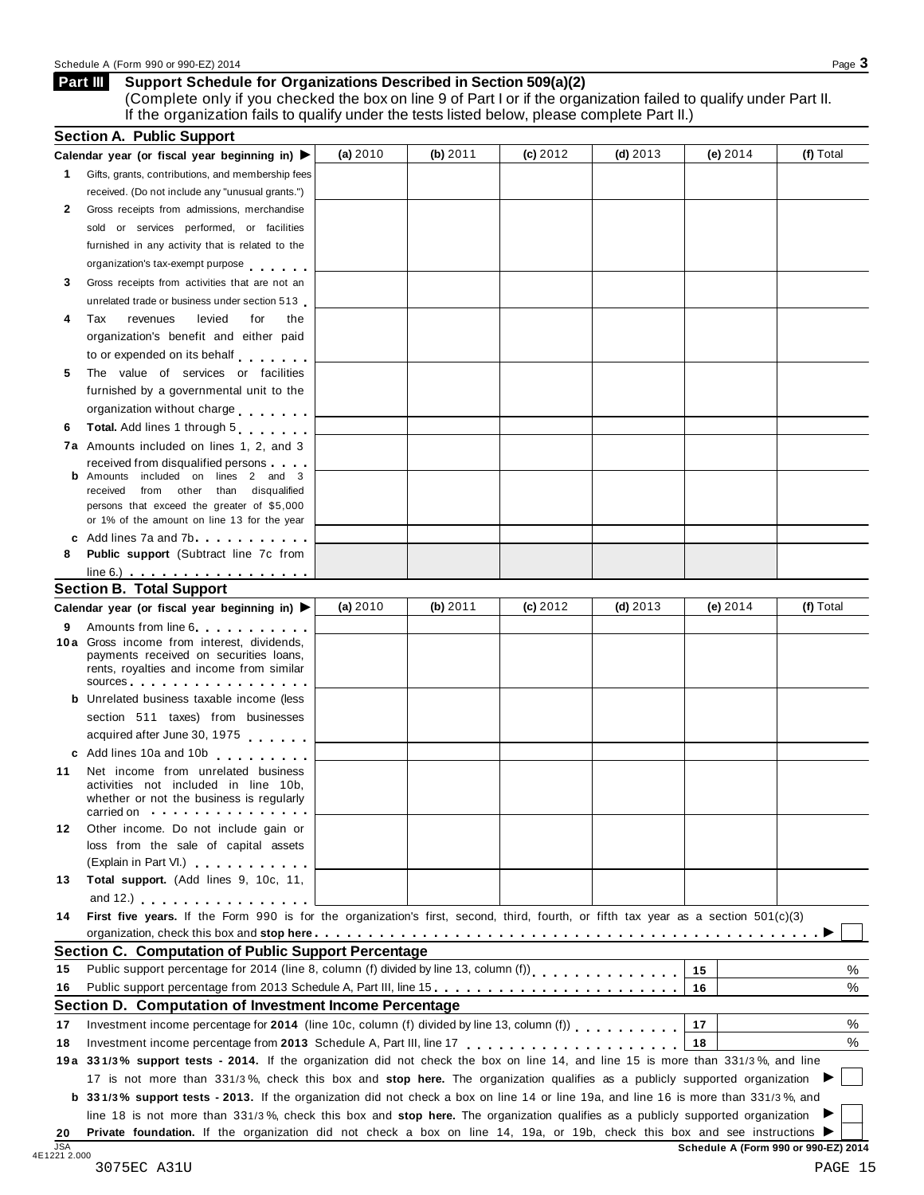## Part III Support Schedule for Organizations Described in Section 509(a)(2)

(Complete only if you checked the box on line 9 of Part I or if the organization failed to qualify under Part II. If the organization fails to qualify under the tests listed below, please complete Part II.)

### Section A. Public Support

| Calendar year (or fiscal year beginning in) ▶ | (a) 2010 | (b) 2011 | (c) 2012 | (d) 2013 | (e) 2014 | (f) Total |
|---|---|---|---|---|---|---|
| 1 Gifts, grants, contributions, and membership fees received. (Do not include any "unusual grants.") | | | | | | |
| 2 Gross receipts from admissions, merchandise sold or services performed, or facilities furnished in any activity that is related to the organization's tax-exempt purpose | | | | | | |
| 3 Gross receipts from activities that are not an unrelated trade or business under section 513 | | | | | | |
| 4 Tax revenues levied for the organization's benefit and either paid to or expended on its behalf | | | | | | |
| 5 The value of services or facilities furnished by a governmental unit to the organization without charge | | | | | | |
| 6 **Total.** Add lines 1 through 5 | | | | | | |
| 7a Amounts included on lines 1, 2, and 3 received from disqualified persons | | | | | | |
| b Amounts included on lines 2 and 3 received from other than disqualified persons that exceed the greater of $5,000 or 1% of the amount on line 13 for the year | | | | | | |
| c Add lines 7a and 7b | | | | | | |
| 8 **Public support** (Subtract line 7c from line 6.) | | | | | | |

### Section B. Total Support

| Calendar year (or fiscal year beginning in) ▶ | (a) 2010 | (b) 2011 | (c) 2012 | (d) 2013 | (e) 2014 | (f) Total |
|---|---|---|---|---|---|---|
| 9 Amounts from line 6 | | | | | | |
| 10a Gross income from interest, dividends, payments received on securities loans, rents, royalties and income from similar sources | | | | | | |
| b Unrelated business taxable income (less section 511 taxes) from businesses acquired after June 30, 1975 | | | | | | |
| c Add lines 10a and 10b | | | | | | |
| 11 Net income from unrelated business activities not included in line 10b, whether or not the business is regularly carried on | | | | | | |
| 12 Other income. Do not include gain or loss from the sale of capital assets (Explain in Part VI.) | | | | | | |
| 13 **Total support.** (Add lines 9, 10c, 11, and 12.) | | | | | | |

14 **First five years.** If the Form 990 is for the organization's first, second, third, fourth, or fifth tax year as a section 501(c)(3) organization, check this box and **stop here** ▶ ☐

### Section C. Computation of Public Support Percentage

| | | | |
|---|---|---|---|
| 15 | Public support percentage for 2014 (line 8, column (f) divided by line 13, column (f)) | 15 | % |
| 16 | Public support percentage from 2013 Schedule A, Part III, line 15 | 16 | % |

### Section D. Computation of Investment Income Percentage

| | | | |
|---|---|---|---|
| 17 | Investment income percentage for **2014** (line 10c, column (f) divided by line 13, column (f)) | 17 | % |
| 18 | Investment income percentage from **2013** Schedule A, Part III, line 17 | 18 | % |

19a **33 1/3% support tests - 2014.** If the organization did not check the box on line 14, and line 15 is more than 33 1/3 %, and line 17 is not more than 33 1/3 %, check this box and **stop here.** The organization qualifies as a publicly supported organization ▶ ☐

b **33 1/3% support tests - 2013.** If the organization did not check a box on line 14 or line 19a, and line 16 is more than 33 1/3 %, and line 18 is not more than 33 1/3 %, check this box and **stop here.** The organization qualifies as a publicly supported organization ▶ ☐

20 **Private foundation.** If the organization did not check a box on line 14, 19a, or 19b, check this box and see instructions ▶ ☐

**Schedule A (Form 990 or 990-EZ) 2014**

3075EC A31U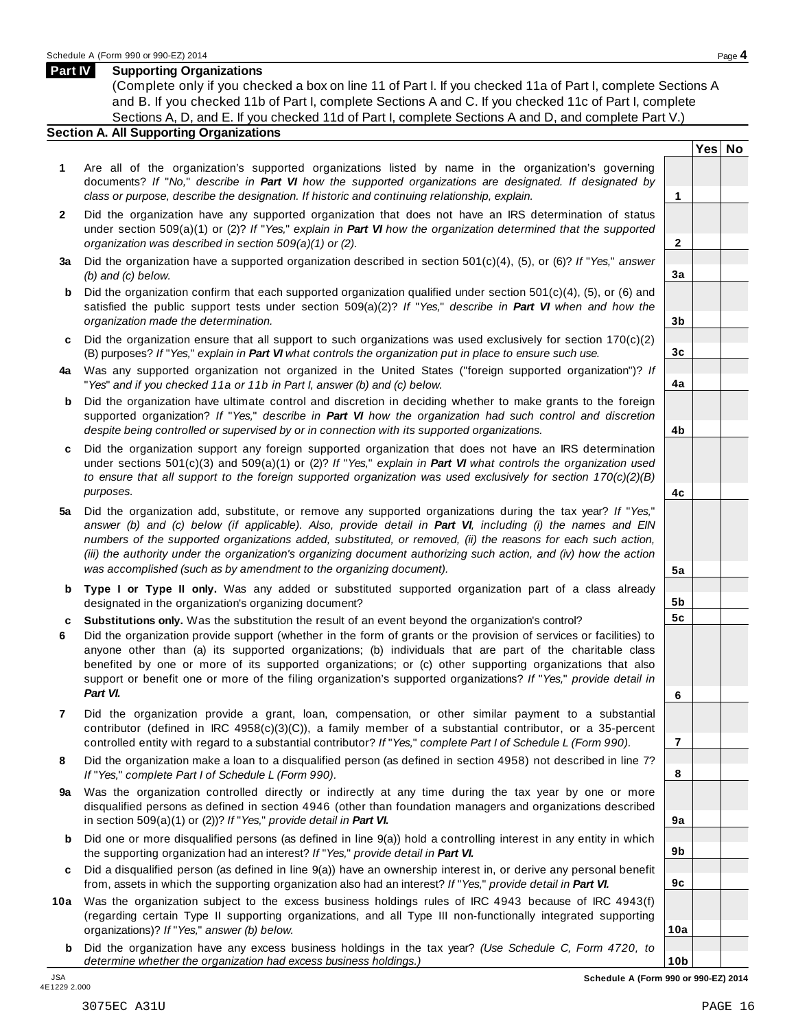## Part IV Supporting Organizations

(Complete only if you checked a box on line 11 of Part I. If you checked 11a of Part I, complete Sections A and B. If you checked 11b of Part I, complete Sections A and C. If you checked 11c of Part I, complete Sections A, D, and E. If you checked 11d of Part I, complete Sections A and D, and complete Part V.)

### Section A. All Supporting Organizations

| | | | Yes | No |
|---|---|---|---|---|
| **1** | Are all of the organization's supported organizations listed by name in the organization's governing documents? *If "No," describe in* ***Part VI*** *how the supported organizations are designated. If designated by class or purpose, describe the designation. If historic and continuing relationship, explain.* | **1** | | |
| **2** | Did the organization have any supported organization that does not have an IRS determination of status under section 509(a)(1) or (2)? *If "Yes," explain in* ***Part VI*** *how the organization determined that the supported organization was described in section 509(a)(1) or (2).* | **2** | | |
| **3a** | Did the organization have a supported organization described in section 501(c)(4), (5), or (6)? *If "Yes," answer (b) and (c) below.* | **3a** | | |
| **b** | Did the organization confirm that each supported organization qualified under section 501(c)(4), (5), or (6) and satisfied the public support tests under section 509(a)(2)? *If "Yes," describe in* ***Part VI*** *when and how the organization made the determination.* | **3b** | | |
| **c** | Did the organization ensure that all support to such organizations was used exclusively for section 170(c)(2)(B) purposes? *If "Yes," explain in* ***Part VI*** *what controls the organization put in place to ensure such use.* | **3c** | | |
| **4a** | Was any supported organization not organized in the United States ("foreign supported organization")? *If "Yes" and if you checked 11a or 11b in Part I, answer (b) and (c) below.* | **4a** | | |
| **b** | Did the organization have ultimate control and discretion in deciding whether to make grants to the foreign supported organization? *If "Yes," describe in* ***Part VI*** *how the organization had such control and discretion despite being controlled or supervised by or in connection with its supported organizations.* | **4b** | | |
| **c** | Did the organization support any foreign supported organization that does not have an IRS determination under sections 501(c)(3) and 509(a)(1) or (2)? *If "Yes," explain in* ***Part VI*** *what controls the organization used to ensure that all support to the foreign supported organization was used exclusively for section 170(c)(2)(B) purposes.* | **4c** | | |
| **5a** | Did the organization add, substitute, or remove any supported organizations during the tax year? *If "Yes," answer (b) and (c) below (if applicable). Also, provide detail in* ***Part VI****, including (i) the names and EIN numbers of the supported organizations added, substituted, or removed, (ii) the reasons for each such action, (iii) the authority under the organization's organizing document authorizing such action, and (iv) how the action was accomplished (such as by amendment to the organizing document).* | **5a** | | |
| **b** | **Type I or Type II only.** Was any added or substituted supported organization part of a class already designated in the organization's organizing document? | **5b** | | |
| **c** | **Substitutions only.** Was the substitution the result of an event beyond the organization's control? | **5c** | | |
| **6** | Did the organization provide support (whether in the form of grants or the provision of services or facilities) to anyone other than (a) its supported organizations; (b) individuals that are part of the charitable class benefited by one or more of its supported organizations; or (c) other supporting organizations that also support or benefit one or more of the filing organization's supported organizations? *If "Yes," provide detail in* ***Part VI.*** | **6** | | |
| **7** | Did the organization provide a grant, loan, compensation, or other similar payment to a substantial contributor (defined in IRC 4958(c)(3)(C)), a family member of a substantial contributor, or a 35-percent controlled entity with regard to a substantial contributor? *If "Yes," complete Part I of Schedule L (Form 990).* | **7** | | |
| **8** | Did the organization make a loan to a disqualified person (as defined in section 4958) not described in line 7? *If "Yes," complete Part I of Schedule L (Form 990).* | **8** | | |
| **9a** | Was the organization controlled directly or indirectly at any time during the tax year by one or more disqualified persons as defined in section 4946 (other than foundation managers and organizations described in section 509(a)(1) or (2))? *If "Yes," provide detail in* ***Part VI.*** | **9a** | | |
| **b** | Did one or more disqualified persons (as defined in line 9(a)) hold a controlling interest in any entity in which the supporting organization had an interest? *If "Yes," provide detail in* ***Part VI.*** | **9b** | | |
| **c** | Did a disqualified person (as defined in line 9(a)) have an ownership interest in, or derive any personal benefit from, assets in which the supporting organization also had an interest? *If "Yes," provide detail in* ***Part VI.*** | **9c** | | |
| **10a** | Was the organization subject to the excess business holdings rules of IRC 4943 because of IRC 4943(f) (regarding certain Type II supporting organizations, and all Type III non-functionally integrated supporting organizations)? *If "Yes," answer (b) below.* | **10a** | | |
| **b** | Did the organization have any excess business holdings in the tax year? *(Use Schedule C, Form 4720, to determine whether the organization had excess business holdings.)* | **10b** | | |

JSA 4E1229 2.000

3075EC A31U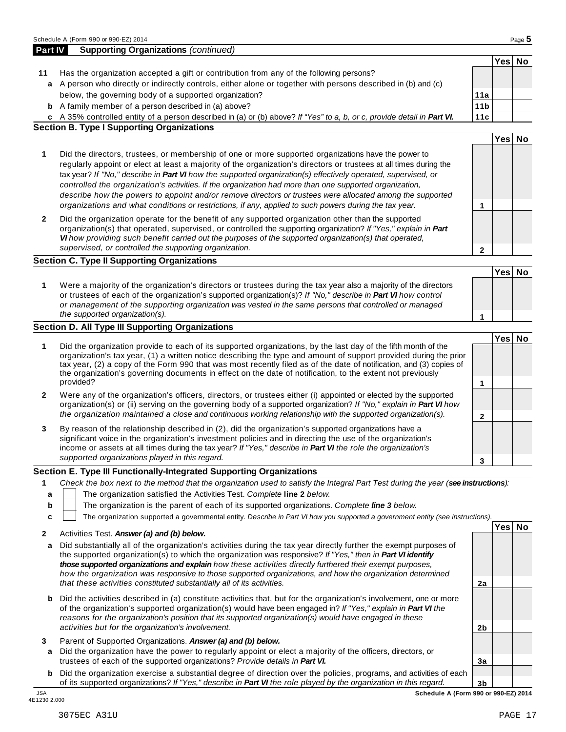Schedule A (Form 990 or 990-EZ) 2014

## Part IV Supporting Organizations *(continued)*

| | | Line | Yes | No |
|---|---|---|---|---|
| **11** | Has the organization accepted a gift or contribution from any of the following persons? | | | |
| **a** | A person who directly or indirectly controls, either alone or together with persons described in (b) and (c) below, the governing body of a supported organization? | 11a | | |
| **b** | A family member of a person described in (a) above? | 11b | | |
| **c** | A 35% controlled entity of a person described in (a) or (b) above? *If "Yes" to a, b, or c, provide detail in* ***Part VI.*** | 11c | | |

### Section B. Type I Supporting Organizations

| | | Line | Yes | No |
|---|---|---|---|---|
| **1** | Did the directors, trustees, or membership of one or more supported organizations have the power to regularly appoint or elect at least a majority of the organization's directors or trustees at all times during the tax year? *If "No," describe in* ***Part VI*** *how the supported organization(s) effectively operated, supervised, or controlled the organization's activities. If the organization had more than one supported organization, describe how the powers to appoint and/or remove directors or trustees were allocated among the supported organizations and what conditions or restrictions, if any, applied to such powers during the tax year.* | 1 | | |
| **2** | Did the organization operate for the benefit of any supported organization other than the supported organization(s) that operated, supervised, or controlled the supporting organization? *If "Yes," explain in* ***Part VI*** *how providing such benefit carried out the purposes of the supported organization(s) that operated, supervised, or controlled the supporting organization.* | 2 | | |

### Section C. Type II Supporting Organizations

| | | Line | Yes | No |
|---|---|---|---|---|
| **1** | Were a majority of the organization's directors or trustees during the tax year also a majority of the directors or trustees of each of the organization's supported organization(s)? *If "No," describe in* ***Part VI*** *how control or management of the supporting organization was vested in the same persons that controlled or managed the supported organization(s).* | 1 | | |

### Section D. All Type III Supporting Organizations

| | | Line | Yes | No |
|---|---|---|---|---|
| **1** | Did the organization provide to each of its supported organizations, by the last day of the fifth month of the organization's tax year, (1) a written notice describing the type and amount of support provided during the prior tax year, (2) a copy of the Form 990 that was most recently filed as of the date of notification, and (3) copies of the organization's governing documents in effect on the date of notification, to the extent not previously provided? | 1 | | |
| **2** | Were any of the organization's officers, directors, or trustees either (i) appointed or elected by the supported organization(s) or (ii) serving on the governing body of a supported organization? *If "No," explain in* ***Part VI*** *how the organization maintained a close and continuous working relationship with the supported organization(s).* | 2 | | |
| **3** | By reason of the relationship described in (2), did the organization's supported organizations have a significant voice in the organization's investment policies and in directing the use of the organization's income or assets at all times during the tax year? *If "Yes," describe in* ***Part VI*** *the role the organization's supported organizations played in this regard.* | 3 | | |

### Section E. Type III Functionally-Integrated Supporting Organizations

**1** *Check the box next to the method that the organization used to satisfy the Integral Part Test during the year (****see instructions****):*

- **a** ☐ The organization satisfied the Activities Test. *Complete* **line 2** *below.*
- **b** ☐ The organization is the parent of each of its supported organizations. *Complete* ***line 3*** *below.*
- **c** ☐ The organization supported a governmental entity. *Describe in Part VI how you supported a government entity (see instructions).*

| | | Line | Yes | No |
|---|---|---|---|---|
| **2** | Activities Test. ***Answer (a) and (b) below.*** | | | |
| **a** | Did substantially all of the organization's activities during the tax year directly further the exempt purposes of the supported organization(s) to which the organization was responsive? *If "Yes," then in* ***Part VI identify those supported organizations and explain*** *how these activities directly furthered their exempt purposes, how the organization was responsive to those supported organizations, and how the organization determined that these activities constituted substantially all of its activities.* | 2a | | |
| **b** | Did the activities described in (a) constitute activities that, but for the organization's involvement, one or more of the organization's supported organization(s) would have been engaged in? *If "Yes," explain in* ***Part VI*** *the reasons for the organization's position that its supported organization(s) would have engaged in these activities but for the organization's involvement.* | 2b | | |
| **3** | Parent of Supported Organizations. ***Answer (a) and (b) below.*** | | | |
| **a** | Did the organization have the power to regularly appoint or elect a majority of the officers, directors, or trustees of each of the supported organizations? *Provide details in* ***Part VI.*** | 3a | | |
| **b** | Did the organization exercise a substantial degree of direction over the policies, programs, and activities of each of its supported organizations? *If "Yes," describe in* ***Part VI*** *the role played by the organization in this regard.* | 3b | | |

JSA 4E1230 2.000

**Schedule A (Form 990 or 990-EZ) 2014**

3075EC A31U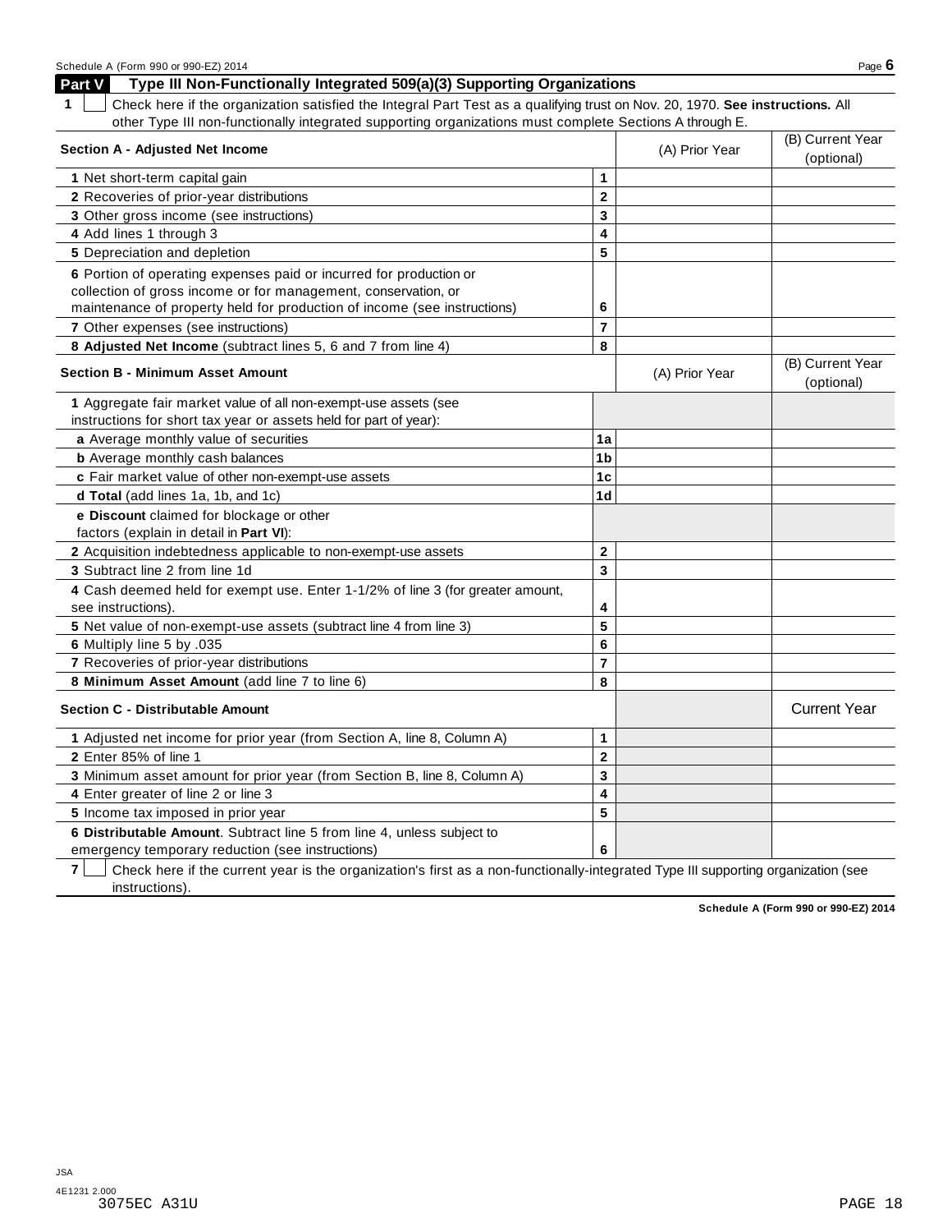## Part V Type III Non-Functionally Integrated 509(a)(3) Supporting Organizations

**1** ☐ Check here if the organization satisfied the Integral Part Test as a qualifying trust on Nov. 20, 1970. **See instructions.** All other Type III non-functionally integrated supporting organizations must complete Sections A through E.

| **Section A - Adjusted Net Income** | | (A) Prior Year | (B) Current Year (optional) |
|---|---|---|---|
| **1** Net short-term capital gain | 1 | | |
| **2** Recoveries of prior-year distributions | 2 | | |
| **3** Other gross income (see instructions) | 3 | | |
| **4** Add lines 1 through 3 | 4 | | |
| **5** Depreciation and depletion | 5 | | |
| **6** Portion of operating expenses paid or incurred for production or collection of gross income or for management, conservation, or maintenance of property held for production of income (see instructions) | 6 | | |
| **7** Other expenses (see instructions) | 7 | | |
| **8 Adjusted Net Income** (subtract lines 5, 6 and 7 from line 4) | 8 | | |

| **Section B - Minimum Asset Amount** | | (A) Prior Year | (B) Current Year (optional) |
|---|---|---|---|
| **1** Aggregate fair market value of all non-exempt-use assets (see instructions for short tax year or assets held for part of year): | | | |
| **a** Average monthly value of securities | 1a | | |
| **b** Average monthly cash balances | 1b | | |
| **c** Fair market value of other non-exempt-use assets | 1c | | |
| **d Total** (add lines 1a, 1b, and 1c) | 1d | | |
| **e Discount** claimed for blockage or other factors (explain in detail in **Part VI**): | | | |
| **2** Acquisition indebtedness applicable to non-exempt-use assets | 2 | | |
| **3** Subtract line 2 from line 1d | 3 | | |
| **4** Cash deemed held for exempt use. Enter 1-1/2% of line 3 (for greater amount, see instructions). | 4 | | |
| **5** Net value of non-exempt-use assets (subtract line 4 from line 3) | 5 | | |
| **6** Multiply line 5 by .035 | 6 | | |
| **7** Recoveries of prior-year distributions | 7 | | |
| **8 Minimum Asset Amount** (add line 7 to line 6) | 8 | | |

| **Section C - Distributable Amount** | | | Current Year |
|---|---|---|---|
| **1** Adjusted net income for prior year (from Section A, line 8, Column A) | 1 | | |
| **2** Enter 85% of line 1 | 2 | | |
| **3** Minimum asset amount for prior year (from Section B, line 8, Column A) | 3 | | |
| **4** Enter greater of line 2 or line 3 | 4 | | |
| **5** Income tax imposed in prior year | 5 | | |
| **6 Distributable Amount**. Subtract line 5 from line 4, unless subject to emergency temporary reduction (see instructions) | 6 | | |

**7** ☐ Check here if the current year is the organization's first as a non-functionally-integrated Type III supporting organization (see instructions).

**Schedule A (Form 990 or 990-EZ) 2014**

JSA
4E1231 2.000
3075EC A31U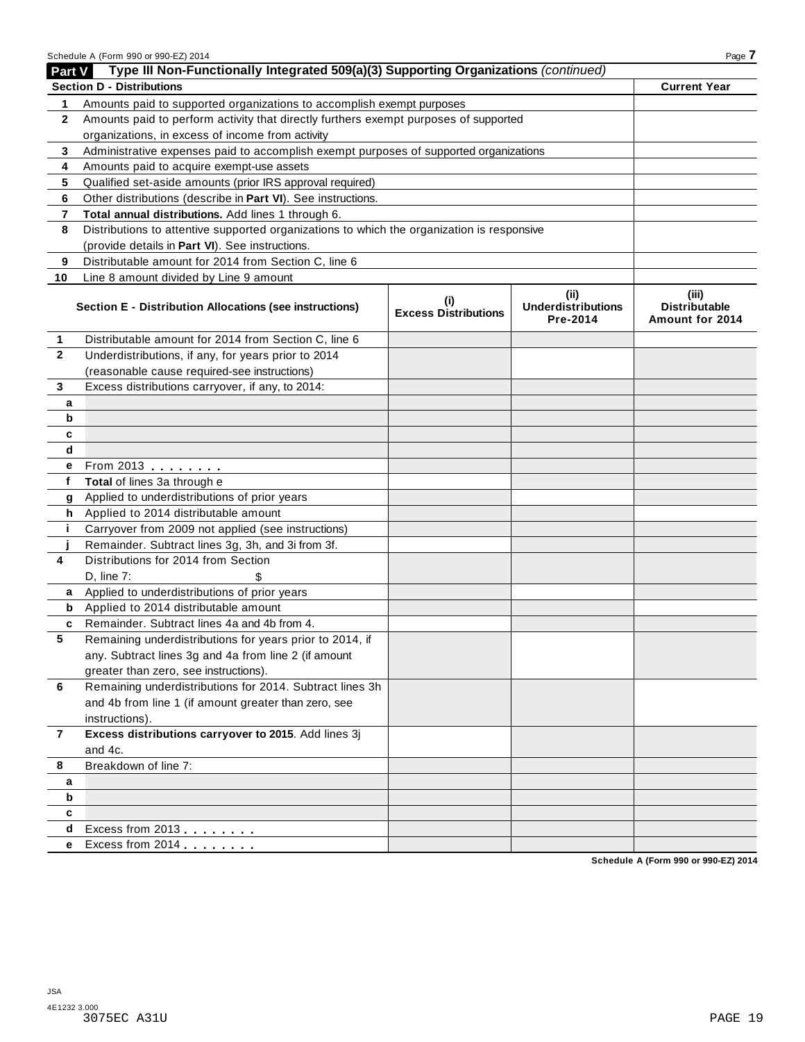## Part V Type III Non-Functionally Integrated 509(a)(3) Supporting Organizations *(continued)*

| Section D - Distributions | | Current Year |
|---|---|---|
| 1 | Amounts paid to supported organizations to accomplish exempt purposes | |
| 2 | Amounts paid to perform activity that directly furthers exempt purposes of supported organizations, in excess of income from activity | |
| 3 | Administrative expenses paid to accomplish exempt purposes of supported organizations | |
| 4 | Amounts paid to acquire exempt-use assets | |
| 5 | Qualified set-aside amounts (prior IRS approval required) | |
| 6 | Other distributions (describe in **Part VI**). See instructions. | |
| 7 | **Total annual distributions.** Add lines 1 through 6. | |
| 8 | Distributions to attentive supported organizations to which the organization is responsive (provide details in **Part VI**). See instructions. | |
| 9 | Distributable amount for 2014 from Section C, line 6 | |
| 10 | Line 8 amount divided by Line 9 amount | |

| Section E - Distribution Allocations (see instructions) | | (i) Excess Distributions | (ii) Underdistributions Pre-2014 | (iii) Distributable Amount for 2014 |
|---|---|---|---|---|
| 1 | Distributable amount for 2014 from Section C, line 6 | | | |
| 2 | Underdistributions, if any, for years prior to 2014 (reasonable cause required-see instructions) | | | |
| 3 | Excess distributions carryover, if any, to 2014: | | | |
| a | | | | |
| b | | | | |
| c | | | | |
| d | | | | |
| e | From 2013 . . . . . . . . | | | |
| f | **Total** of lines 3a through e | | | |
| g | Applied to underdistributions of prior years | | | |
| h | Applied to 2014 distributable amount | | | |
| i | Carryover from 2009 not applied (see instructions) | | | |
| j | Remainder. Subtract lines 3g, 3h, and 3i from 3f. | | | |
| 4 | Distributions for 2014 from Section D, line 7: $ | | | |
| a | Applied to underdistributions of prior years | | | |
| b | Applied to 2014 distributable amount | | | |
| c | Remainder. Subtract lines 4a and 4b from 4. | | | |
| 5 | Remaining underdistributions for years prior to 2014, if any. Subtract lines 3g and 4a from line 2 (if amount greater than zero, see instructions). | | | |
| 6 | Remaining underdistributions for 2014. Subtract lines 3h and 4b from line 1 (if amount greater than zero, see instructions). | | | |
| 7 | **Excess distributions carryover to 2015**. Add lines 3j and 4c. | | | |
| 8 | Breakdown of line 7: | | | |
| a | | | | |
| b | | | | |
| c | | | | |
| d | Excess from 2013 . . . . . . . . | | | |
| e | Excess from 2014 . . . . . . . . | | | |

Schedule A (Form 990 or 990-EZ) 2014

JSA
4E1232 3.000
3075EC A31U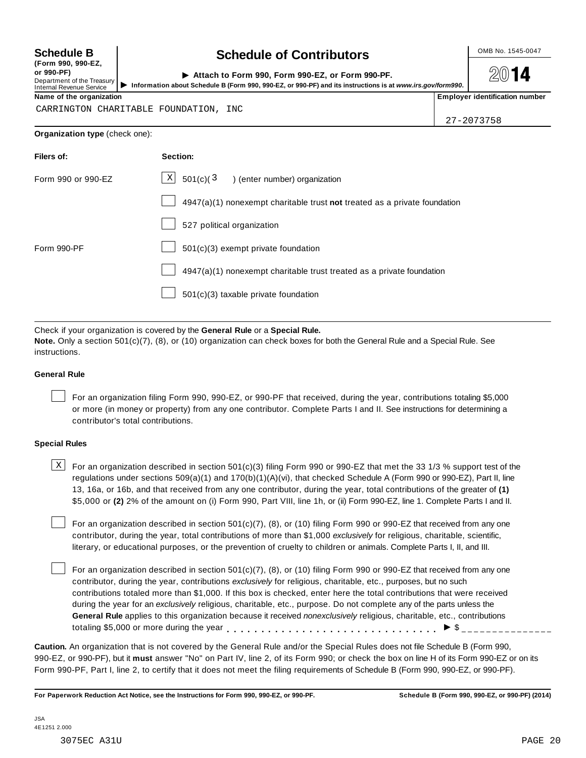**Schedule B**
**(Form 990, 990-EZ, or 990-PF)**
Department of the Treasury
Internal Revenue Service

# Schedule of Contributors

▶ **Attach to Form 990, Form 990-EZ, or Form 990-PF.**

▶ **Information about Schedule B (Form 990, 990-EZ, or 990-PF) and its instructions is at** ***www.irs.gov/form990.***

OMB No. 1545-0047

**2014**

| Name of the organization | Employer identification number |
|---|---|
| CARRINGTON CHARITABLE FOUNDATION, INC | 27-2073758 |

**Organization type** (check one):

| Filers of: | Section: |
|---|---|
| Form 990 or 990-EZ | [X] 501(c)( 3 ) (enter number) organization |
| | [ ] 4947(a)(1) nonexempt charitable trust **not** treated as a private foundation |
| | [ ] 527 political organization |
| Form 990-PF | [ ] 501(c)(3) exempt private foundation |
| | [ ] 4947(a)(1) nonexempt charitable trust treated as a private foundation |
| | [ ] 501(c)(3) taxable private foundation |

Check if your organization is covered by the **General Rule** or a **Special Rule.**

**Note.** Only a section 501(c)(7), (8), or (10) organization can check boxes for both the General Rule and a Special Rule. See instructions.

**General Rule**

[ ] For an organization filing Form 990, 990-EZ, or 990-PF that received, during the year, contributions totaling $5,000 or more (in money or property) from any one contributor. Complete Parts I and II. See instructions for determining a contributor's total contributions.

**Special Rules**

[X] For an organization described in section 501(c)(3) filing Form 990 or 990-EZ that met the 33 1/3 % support test of the regulations under sections 509(a)(1) and 170(b)(1)(A)(vi), that checked Schedule A (Form 990 or 990-EZ), Part II, line 13, 16a, or 16b, and that received from any one contributor, during the year, total contributions of the greater of **(1)** $5,000 or **(2)** 2% of the amount on (i) Form 990, Part VIII, line 1h, or (ii) Form 990-EZ, line 1. Complete Parts I and II.

[ ] For an organization described in section 501(c)(7), (8), or (10) filing Form 990 or 990-EZ that received from any one contributor, during the year, total contributions of more than $1,000 *exclusively* for religious, charitable, scientific, literary, or educational purposes, or the prevention of cruelty to children or animals. Complete Parts I, II, and III.

[ ] For an organization described in section 501(c)(7), (8), or (10) filing Form 990 or 990-EZ that received from any one contributor, during the year, contributions *exclusively* for religious, charitable, etc., purposes, but no such contributions totaled more than $1,000. If this box is checked, enter here the total contributions that were received during the year for an *exclusively* religious, charitable, etc., purpose. Do not complete any of the parts unless the **General Rule** applies to this organization because it received *nonexclusively* religious, charitable, etc., contributions totaling $5,000 or more during the year . . . . . . . . . . . . . . . . . . . . . . . . . . . . ▶ $ _______________

**Caution.** An organization that is not covered by the General Rule and/or the Special Rules does not file Schedule B (Form 990, 990-EZ, or 990-PF), but it **must** answer "No" on Part IV, line 2, of its Form 990; or check the box on line H of its Form 990-EZ or on its Form 990-PF, Part I, line 2, to certify that it does not meet the filing requirements of Schedule B (Form 990, 990-EZ, or 990-PF).

**For Paperwork Reduction Act Notice, see the Instructions for Form 990, 990-EZ, or 990-PF.** **Schedule B (Form 990, 990-EZ, or 990-PF) (2014)**

JSA
4E1251 2.000

3075EC A31U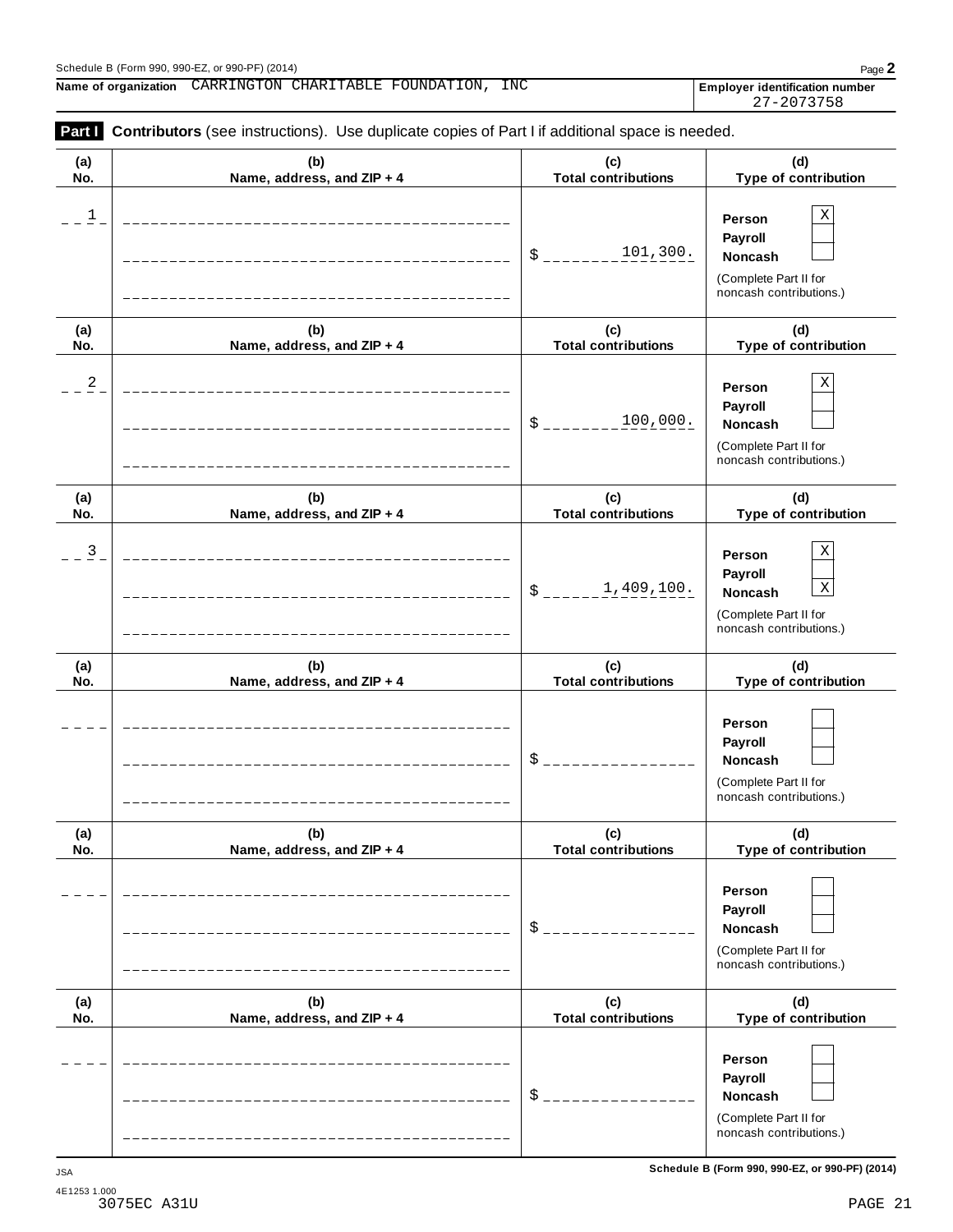Schedule B (Form 990, 990-EZ, or 990-PF) (2014)

**Name of organization** CARRINGTON CHARITABLE FOUNDATION, INC

**Employer identification number** 27-2073758

**Part I** **Contributors** (see instructions). Use duplicate copies of Part I if additional space is needed.

| (a) No. | (b) Name, address, and ZIP + 4 | (c) Total contributions | (d) Type of contribution |
|---|---|---|---|
| 1 | | $ 101,300. | Person [X] Payroll [ ] Noncash [ ] (Complete Part II for noncash contributions.) |
| 2 | | $ 100,000. | Person [X] Payroll [ ] Noncash [ ] (Complete Part II for noncash contributions.) |
| 3 | | $ 1,409,100. | Person [X] Payroll [ ] Noncash [X] (Complete Part II for noncash contributions.) |
| | | $ | Person [ ] Payroll [ ] Noncash [ ] (Complete Part II for noncash contributions.) |
| | | $ | Person [ ] Payroll [ ] Noncash [ ] (Complete Part II for noncash contributions.) |
| | | $ | Person [ ] Payroll [ ] Noncash [ ] (Complete Part II for noncash contributions.) |

JSA

4E1253 1.000

3075EC A31U

**Schedule B (Form 990, 990-EZ, or 990-PF) (2014)**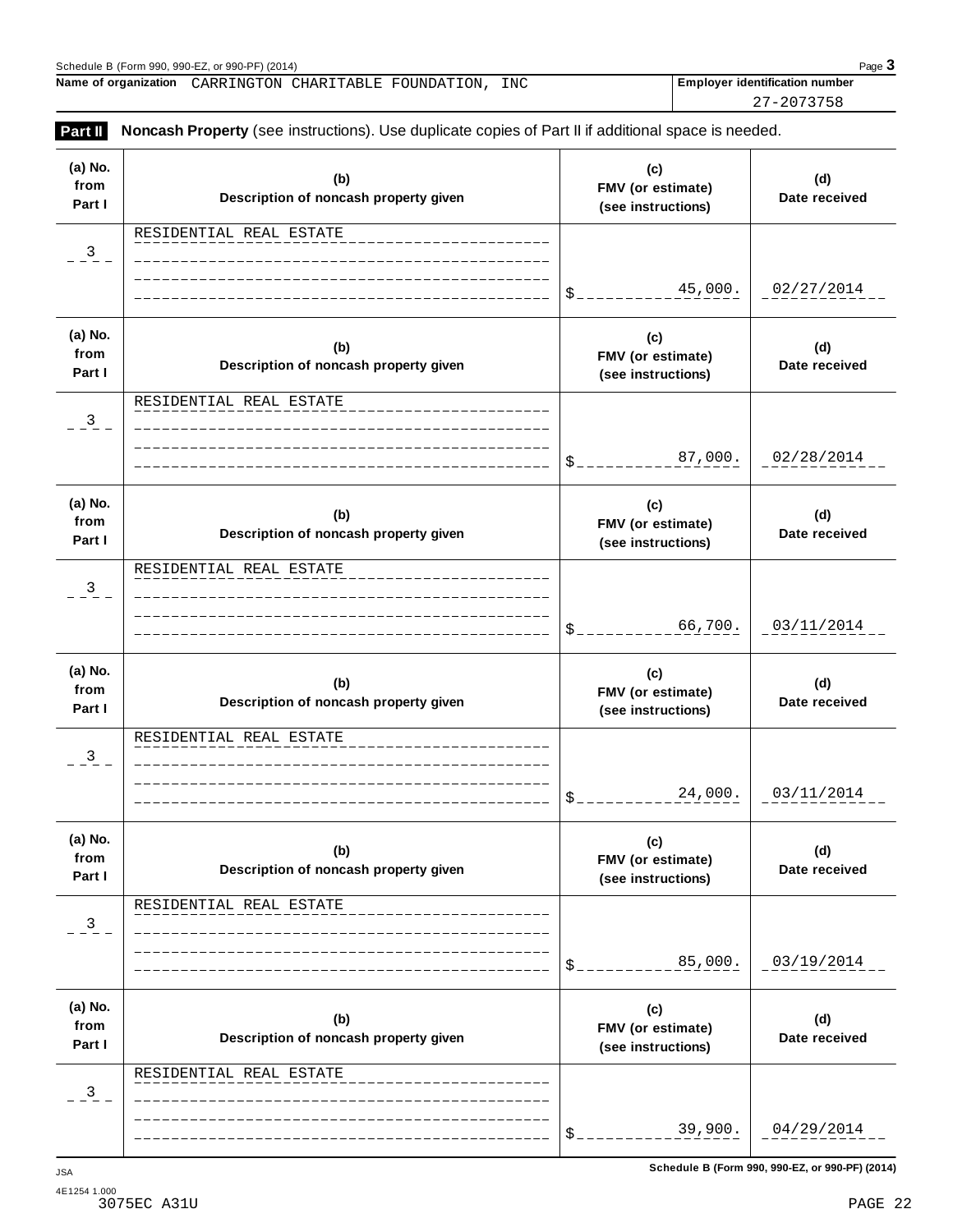Schedule B (Form 990, 990-EZ, or 990-PF) (2014) Page **3**

**Name of organization** CARRINGTON CHARITABLE FOUNDATION, INC

**Employer identification number** 27-2073758

**Part II** **Noncash Property** (see instructions). Use duplicate copies of Part II if additional space is needed.

| (a) No. from Part I | (b) Description of noncash property given | (c) FMV (or estimate) (see instructions) | (d) Date received |
|---|---|---|---|
| 3 | RESIDENTIAL REAL ESTATE | $ 45,000. | 02/27/2014 |
| 3 | RESIDENTIAL REAL ESTATE | $ 87,000. | 02/28/2014 |
| 3 | RESIDENTIAL REAL ESTATE | $ 66,700. | 03/11/2014 |
| 3 | RESIDENTIAL REAL ESTATE | $ 24,000. | 03/11/2014 |
| 3 | RESIDENTIAL REAL ESTATE | $ 85,000. | 03/19/2014 |
| 3 | RESIDENTIAL REAL ESTATE | $ 39,900. | 04/29/2014 |

JSA

4E1254 1.000

3075EC A31U

**Schedule B (Form 990, 990-EZ, or 990-PF) (2014)**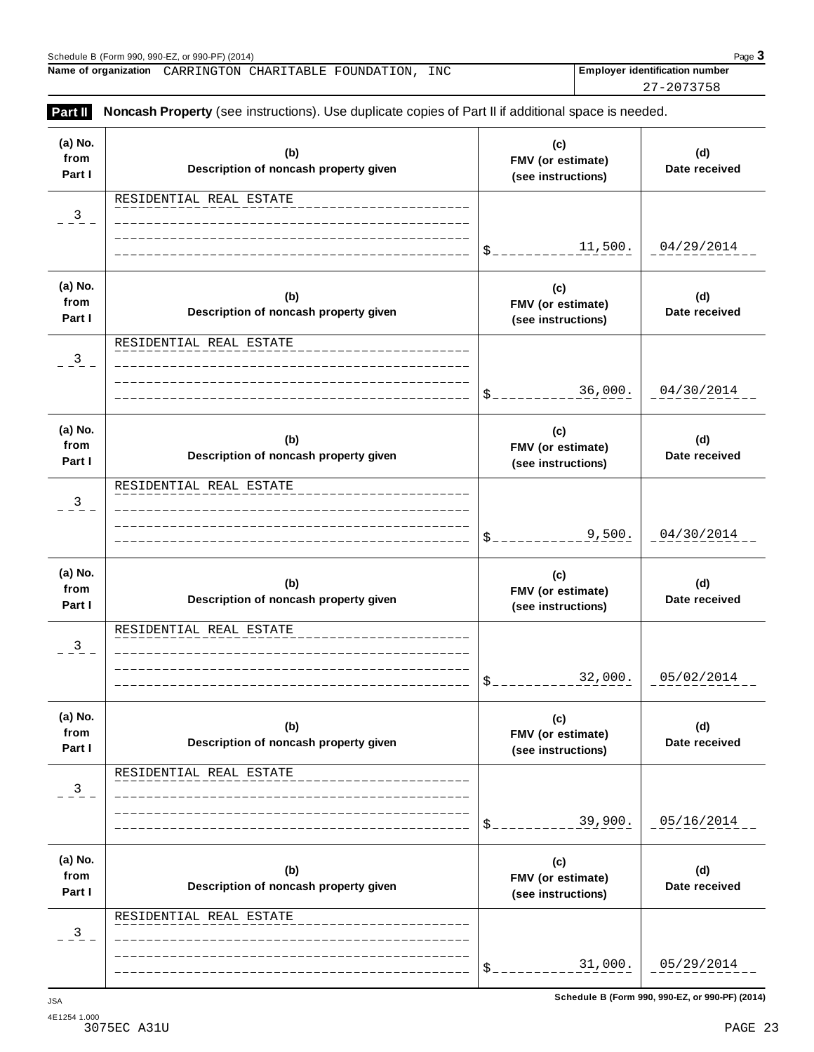Schedule B (Form 990, 990-EZ, or 990-PF) (2014)

**Name of organization** CARRINGTON CHARITABLE FOUNDATION, INC

**Employer identification number** 27-2073758

**Part II** **Noncash Property** (see instructions). Use duplicate copies of Part II if additional space is needed.

| (a) No. from Part I | (b) Description of noncash property given | (c) FMV (or estimate) (see instructions) | (d) Date received |
|---|---|---|---|
| 3 | RESIDENTIAL REAL ESTATE | $ 11,500. | 04/29/2014 |
| 3 | RESIDENTIAL REAL ESTATE | $ 36,000. | 04/30/2014 |
| 3 | RESIDENTIAL REAL ESTATE | $ 9,500. | 04/30/2014 |
| 3 | RESIDENTIAL REAL ESTATE | $ 32,000. | 05/02/2014 |
| 3 | RESIDENTIAL REAL ESTATE | $ 39,900. | 05/16/2014 |
| 3 | RESIDENTIAL REAL ESTATE | $ 31,000. | 05/29/2014 |

Schedule B (Form 990, 990-EZ, or 990-PF) (2014)

JSA
4E1254 1.000
3075EC A31U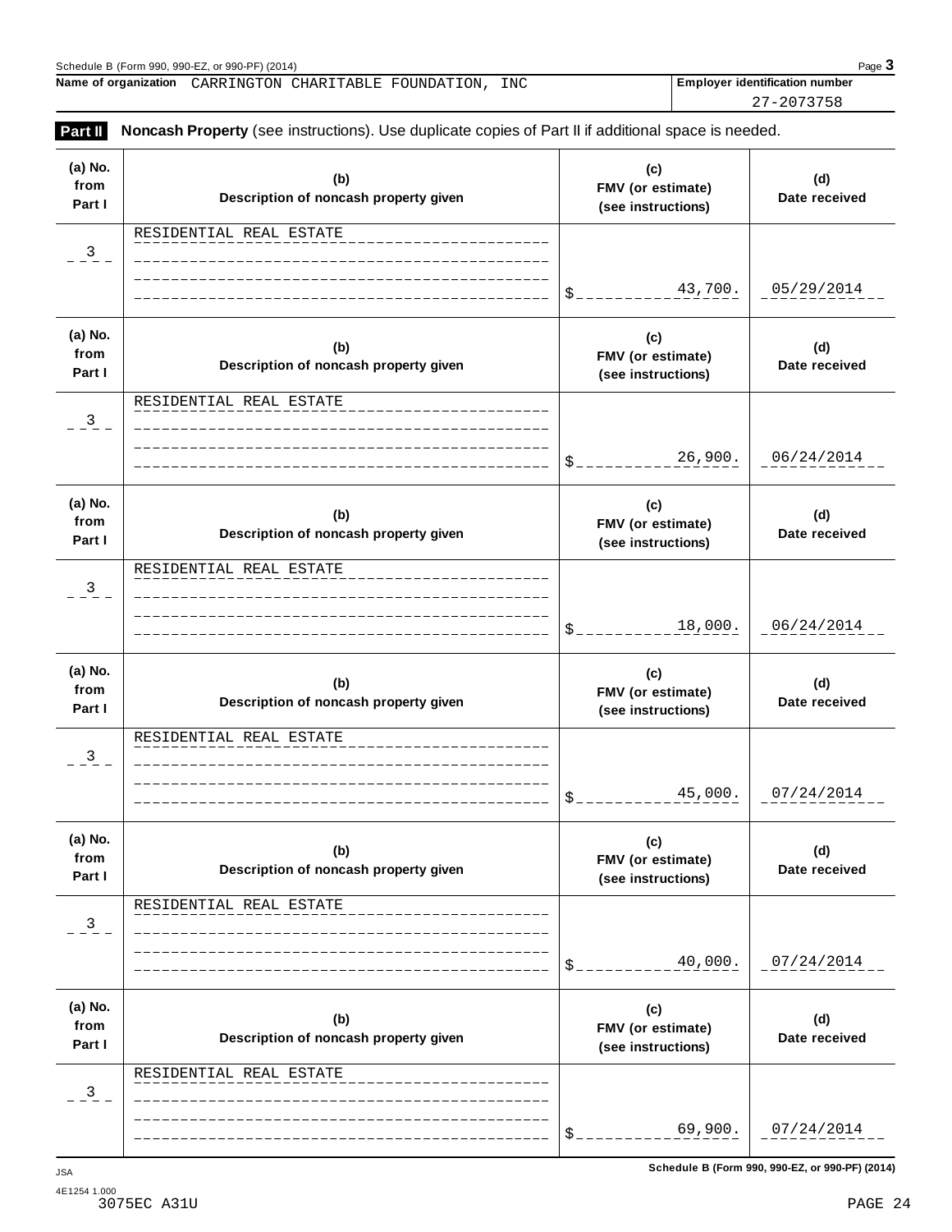Schedule B (Form 990, 990-EZ, or 990-PF) (2014) Page **3**

**Name of organization** CARRINGTON CHARITABLE FOUNDATION, INC

**Employer identification number** 27-2073758

**Part II** **Noncash Property** (see instructions). Use duplicate copies of Part II if additional space is needed.

| (a) No. from Part I | (b) Description of noncash property given | (c) FMV (or estimate) (see instructions) | (d) Date received |
|---|---|---|---|
| 3 | RESIDENTIAL REAL ESTATE | $ 43,700. | 05/29/2014 |
| 3 | RESIDENTIAL REAL ESTATE | $ 26,900. | 06/24/2014 |
| 3 | RESIDENTIAL REAL ESTATE | $ 18,000. | 06/24/2014 |
| 3 | RESIDENTIAL REAL ESTATE | $ 45,000. | 07/24/2014 |
| 3 | RESIDENTIAL REAL ESTATE | $ 40,000. | 07/24/2014 |
| 3 | RESIDENTIAL REAL ESTATE | $ 69,900. | 07/24/2014 |

Schedule B (Form 990, 990-EZ, or 990-PF) (2014)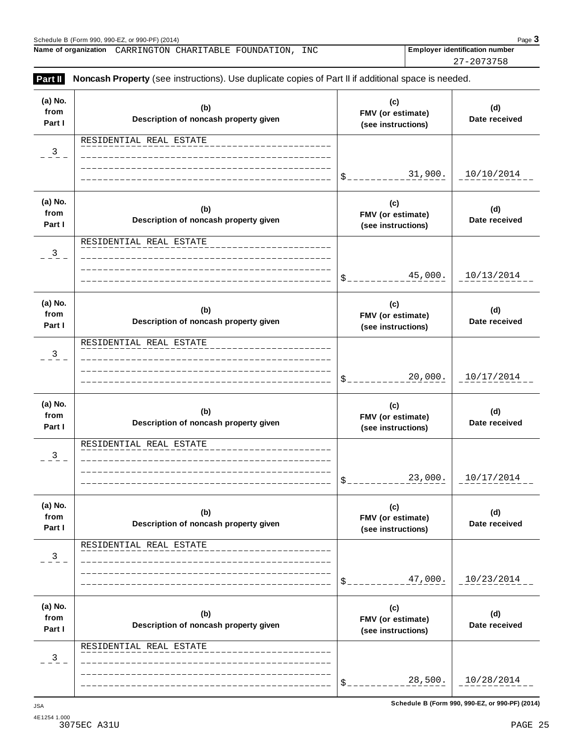Schedule B (Form 990, 990-EZ, or 990-PF) (2014) Page **3**

**Name of organization** CARRINGTON CHARITABLE FOUNDATION, INC

**Employer identification number** 27-2073758

**Part II** **Noncash Property** (see instructions). Use duplicate copies of Part II if additional space is needed.

| (a) No. from Part I | (b) Description of noncash property given | (c) FMV (or estimate) (see instructions) | (d) Date received |
|---|---|---|---|
| 3 | RESIDENTIAL REAL ESTATE | $ 31,900. | 10/10/2014 |
| 3 | RESIDENTIAL REAL ESTATE | $ 45,000. | 10/13/2014 |
| 3 | RESIDENTIAL REAL ESTATE | $ 20,000. | 10/17/2014 |
| 3 | RESIDENTIAL REAL ESTATE | $ 23,000. | 10/17/2014 |
| 3 | RESIDENTIAL REAL ESTATE | $ 47,000. | 10/23/2014 |
| 3 | RESIDENTIAL REAL ESTATE | $ 28,500. | 10/28/2014 |

**Schedule B (Form 990, 990-EZ, or 990-PF) (2014)**

JSA
4E1254 1.000
3075EC A31U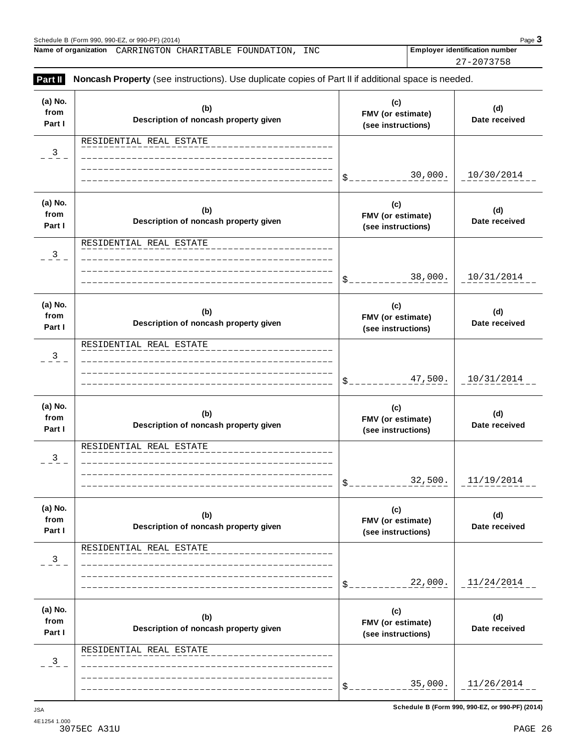Schedule B (Form 990, 990-EZ, or 990-PF) (2014) Page **3**

**Name of organization** CARRINGTON CHARITABLE FOUNDATION, INC

**Employer identification number** 27-2073758

**Part II** **Noncash Property** (see instructions). Use duplicate copies of Part II if additional space is needed.

| (a) No. from Part I | (b) Description of noncash property given | (c) FMV (or estimate) (see instructions) | (d) Date received |
|---|---|---|---|
| 3 | RESIDENTIAL REAL ESTATE | $ 30,000. | 10/30/2014 |
| 3 | RESIDENTIAL REAL ESTATE | $ 38,000. | 10/31/2014 |
| 3 | RESIDENTIAL REAL ESTATE | $ 47,500. | 10/31/2014 |
| 3 | RESIDENTIAL REAL ESTATE | $ 32,500. | 11/19/2014 |
| 3 | RESIDENTIAL REAL ESTATE | $ 22,000. | 11/24/2014 |
| 3 | RESIDENTIAL REAL ESTATE | $ 35,000. | 11/26/2014 |

JSA
4E1254 1.000
3075EC A31U

**Schedule B (Form 990, 990-EZ, or 990-PF) (2014)**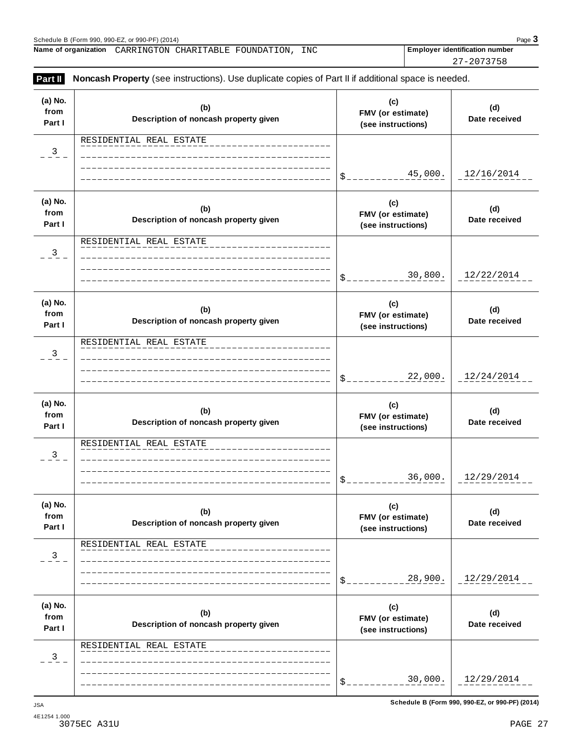Schedule B (Form 990, 990-EZ, or 990-PF) (2014) Page **3**

**Name of organization** CARRINGTON CHARITABLE FOUNDATION, INC

**Employer identification number** 27-2073758

**Part II** **Noncash Property** (see instructions). Use duplicate copies of Part II if additional space is needed.

| (a) No. from Part I | (b) Description of noncash property given | (c) FMV (or estimate) (see instructions) | (d) Date received |
|---|---|---|---|
| 3 | RESIDENTIAL REAL ESTATE | $ 45,000. | 12/16/2014 |
| 3 | RESIDENTIAL REAL ESTATE | $ 30,800. | 12/22/2014 |
| 3 | RESIDENTIAL REAL ESTATE | $ 22,000. | 12/24/2014 |
| 3 | RESIDENTIAL REAL ESTATE | $ 36,000. | 12/29/2014 |
| 3 | RESIDENTIAL REAL ESTATE | $ 28,900. | 12/29/2014 |
| 3 | RESIDENTIAL REAL ESTATE | $ 30,000. | 12/29/2014 |

**Schedule B (Form 990, 990-EZ, or 990-PF) (2014)**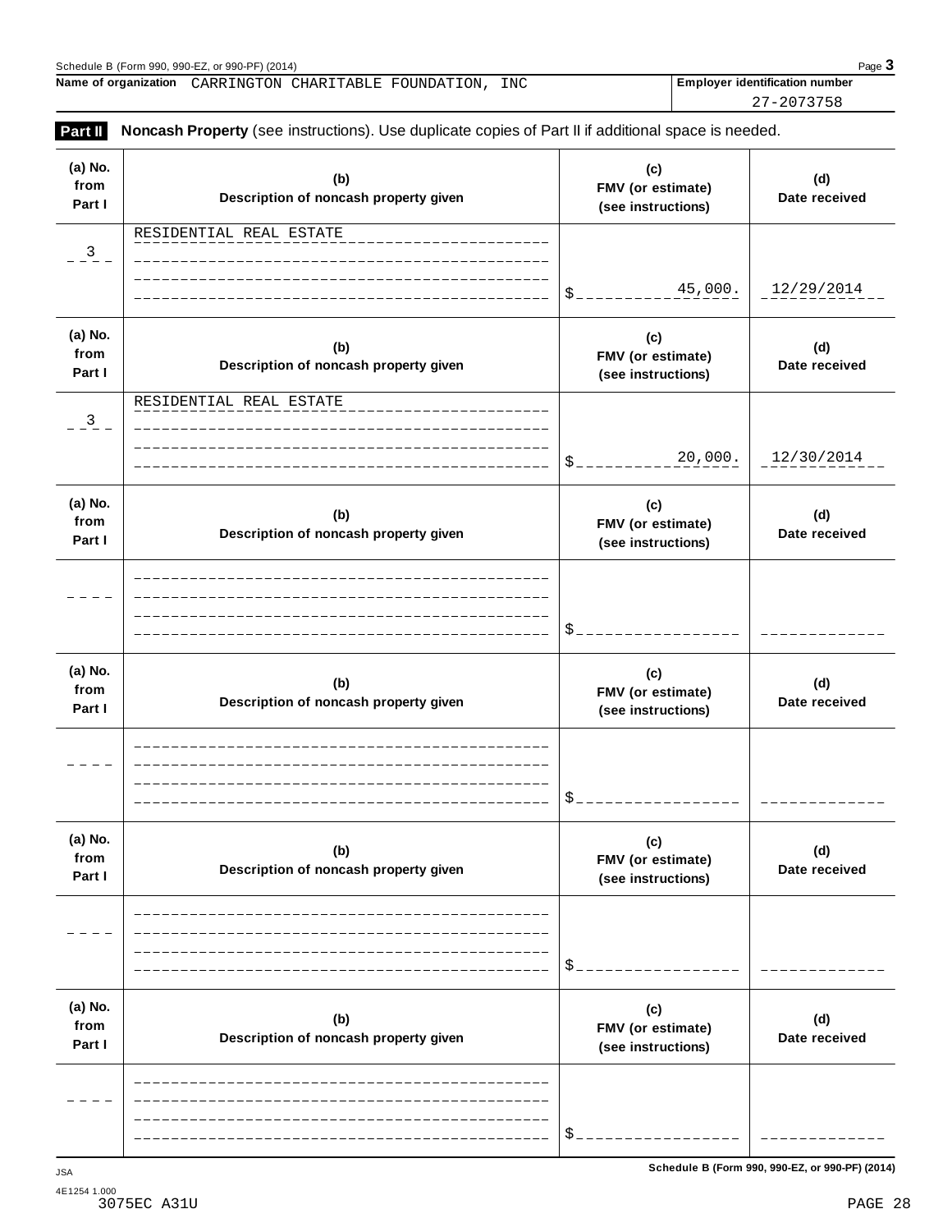Schedule B (Form 990, 990-EZ, or 990-PF) (2014)

**Name of organization** CARRINGTON CHARITABLE FOUNDATION, INC

**Employer identification number** 27-2073758

**Part II** **Noncash Property** (see instructions). Use duplicate copies of Part II if additional space is needed.

| (a) No. from Part I | (b) Description of noncash property given | (c) FMV (or estimate) (see instructions) | (d) Date received |
|---|---|---|---|
| 3 | RESIDENTIAL REAL ESTATE | $ 45,000. | 12/29/2014 |
| 3 | RESIDENTIAL REAL ESTATE | $ 20,000. | 12/30/2014 |
| | | $ | |
| | | $ | |
| | | $ | |
| | | $ | |

JSA
4E1254 1.000
3075EC A31U

Schedule B (Form 990, 990-EZ, or 990-PF) (2014)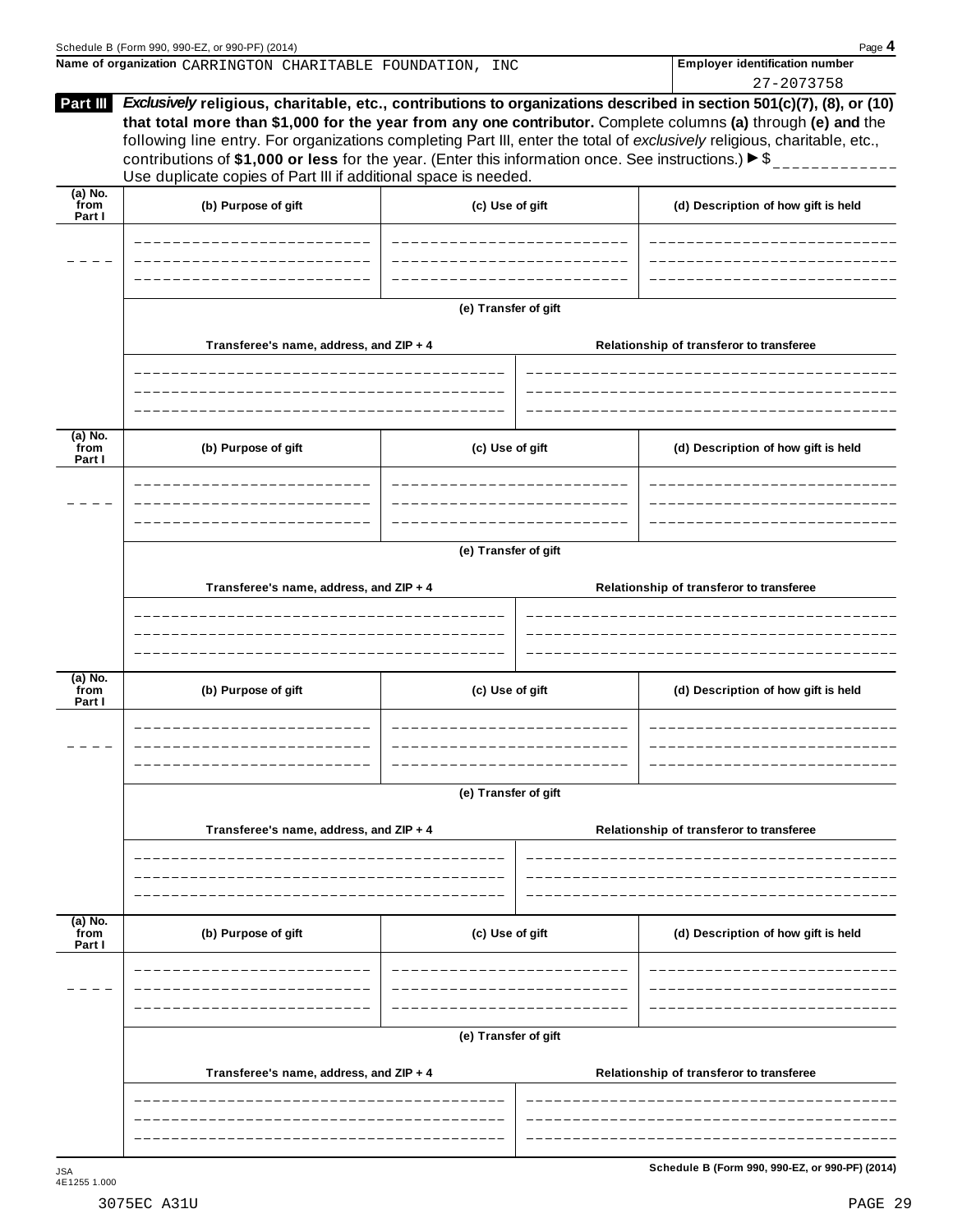Schedule B (Form 990, 990-EZ, or 990-PF) (2014) Page **4**

**Name of organization** CARRINGTON CHARITABLE FOUNDATION, INC

**Employer identification number** 27-2073758

**Part III** ***Exclusively*** **religious, charitable, etc., contributions to organizations described in section 501(c)(7), (8), or (10) that total more than $1,000 for the year from any one contributor.** Complete columns **(a)** through **(e) and** the following line entry. For organizations completing Part III, enter the total of *exclusively* religious, charitable, etc., contributions of **$1,000 or less** for the year. (Enter this information once. See instructions.) ▶ $ ____________

Use duplicate copies of Part III if additional space is needed.

| (a) No. from Part I | (b) Purpose of gift | (c) Use of gift | (d) Description of how gift is held |
|---|---|---|---|
| ____ | | | |

**(e) Transfer of gift**

| Transferee's name, address, and ZIP + 4 | Relationship of transferor to transferee |
|---|---|
| | |

| (a) No. from Part I | (b) Purpose of gift | (c) Use of gift | (d) Description of how gift is held |
|---|---|---|---|
| ____ | | | |

**(e) Transfer of gift**

| Transferee's name, address, and ZIP + 4 | Relationship of transferor to transferee |
|---|---|
| | |

| (a) No. from Part I | (b) Purpose of gift | (c) Use of gift | (d) Description of how gift is held |
|---|---|---|---|
| ____ | | | |

**(e) Transfer of gift**

| Transferee's name, address, and ZIP + 4 | Relationship of transferor to transferee |
|---|---|
| | |

| (a) No. from Part I | (b) Purpose of gift | (c) Use of gift | (d) Description of how gift is held |
|---|---|---|---|
| ____ | | | |

**(e) Transfer of gift**

| Transferee's name, address, and ZIP + 4 | Relationship of transferor to transferee |
|---|---|
| | |

JSA
4E1255 1.000

**Schedule B (Form 990, 990-EZ, or 990-PF) (2014)**

3075EC A31U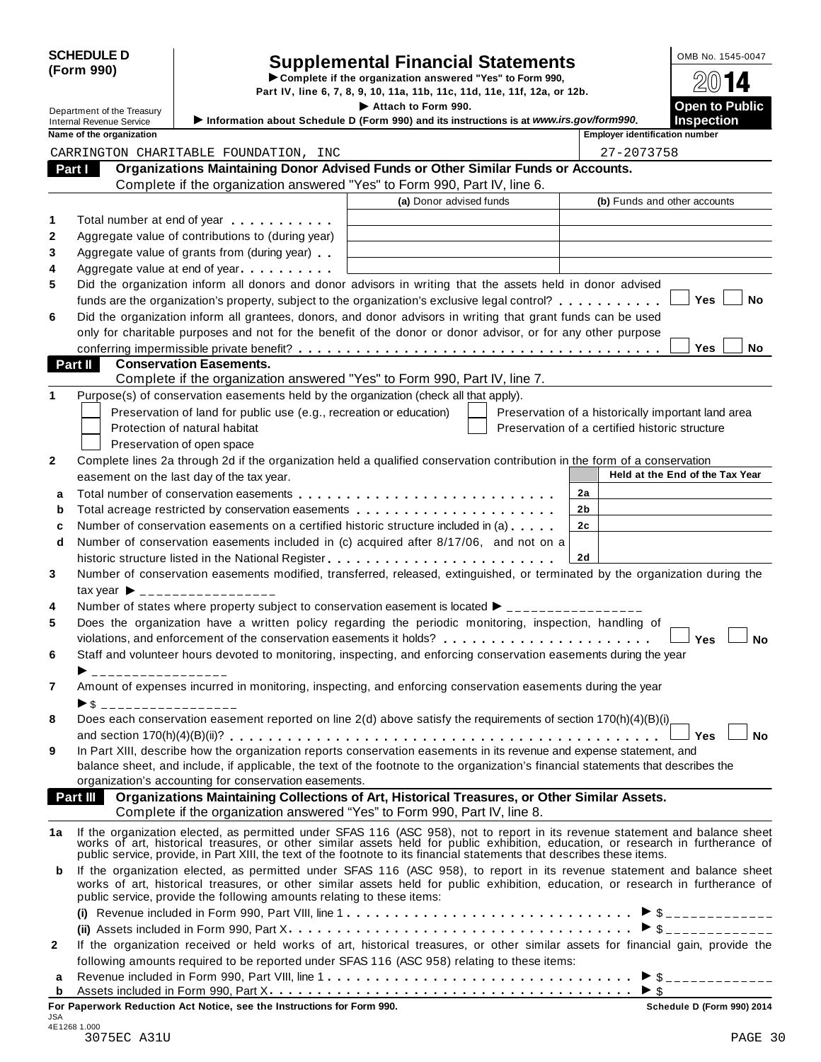**SCHEDULE D (Form 990)**

# Supplemental Financial Statements

▶ Complete if the organization answered "Yes" to Form 990, Part IV, line 6, 7, 8, 9, 10, 11a, 11b, 11c, 11d, 11e, 11f, 12a, or 12b.

▶ Attach to Form 990.

▶ Information about Schedule D (Form 990) and its instructions is at *www.irs.gov/form990*.

OMB No. 1545-0047

2014

**Open to Public Inspection**

Department of the Treasury
Internal Revenue Service

| Name of the organization | Employer identification number |
|---|---|
| CARRINGTON CHARITABLE FOUNDATION, INC | 27-2073758 |

## Part I Organizations Maintaining Donor Advised Funds or Other Similar Funds or Accounts.

Complete if the organization answered "Yes" to Form 990, Part IV, line 6.

| | | (a) Donor advised funds | (b) Funds and other accounts |
|---|---|---|---|
| 1 | Total number at end of year | | |
| 2 | Aggregate value of contributions to (during year) | | |
| 3 | Aggregate value of grants from (during year) | | |
| 4 | Aggregate value at end of year | | |

5 Did the organization inform all donors and donor advisors in writing that the assets held in donor advised funds are the organization's property, subject to the organization's exclusive legal control? ☐ Yes ☐ No

6 Did the organization inform all grantees, donors, and donor advisors in writing that grant funds can be used only for charitable purposes and not for the benefit of the donor or donor advisor, or for any other purpose conferring impermissible private benefit? ☐ Yes ☐ No

## Part II Conservation Easements.

Complete if the organization answered "Yes" to Form 990, Part IV, line 7.

1 Purpose(s) of conservation easements held by the organization (check all that apply).

- ☐ Preservation of land for public use (e.g., recreation or education)
- ☐ Preservation of a historically important land area
- ☐ Protection of natural habitat
- ☐ Preservation of a certified historic structure
- ☐ Preservation of open space

2 Complete lines 2a through 2d if the organization held a qualified conservation contribution in the form of a conservation easement on the last day of the tax year.

| | | | Held at the End of the Tax Year |
|---|---|---|---|
| a | Total number of conservation easements | 2a | |
| b | Total acreage restricted by conservation easements | 2b | |
| c | Number of conservation easements on a certified historic structure included in (a) | 2c | |
| d | Number of conservation easements included in (c) acquired after 8/17/06, and not on a historic structure listed in the National Register | 2d | |

3 Number of conservation easements modified, transferred, released, extinguished, or terminated by the organization during the tax year ▶ _______________

4 Number of states where property subject to conservation easement is located ▶ _______________

5 Does the organization have a written policy regarding the periodic monitoring, inspection, handling of violations, and enforcement of the conservation easements it holds? ☐ Yes ☐ No

6 Staff and volunteer hours devoted to monitoring, inspecting, and enforcing conservation easements during the year ▶ _______________

7 Amount of expenses incurred in monitoring, inspecting, and enforcing conservation easements during the year ▶ $ _______________

8 Does each conservation easement reported on line 2(d) above satisfy the requirements of section 170(h)(4)(B)(i) and section 170(h)(4)(B)(ii)? ☐ Yes ☐ No

9 In Part XIII, describe how the organization reports conservation easements in its revenue and expense statement, and balance sheet, and include, if applicable, the text of the footnote to the organization's financial statements that describes the organization's accounting for conservation easements.

## Part III Organizations Maintaining Collections of Art, Historical Treasures, or Other Similar Assets.

Complete if the organization answered "Yes" to Form 990, Part IV, line 8.

1a If the organization elected, as permitted under SFAS 116 (ASC 958), not to report in its revenue statement and balance sheet works of art, historical treasures, or other similar assets held for public exhibition, education, or research in furtherance of public service, provide, in Part XIII, the text of the footnote to its financial statements that describes these items.

b If the organization elected, as permitted under SFAS 116 (ASC 958), to report in its revenue statement and balance sheet works of art, historical treasures, or other similar assets held for public exhibition, education, or research in furtherance of public service, provide the following amounts relating to these items:

(i) Revenue included in Form 990, Part VIII, line 1 ▶ $ ____________

(ii) Assets included in Form 990, Part X ▶ $ ____________

2 If the organization received or held works of art, historical treasures, or other similar assets for financial gain, provide the following amounts required to be reported under SFAS 116 (ASC 958) relating to these items:

a Revenue included in Form 990, Part VIII, line 1 ▶ $ ____________

b Assets included in Form 990, Part X ▶ $

**For Paperwork Reduction Act Notice, see the Instructions for Form 990.** **Schedule D (Form 990) 2014**

JSA
4E1268 1.000
3075EC A31U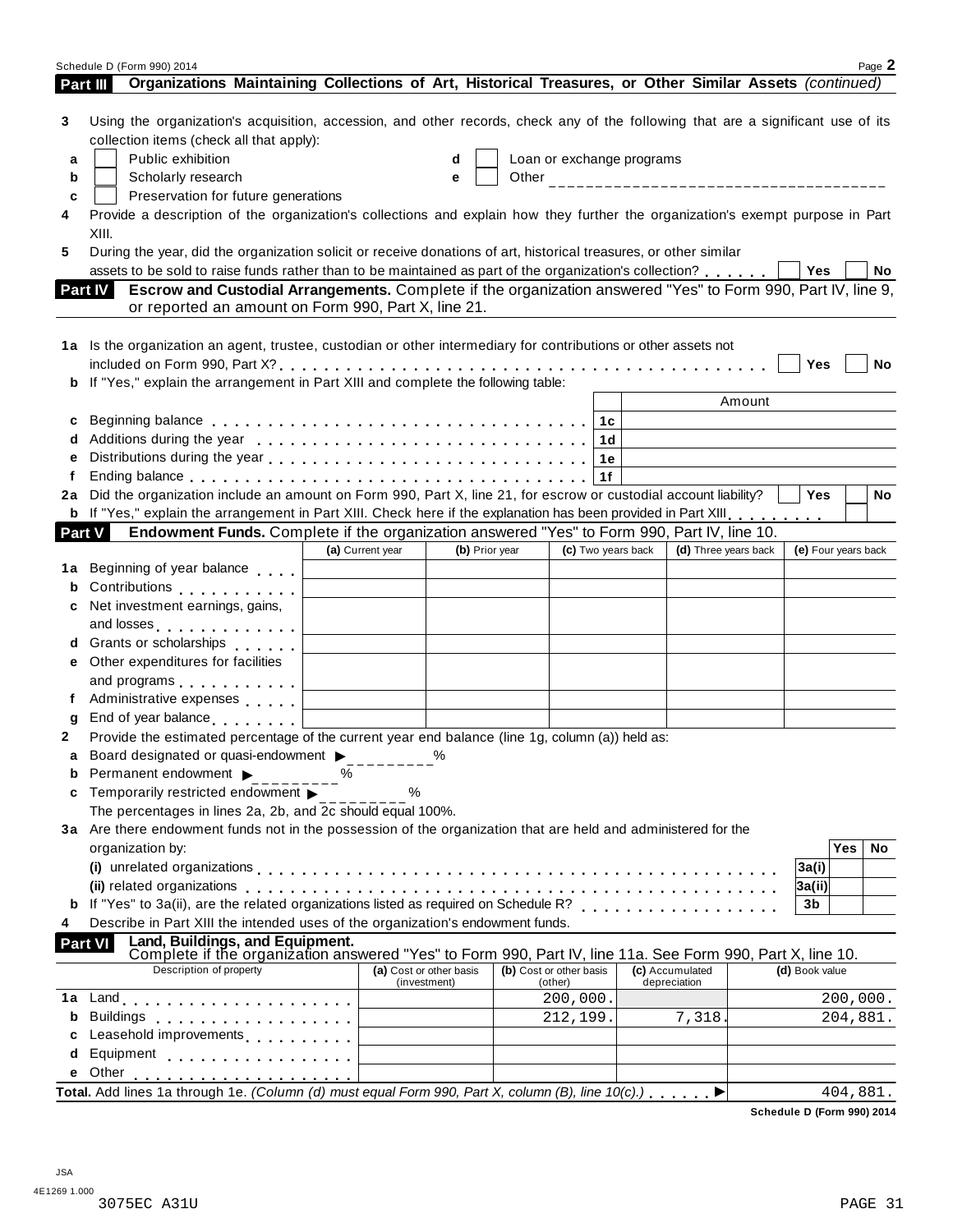Schedule D (Form 990) 2014

## Part III Organizations Maintaining Collections of Art, Historical Treasures, or Other Similar Assets *(continued)*

**3** Using the organization's acquisition, accession, and other records, check any of the following that are a significant use of its collection items (check all that apply):

- **a** ☐ Public exhibition
- **b** ☐ Scholarly research
- **c** ☐ Preservation for future generations
- **d** ☐ Loan or exchange programs
- **e** ☐ Other ______________________

**4** Provide a description of the organization's collections and explain how they further the organization's exempt purpose in Part XIII.

**5** During the year, did the organization solicit or receive donations of art, historical treasures, or other similar assets to be sold to raise funds rather than to be maintained as part of the organization's collection? ☐ Yes ☐ No

## Part IV Escrow and Custodial Arrangements. Complete if the organization answered "Yes" to Form 990, Part IV, line 9, or reported an amount on Form 990, Part X, line 21.

**1a** Is the organization an agent, trustee, custodian or other intermediary for contributions or other assets not included on Form 990, Part X? ☐ Yes ☐ No

**b** If "Yes," explain the arrangement in Part XIII and complete the following table:

| | | Amount |
|---|---|---|
| **c** Beginning balance | 1c | |
| **d** Additions during the year | 1d | |
| **e** Distributions during the year | 1e | |
| **f** Ending balance | 1f | |

**2a** Did the organization include an amount on Form 990, Part X, line 21, for escrow or custodial account liability? ☐ Yes ☐ No

**b** If "Yes," explain the arrangement in Part XIII. Check here if the explanation has been provided in Part XIII ☐

## Part V Endowment Funds. Complete if the organization answered "Yes" to Form 990, Part IV, line 10.

| | (a) Current year | (b) Prior year | (c) Two years back | (d) Three years back | (e) Four years back |
|---|---|---|---|---|---|
| **1a** Beginning of year balance | | | | | |
| **b** Contributions | | | | | |
| **c** Net investment earnings, gains, and losses | | | | | |
| **d** Grants or scholarships | | | | | |
| **e** Other expenditures for facilities and programs | | | | | |
| **f** Administrative expenses | | | | | |
| **g** End of year balance | | | | | |

**2** Provide the estimated percentage of the current year end balance (line 1g, column (a)) held as:

- **a** Board designated or quasi-endowment ▶ ________ %
- **b** Permanent endowment ▶ ________ %
- **c** Temporarily restricted endowment ▶ ________ %

The percentages in lines 2a, 2b, and 2c should equal 100%.

**3a** Are there endowment funds not in the possession of the organization that are held and administered for the organization by:

| | | Yes | No |
|---|---|---|---|
| **(i)** unrelated organizations | 3a(i) | | |
| **(ii)** related organizations | 3a(ii) | | |
| **b** If "Yes" to 3a(ii), are the related organizations listed as required on Schedule R? | 3b | | |

**4** Describe in Part XIII the intended uses of the organization's endowment funds.

## Part VI Land, Buildings, and Equipment.

Complete if the organization answered "Yes" to Form 990, Part IV, line 11a. See Form 990, Part X, line 10.

| Description of property | (a) Cost or other basis (investment) | (b) Cost or other basis (other) | (c) Accumulated depreciation | (d) Book value |
|---|---|---|---|---|
| **1a** Land | | 200,000. | | 200,000. |
| **b** Buildings | | 212,199. | 7,318. | 204,881. |
| **c** Leasehold improvements | | | | |
| **d** Equipment | | | | |
| **e** Other | | | | |
| **Total.** Add lines 1a through 1e. *(Column (d) must equal Form 990, Part X, column (B), line 10(c).)* ▶ | | | | 404,881. |

Schedule D (Form 990) 2014

JSA
4E1269 1.000
3075EC A31U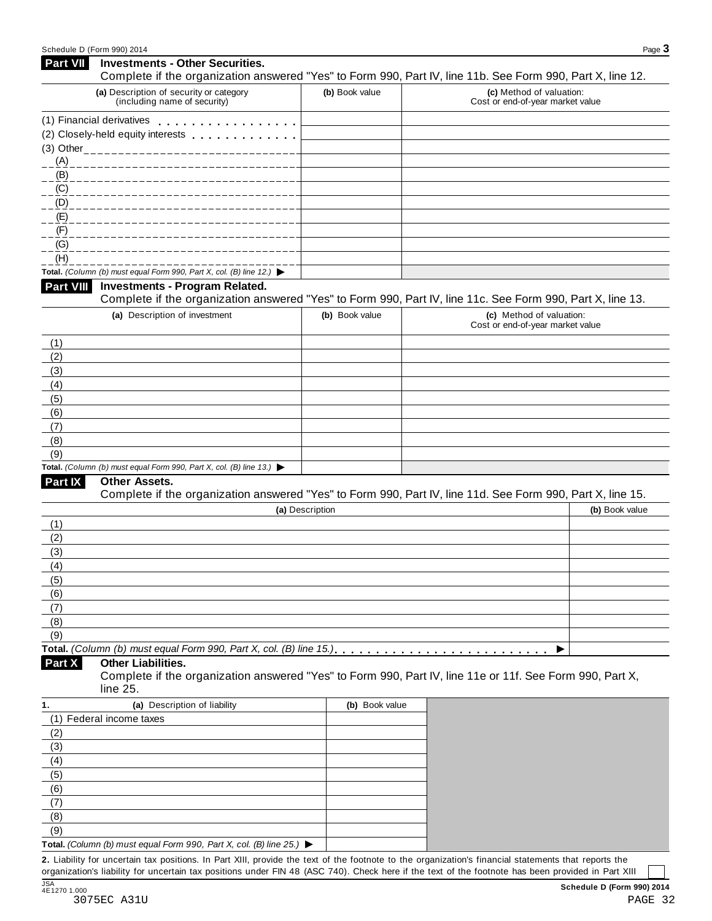## Part VII Investments - Other Securities.

Complete if the organization answered "Yes" to Form 990, Part IV, line 11b. See Form 990, Part X, line 12.

| (a) Description of security or category (including name of security) | (b) Book value | (c) Method of valuation: Cost or end-of-year market value |
|---|---|---|
| (1) Financial derivatives | | |
| (2) Closely-held equity interests | | |
| (3) Other | | |
| (A) | | |
| (B) | | |
| (C) | | |
| (D) | | |
| (E) | | |
| (F) | | |
| (G) | | |
| (H) | | |
| **Total.** *(Column (b) must equal Form 990, Part X, col. (B) line 12.)* ▶ | | |

## Part VIII Investments - Program Related.

Complete if the organization answered "Yes" to Form 990, Part IV, line 11c. See Form 990, Part X, line 13.

| (a) Description of investment | (b) Book value | (c) Method of valuation: Cost or end-of-year market value |
|---|---|---|
| (1) | | |
| (2) | | |
| (3) | | |
| (4) | | |
| (5) | | |
| (6) | | |
| (7) | | |
| (8) | | |
| (9) | | |
| **Total.** *(Column (b) must equal Form 990, Part X, col. (B) line 13.)* ▶ | | |

## Part IX Other Assets.

Complete if the organization answered "Yes" to Form 990, Part IV, line 11d. See Form 990, Part X, line 15.

| (a) Description | (b) Book value |
|---|---|
| (1) | |
| (2) | |
| (3) | |
| (4) | |
| (5) | |
| (6) | |
| (7) | |
| (8) | |
| (9) | |
| **Total.** *(Column (b) must equal Form 990, Part X, col. (B) line 15.)* ▶ | |

## Part X Other Liabilities.

Complete if the organization answered "Yes" to Form 990, Part IV, line 11e or 11f. See Form 990, Part X, line 25.

| 1. (a) Description of liability | (b) Book value |
|---|---|
| (1) Federal income taxes | |
| (2) | |
| (3) | |
| (4) | |
| (5) | |
| (6) | |
| (7) | |
| (8) | |
| (9) | |
| **Total.** *(Column (b) must equal Form 990, Part X, col. (B) line 25.)* ▶ | |

**2.** Liability for uncertain tax positions. In Part XIII, provide the text of the footnote to the organization's financial statements that reports the organization's liability for uncertain tax positions under FIN 48 (ASC 740). Check here if the text of the footnote has been provided in Part XIII ☐

JSA 4E1270 1.000

3075EC A31U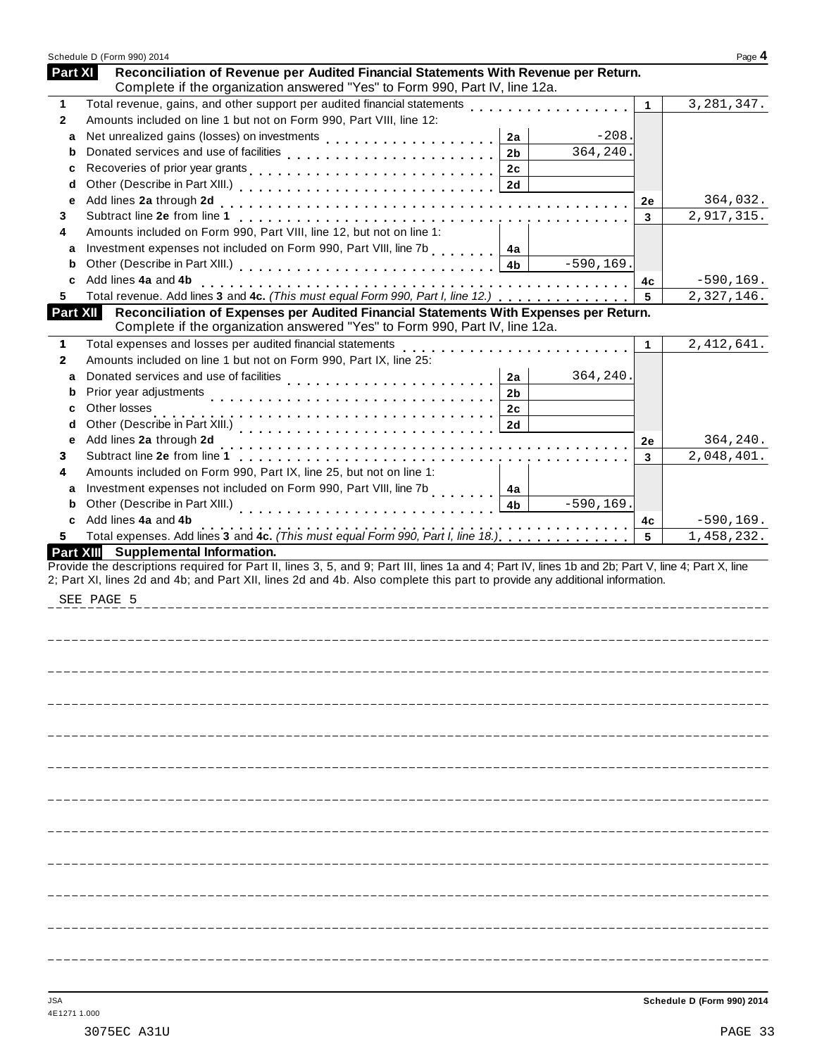Schedule D (Form 990) 2014

## Part XI Reconciliation of Revenue per Audited Financial Statements With Revenue per Return.

Complete if the organization answered "Yes" to Form 990, Part IV, line 12a.

| | | | | | |
|---|---|---|---|---|---|
| 1 | Total revenue, gains, and other support per audited financial statements | | | 1 | 3,281,347. |
| 2 | Amounts included on line 1 but not on Form 990, Part VIII, line 12: | | | | |
| a | Net unrealized gains (losses) on investments | 2a | -208. | | |
| b | Donated services and use of facilities | 2b | 364,240. | | |
| c | Recoveries of prior year grants | 2c | | | |
| d | Other (Describe in Part XIII.) | 2d | | | |
| e | Add lines **2a** through **2d** | | | 2e | 364,032. |
| 3 | Subtract line **2e** from line **1** | | | 3 | 2,917,315. |
| 4 | Amounts included on Form 990, Part VIII, line 12, but not on line 1: | | | | |
| a | Investment expenses not included on Form 990, Part VIII, line 7b | 4a | | | |
| b | Other (Describe in Part XIII.) | 4b | -590,169. | | |
| c | Add lines **4a** and **4b** | | | 4c | -590,169. |
| 5 | Total revenue. Add lines **3** and **4c.** *(This must equal Form 990, Part I, line 12.)* | | | 5 | 2,327,146. |

## Part XII Reconciliation of Expenses per Audited Financial Statements With Expenses per Return.

Complete if the organization answered "Yes" to Form 990, Part IV, line 12a.

| | | | | | |
|---|---|---|---|---|---|
| 1 | Total expenses and losses per audited financial statements | | | 1 | 2,412,641. |
| 2 | Amounts included on line 1 but not on Form 990, Part IX, line 25: | | | | |
| a | Donated services and use of facilities | 2a | 364,240. | | |
| b | Prior year adjustments | 2b | | | |
| c | Other losses | 2c | | | |
| d | Other (Describe in Part XIII.) | 2d | | | |
| e | Add lines **2a** through **2d** | | | 2e | 364,240. |
| 3 | Subtract line **2e** from line **1** | | | 3 | 2,048,401. |
| 4 | Amounts included on Form 990, Part IX, line 25, but not on line 1: | | | | |
| a | Investment expenses not included on Form 990, Part VIII, line 7b | 4a | | | |
| b | Other (Describe in Part XIII.) | 4b | -590,169. | | |
| c | Add lines **4a** and **4b** | | | 4c | -590,169. |
| 5 | Total expenses. Add lines **3** and **4c.** *(This must equal Form 990, Part I, line 18.)* | | | 5 | 1,458,232. |

## Part XIII Supplemental Information.

Provide the descriptions required for Part II, lines 3, 5, and 9; Part III, lines 1a and 4; Part IV, lines 1b and 2b; Part V, line 4; Part X, line 2; Part XI, lines 2d and 4b; and Part XII, lines 2d and 4b. Also complete this part to provide any additional information.

SEE PAGE 5

JSA
4E1271 1.000

Schedule D (Form 990) 2014

3075EC A31U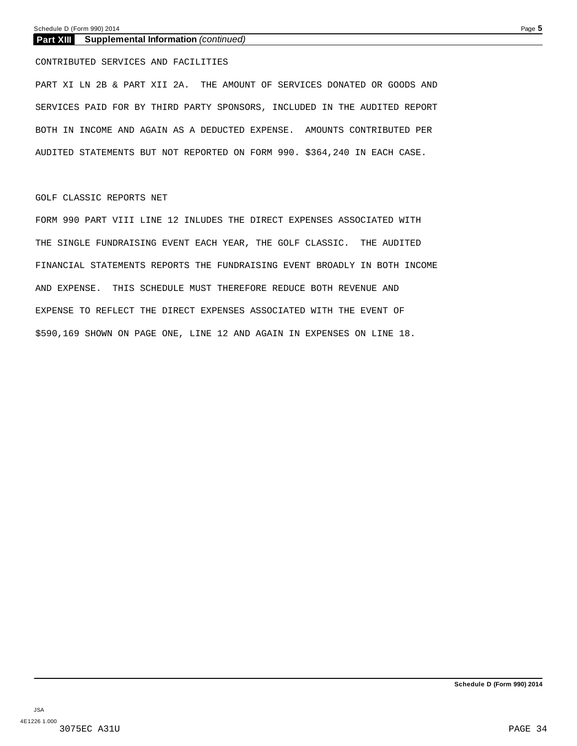## Part XIII Supplemental Information *(continued)*

CONTRIBUTED SERVICES AND FACILITIES

PART XI LN 2B & PART XII 2A. THE AMOUNT OF SERVICES DONATED OR GOODS AND SERVICES PAID FOR BY THIRD PARTY SPONSORS, INCLUDED IN THE AUDITED REPORT BOTH IN INCOME AND AGAIN AS A DEDUCTED EXPENSE. AMOUNTS CONTRIBUTED PER AUDITED STATEMENTS BUT NOT REPORTED ON FORM 990. $364,240 IN EACH CASE.

GOLF CLASSIC REPORTS NET

FORM 990 PART VIII LINE 12 INLUDES THE DIRECT EXPENSES ASSOCIATED WITH THE SINGLE FUNDRAISING EVENT EACH YEAR, THE GOLF CLASSIC. THE AUDITED FINANCIAL STATEMENTS REPORTS THE FUNDRAISING EVENT BROADLY IN BOTH INCOME AND EXPENSE. THIS SCHEDULE MUST THEREFORE REDUCE BOTH REVENUE AND EXPENSE TO REFLECT THE DIRECT EXPENSES ASSOCIATED WITH THE EVENT OF $590,169 SHOWN ON PAGE ONE, LINE 12 AND AGAIN IN EXPENSES ON LINE 18.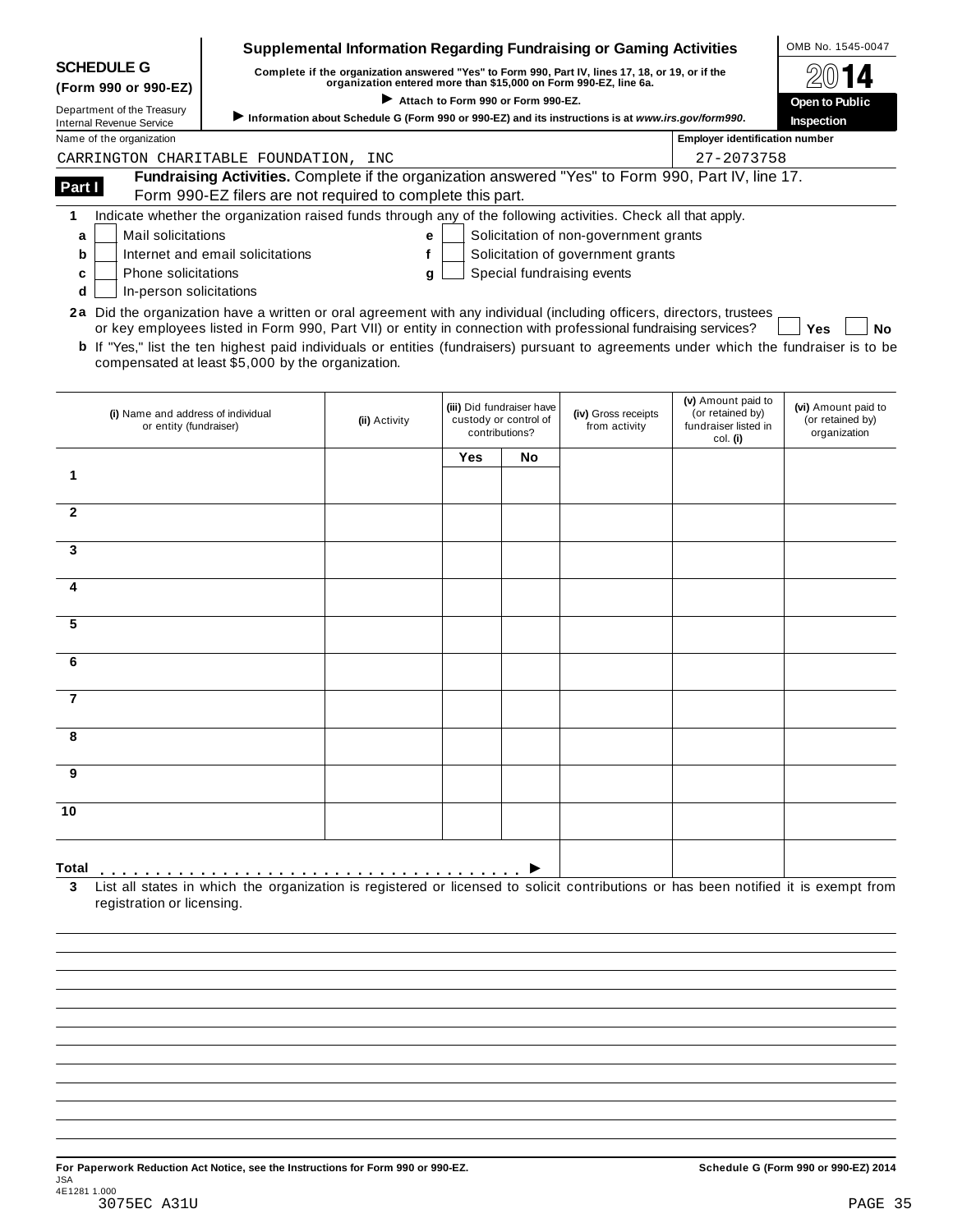**SCHEDULE G**
**(Form 990 or 990-EZ)**

Department of the Treasury
Internal Revenue Service

## Supplemental Information Regarding Fundraising or Gaming Activities

**Complete if the organization answered "Yes" to Form 990, Part IV, lines 17, 18, or 19, or if the organization entered more than $15,000 on Form 990-EZ, line 6a.**

► **Attach to Form 990 or Form 990-EZ.**

► **Information about Schedule G (Form 990 or 990-EZ) and its instructions is at *www.irs.gov/form990*.**

OMB No. 1545-0047

**2014**

**Open to Public Inspection**

Name of the organization: CARRINGTON CHARITABLE FOUNDATION, INC

Employer identification number: 27-2073758

**Part I** **Fundraising Activities.** Complete if the organization answered "Yes" to Form 990, Part IV, line 17. Form 990-EZ filers are not required to complete this part.

**1** Indicate whether the organization raised funds through any of the following activities. Check all that apply.

- **a** ☐ Mail solicitations
- **b** ☐ Internet and email solicitations
- **c** ☐ Phone solicitations
- **d** ☐ In-person solicitations
- **e** ☐ Solicitation of non-government grants
- **f** ☐ Solicitation of government grants
- **g** ☐ Special fundraising events

**2a** Did the organization have a written or oral agreement with any individual (including officers, directors, trustees or key employees listed in Form 990, Part VII) or entity in connection with professional fundraising services? ☐ **Yes** ☐ **No**

**b** If "Yes," list the ten highest paid individuals or entities (fundraisers) pursuant to agreements under which the fundraiser is to be compensated at least $5,000 by the organization.

| | (i) Name and address of individual or entity (fundraiser) | (ii) Activity | (iii) Did fundraiser have custody or control of contributions? | | (iv) Gross receipts from activity | (v) Amount paid to (or retained by) fundraiser listed in col. (i) | (vi) Amount paid to (or retained by) organization |
|---|---|---|---|---|---|---|---|
| | | | Yes | No | | | |
| 1 | | | | | | | |
| 2 | | | | | | | |
| 3 | | | | | | | |
| 4 | | | | | | | |
| 5 | | | | | | | |
| 6 | | | | | | | |
| 7 | | | | | | | |
| 8 | | | | | | | |
| 9 | | | | | | | |
| 10 | | | | | | | |
| **Total** ► | | | | | | | |

**3** List all states in which the organization is registered or licensed to solicit contributions or has been notified it is exempt from registration or licensing.

**For Paperwork Reduction Act Notice, see the Instructions for Form 990 or 990-EZ.** **Schedule G (Form 990 or 990-EZ) 2014**

JSA
4E1281 1.000
3075EC A31U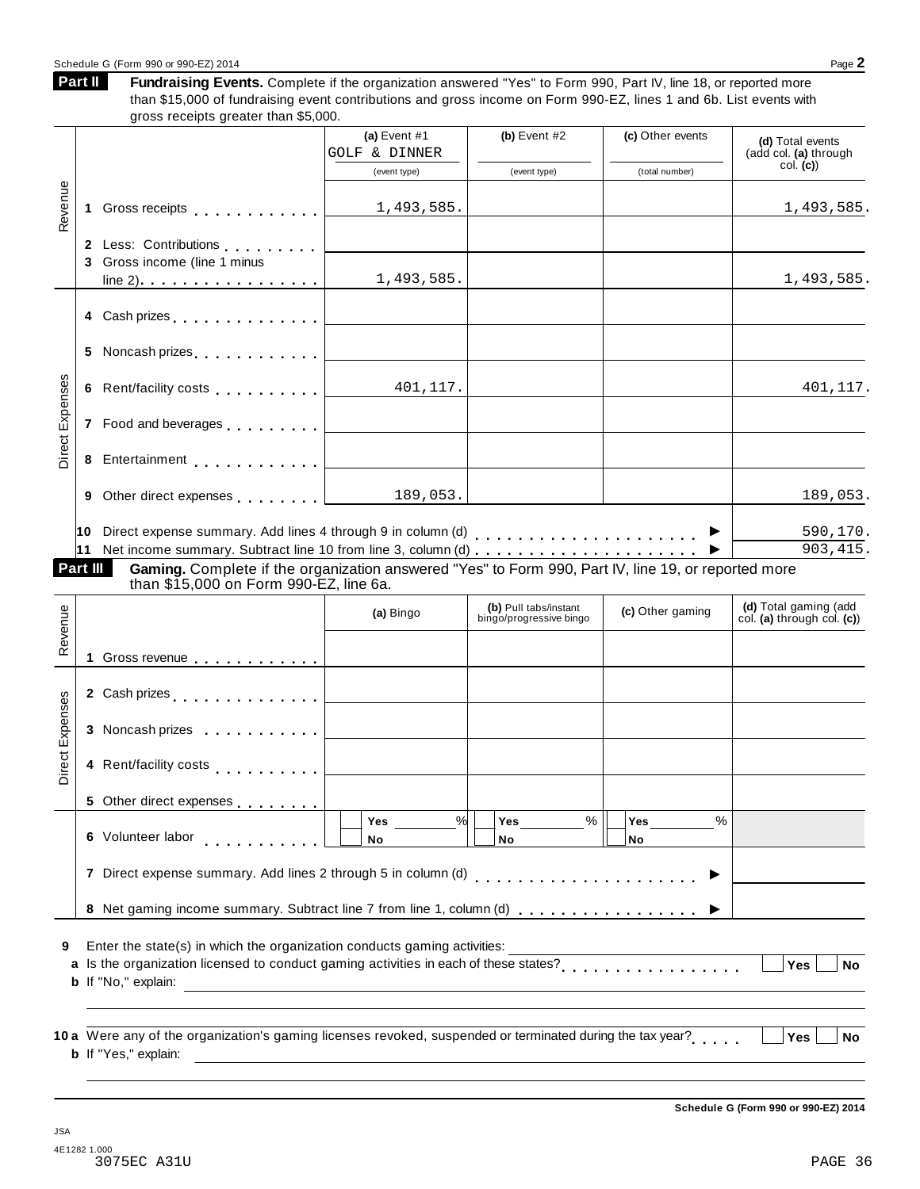Schedule G (Form 990 or 990-EZ) 2014

## Part II Fundraising Events.

**Fundraising Events.** Complete if the organization answered "Yes" to Form 990, Part IV, line 18, or reported more than $15,000 of fundraising event contributions and gross income on Form 990-EZ, lines 1 and 6b. List events with gross receipts greater than $5,000.

| | | (a) Event #1 GOLF & DINNER (event type) | (b) Event #2 (event type) | (c) Other events (total number) | (d) Total events (add col. (a) through col. (c)) |
|---|---|---|---|---|---|
| Revenue | 1 Gross receipts | 1,493,585. | | | 1,493,585. |
| | 2 Less: Contributions | | | | |
| | 3 Gross income (line 1 minus line 2) | 1,493,585. | | | 1,493,585. |
| Direct Expenses | 4 Cash prizes | | | | |
| | 5 Noncash prizes | | | | |
| | 6 Rent/facility costs | 401,117. | | | 401,117. |
| | 7 Food and beverages | | | | |
| | 8 Entertainment | | | | |
| | 9 Other direct expenses | 189,053. | | | 189,053. |
| | 10 Direct expense summary. Add lines 4 through 9 in column (d) ▶ | | | | 590,170. |
| | 11 Net income summary. Subtract line 10 from line 3, column (d) ▶ | | | | 903,415. |

## Part III Gaming.

**Gaming.** Complete if the organization answered "Yes" to Form 990, Part IV, line 19, or reported more than $15,000 on Form 990-EZ, line 6a.

| | | (a) Bingo | (b) Pull tabs/instant bingo/progressive bingo | (c) Other gaming | (d) Total gaming (add col. (a) through col. (c)) |
|---|---|---|---|---|---|
| Revenue | 1 Gross revenue | | | | |
| Direct Expenses | 2 Cash prizes | | | | |
| | 3 Noncash prizes | | | | |
| | 4 Rent/facility costs | | | | |
| | 5 Other direct expenses | | | | |
| | 6 Volunteer labor | ☐ Yes ____% ☐ No | ☐ Yes ____% ☐ No | ☐ Yes ____% ☐ No | |
| | 7 Direct expense summary. Add lines 2 through 5 in column (d) ▶ | | | | |
| | 8 Net gaming income summary. Subtract line 7 from line 1, column (d) ▶ | | | | |

**9** Enter the state(s) in which the organization conducts gaming activities: ______

**a** Is the organization licensed to conduct gaming activities in each of these states? ☐ Yes ☐ No

**b** If "No," explain: ______

**10 a** Were any of the organization's gaming licenses revoked, suspended or terminated during the tax year? ☐ Yes ☐ No

**b** If "Yes," explain: ______

Schedule G (Form 990 or 990-EZ) 2014

JSA
4E1282 1.000
3075EC A31U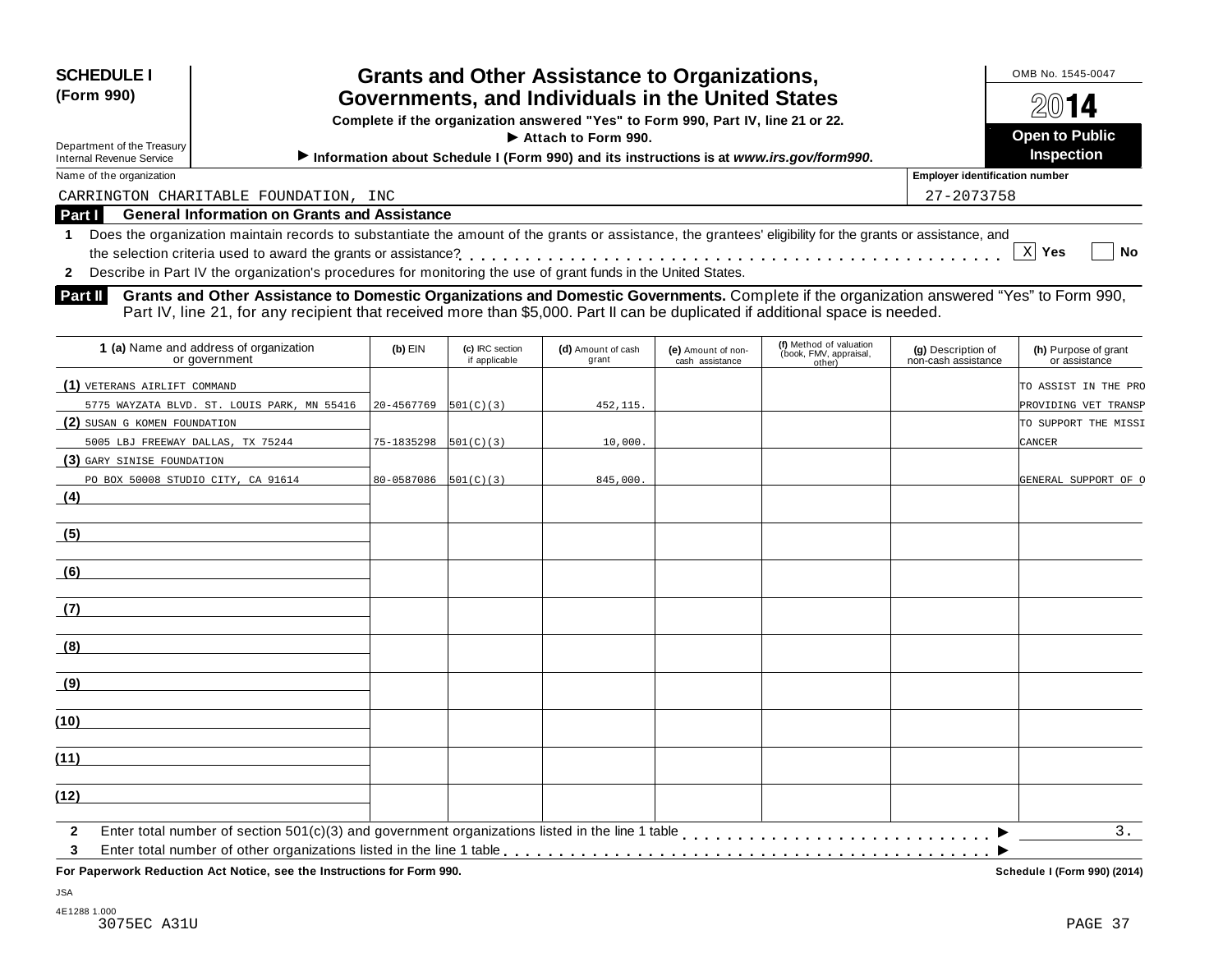**SCHEDULE I**
**(Form 990)**

Department of the Treasury
Internal Revenue Service

# Grants and Other Assistance to Organizations, Governments, and Individuals in the United States

**Complete if the organization answered "Yes" to Form 990, Part IV, line 21 or 22.**
**▶ Attach to Form 990.**
**▶ Information about Schedule I (Form 990) and its instructions is at *www.irs.gov/form990*.**

OMB No. 1545-0047
**2014**
**Open to Public Inspection**

Name of the organization: CARRINGTON CHARITABLE FOUNDATION, INC
Employer identification number: 27-2073758

## Part I General Information on Grants and Assistance

**1** Does the organization maintain records to substantiate the amount of the grants or assistance, the grantees' eligibility for the grants or assistance, and the selection criteria used to award the grants or assistance? . . . . . . [X] **Yes** [ ] **No**

**2** Describe in Part IV the organization's procedures for monitoring the use of grant funds in the United States.

## Part II Grants and Other Assistance to Domestic Organizations and Domestic Governments.

Complete if the organization answered "Yes" to Form 990, Part IV, line 21, for any recipient that received more than $5,000. Part II can be duplicated if additional space is needed.

| 1 (a) Name and address of organization or government | (b) EIN | (c) IRC section if applicable | (d) Amount of cash grant | (e) Amount of non-cash assistance | (f) Method of valuation (book, FMV, appraisal, other) | (g) Description of non-cash assistance | (h) Purpose of grant or assistance |
|---|---|---|---|---|---|---|---|
| (1) VETERANS AIRLIFT COMMAND 5775 WAYZATA BLVD. ST. LOUIS PARK, MN 55416 | 20-4567769 | 501(C)(3) | 452,115. | | | | TO ASSIST IN THE PRO PROVIDING VET TRANSP |
| (2) SUSAN G KOMEN FOUNDATION 5005 LBJ FREEWAY DALLAS, TX 75244 | 75-1835298 | 501(C)(3) | 10,000. | | | | TO SUPPORT THE MISSI CANCER |
| (3) GARY SINISE FOUNDATION PO BOX 50008 STUDIO CITY, CA 91614 | 80-0587086 | 501(C)(3) | 845,000. | | | | GENERAL SUPPORT OF O |
| (4) | | | | | | | |
| (5) | | | | | | | |
| (6) | | | | | | | |
| (7) | | | | | | | |
| (8) | | | | | | | |
| (9) | | | | | | | |
| (10) | | | | | | | |
| (11) | | | | | | | |
| (12) | | | | | | | |

**2** Enter total number of section 501(c)(3) and government organizations listed in the line 1 table . . . . . ▶ 3.

**3** Enter total number of other organizations listed in the line 1 table . . . . . ▶

**For Paperwork Reduction Act Notice, see the Instructions for Form 990.** **Schedule I (Form 990) (2014)**

JSA
4E1288 1.000
3075EC A31U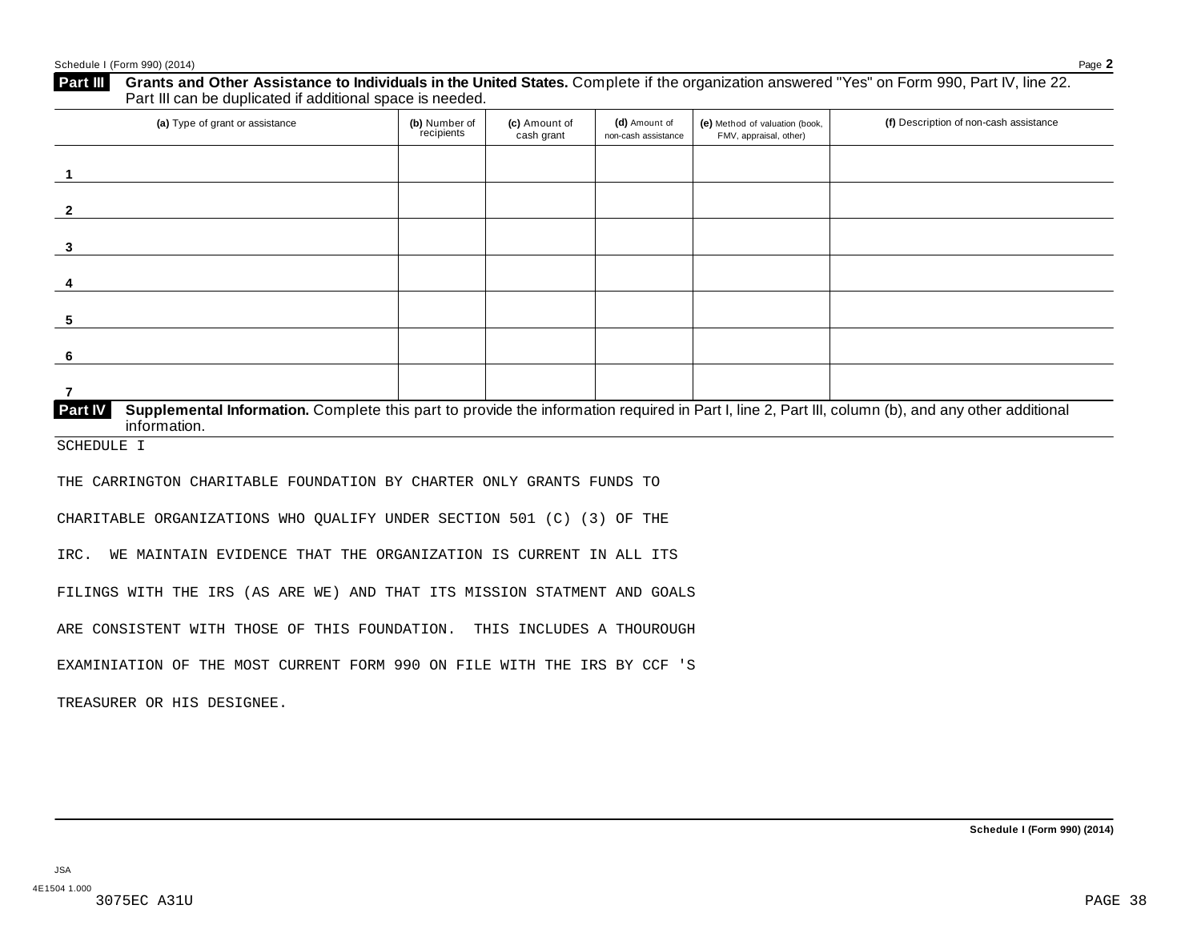**Part III** **Grants and Other Assistance to Individuals in the United States.** Complete if the organization answered "Yes" on Form 990, Part IV, line 22. Part III can be duplicated if additional space is needed.

| (a) Type of grant or assistance | (b) Number of recipients | (c) Amount of cash grant | (d) Amount of non-cash assistance | (e) Method of valuation (book, FMV, appraisal, other) | (f) Description of non-cash assistance |
|---|---|---|---|---|---|
| 1 | | | | | |
| 2 | | | | | |
| 3 | | | | | |
| 4 | | | | | |
| 5 | | | | | |
| 6 | | | | | |
| 7 | | | | | |

**Part IV** **Supplemental Information.** Complete this part to provide the information required in Part I, line 2, Part III, column (b), and any other additional information.

SCHEDULE I

THE CARRINGTON CHARITABLE FOUNDATION BY CHARTER ONLY GRANTS FUNDS TO CHARITABLE ORGANIZATIONS WHO QUALIFY UNDER SECTION 501 (C) (3) OF THE IRC. WE MAINTAIN EVIDENCE THAT THE ORGANIZATION IS CURRENT IN ALL ITS FILINGS WITH THE IRS (AS ARE WE) AND THAT ITS MISSION STATMENT AND GOALS ARE CONSISTENT WITH THOSE OF THIS FOUNDATION. THIS INCLUDES A THOUROUGH EXAMINIATION OF THE MOST CURRENT FORM 990 ON FILE WITH THE IRS BY CCF 'S TREASURER OR HIS DESIGNEE.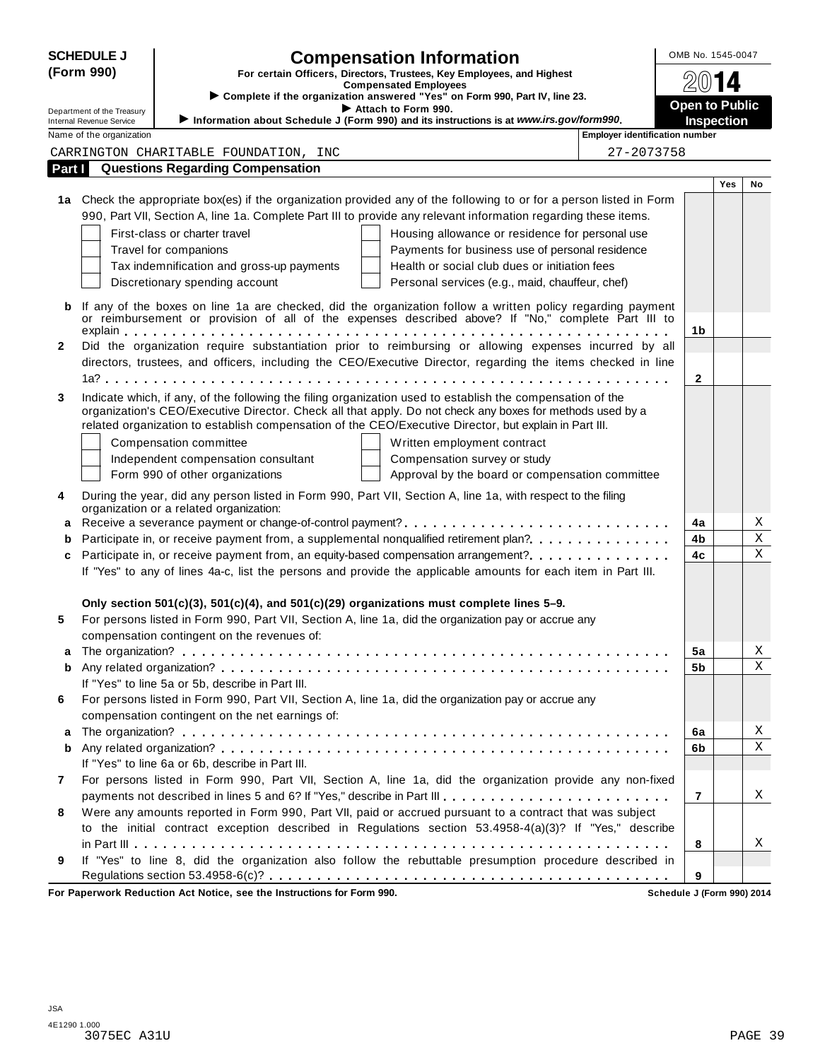**SCHEDULE J (Form 990)**

Department of the Treasury
Internal Revenue Service

# Compensation Information

**For certain Officers, Directors, Trustees, Key Employees, and Highest Compensated Employees**

▶ Complete if the organization answered "Yes" on Form 990, Part IV, line 23.
▶ Attach to Form 990.
▶ Information about Schedule J (Form 990) and its instructions is at *www.irs.gov/form990*.

OMB No. 1545-0047

2014

**Open to Public Inspection**

| Name of the organization | Employer identification number |
|---|---|
| CARRINGTON CHARITABLE FOUNDATION, INC | 27-2073758 |

## Part I Questions Regarding Compensation

| | | | Yes | No |
|---|---|---|---|---|
| **1a** | Check the appropriate box(es) if the organization provided any of the following to or for a person listed in Form 990, Part VII, Section A, line 1a. Complete Part III to provide any relevant information regarding these items.<br>☐ First-class or charter travel ☐ Housing allowance or residence for personal use<br>☐ Travel for companions ☐ Payments for business use of personal residence<br>☐ Tax indemnification and gross-up payments ☐ Health or social club dues or initiation fees<br>☐ Discretionary spending account ☐ Personal services (e.g., maid, chauffeur, chef) | | | |
| **b** | If any of the boxes on line 1a are checked, did the organization follow a written policy regarding payment or reimbursement or provision of all of the expenses described above? If "No," complete Part III to explain | 1b | | |
| **2** | Did the organization require substantiation prior to reimbursing or allowing expenses incurred by all directors, trustees, and officers, including the CEO/Executive Director, regarding the items checked in line 1a? | 2 | | |
| **3** | Indicate which, if any, of the following the filing organization used to establish the compensation of the organization's CEO/Executive Director. Check all that apply. Do not check any boxes for methods used by a related organization to establish compensation of the CEO/Executive Director, but explain in Part III.<br>☐ Compensation committee ☐ Written employment contract<br>☐ Independent compensation consultant ☐ Compensation survey or study<br>☐ Form 990 of other organizations ☐ Approval by the board or compensation committee | | | |
| **4** | During the year, did any person listed in Form 990, Part VII, Section A, line 1a, with respect to the filing organization or a related organization: | | | |
| **a** | Receive a severance payment or change-of-control payment? | 4a | | X |
| **b** | Participate in, or receive payment from, a supplemental nonqualified retirement plan? | 4b | | X |
| **c** | Participate in, or receive payment from, an equity-based compensation arrangement? | 4c | | X |
| | If "Yes" to any of lines 4a-c, list the persons and provide the applicable amounts for each item in Part III. | | | |
| | **Only section 501(c)(3), 501(c)(4), and 501(c)(29) organizations must complete lines 5–9.** | | | |
| **5** | For persons listed in Form 990, Part VII, Section A, line 1a, did the organization pay or accrue any compensation contingent on the revenues of: | | | |
| **a** | The organization? | 5a | | X |
| **b** | Any related organization? | 5b | | X |
| | If "Yes" to line 5a or 5b, describe in Part III. | | | |
| **6** | For persons listed in Form 990, Part VII, Section A, line 1a, did the organization pay or accrue any compensation contingent on the net earnings of: | | | |
| **a** | The organization? | 6a | | X |
| **b** | Any related organization? | 6b | | X |
| | If "Yes" to line 6a or 6b, describe in Part III. | | | |
| **7** | For persons listed in Form 990, Part VII, Section A, line 1a, did the organization provide any non-fixed payments not described in lines 5 and 6? If "Yes," describe in Part III | 7 | | X |
| **8** | Were any amounts reported in Form 990, Part VII, paid or accrued pursuant to a contract that was subject to the initial contract exception described in Regulations section 53.4958-4(a)(3)? If "Yes," describe in Part III | 8 | | X |
| **9** | If "Yes" to line 8, did the organization also follow the rebuttable presumption procedure described in Regulations section 53.4958-6(c)? | 9 | | |

**For Paperwork Reduction Act Notice, see the Instructions for Form 990.** **Schedule J (Form 990) 2014**

JSA
4E1290 1.000
3075EC A31U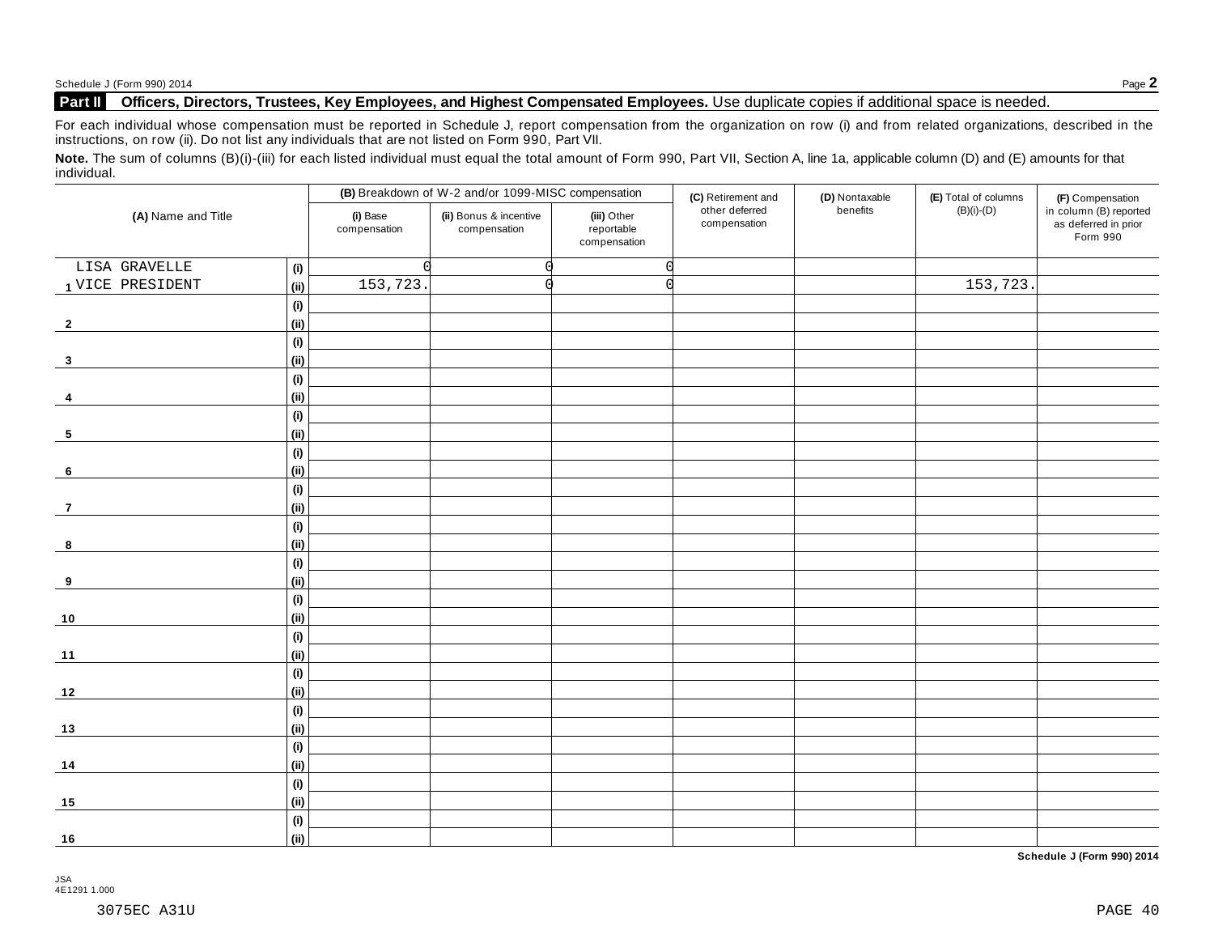## Part II Officers, Directors, Trustees, Key Employees, and Highest Compensated Employees. Use duplicate copies if additional space is needed.

For each individual whose compensation must be reported in Schedule J, report compensation from the organization on row (i) and from related organizations, described in the instructions, on row (ii). Do not list any individuals that are not listed on Form 990, Part VII.

**Note.** The sum of columns (B)(i)-(iii) for each listed individual must equal the total amount of Form 990, Part VII, Section A, line 1a, applicable column (D) and (E) amounts for that individual.

| (A) Name and Title | | (B) Breakdown of W-2 and/or 1099-MISC compensation | | | (C) Retirement and other deferred compensation | (D) Nontaxable benefits | (E) Total of columns (B)(i)-(D) | (F) Compensation in column (B) reported as deferred in prior Form 990 |
|---|---|---|---|---|---|---|---|---|
| | | (i) Base compensation | (ii) Bonus & incentive compensation | (iii) Other reportable compensation | | | | |
| 1 LISA GRAVELLE | (i) | 0 | 0 | 0 | | | | |
| VICE PRESIDENT | (ii) | 153,723. | 0 | 0 | | | 153,723. | |
| 2 | (i) | | | | | | | |
| | (ii) | | | | | | | |
| 3 | (i) | | | | | | | |
| | (ii) | | | | | | | |
| 4 | (i) | | | | | | | |
| | (ii) | | | | | | | |
| 5 | (i) | | | | | | | |
| | (ii) | | | | | | | |
| 6 | (i) | | | | | | | |
| | (ii) | | | | | | | |
| 7 | (i) | | | | | | | |
| | (ii) | | | | | | | |
| 8 | (i) | | | | | | | |
| | (ii) | | | | | | | |
| 9 | (i) | | | | | | | |
| | (ii) | | | | | | | |
| 10 | (i) | | | | | | | |
| | (ii) | | | | | | | |
| 11 | (i) | | | | | | | |
| | (ii) | | | | | | | |
| 12 | (i) | | | | | | | |
| | (ii) | | | | | | | |
| 13 | (i) | | | | | | | |
| | (ii) | | | | | | | |
| 14 | (i) | | | | | | | |
| | (ii) | | | | | | | |
| 15 | (i) | | | | | | | |
| | (ii) | | | | | | | |
| 16 | (i) | | | | | | | |
| | (ii) | | | | | | | |

**Schedule J (Form 990) 2014**

JSA
4E1291 1.000

3075EC A31U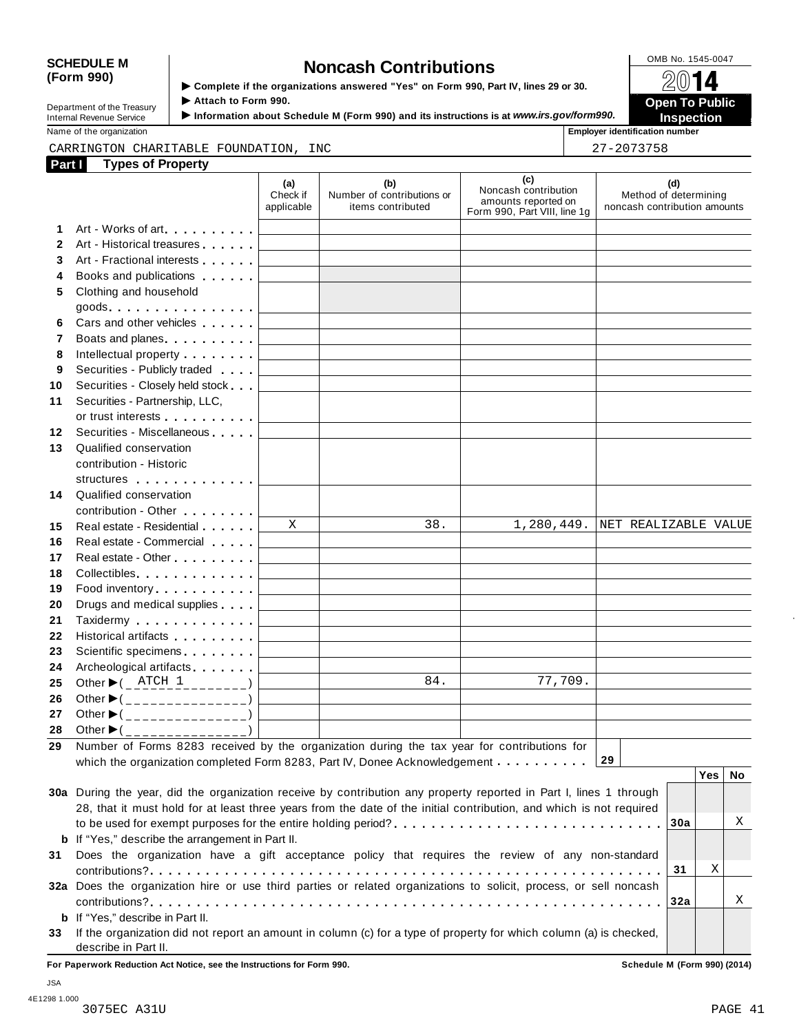**SCHEDULE M (Form 990)**

Department of the Treasury
Internal Revenue Service

# Noncash Contributions

▶ Complete if the organizations answered "Yes" on Form 990, Part IV, lines 29 or 30.
▶ Attach to Form 990.
▶ Information about Schedule M (Form 990) and its instructions is at *www.irs.gov/form990.*

OMB No. 1545-0047

**2014**

**Open To Public Inspection**

Name of the organization: CARRINGTON CHARITABLE FOUNDATION, INC

Employer identification number: 27-2073758

## Part I Types of Property

| | | (a) Check if applicable | (b) Number of contributions or items contributed | (c) Noncash contribution amounts reported on Form 990, Part VIII, line 1g | (d) Method of determining noncash contribution amounts |
|---|---|---|---|---|---|
| 1 | Art - Works of art | | | | |
| 2 | Art - Historical treasures | | | | |
| 3 | Art - Fractional interests | | | | |
| 4 | Books and publications | | | | |
| 5 | Clothing and household goods | | | | |
| 6 | Cars and other vehicles | | | | |
| 7 | Boats and planes | | | | |
| 8 | Intellectual property | | | | |
| 9 | Securities - Publicly traded | | | | |
| 10 | Securities - Closely held stock | | | | |
| 11 | Securities - Partnership, LLC, or trust interests | | | | |
| 12 | Securities - Miscellaneous | | | | |
| 13 | Qualified conservation contribution - Historic structures | | | | |
| 14 | Qualified conservation contribution - Other | | | | |
| 15 | Real estate - Residential | X | 38. | 1,280,449. | NET REALIZABLE VALUE |
| 16 | Real estate - Commercial | | | | |
| 17 | Real estate - Other | | | | |
| 18 | Collectibles | | | | |
| 19 | Food inventory | | | | |
| 20 | Drugs and medical supplies | | | | |
| 21 | Taxidermy | | | | |
| 22 | Historical artifacts | | | | |
| 23 | Scientific specimens | | | | |
| 24 | Archeological artifacts | | | | |
| 25 | Other ▶( ATCH 1 ) | | 84. | 77,709. | |
| 26 | Other ▶( ) | | | | |
| 27 | Other ▶( ) | | | | |
| 28 | Other ▶( ) | | | | |

29 Number of Forms 8283 received by the organization during the tax year for contributions for which the organization completed Form 8283, Part IV, Donee Acknowledgement . . . . . . . . . . **29**

| | | | Yes | No |
|---|---|---|---|---|
| 30a | During the year, did the organization receive by contribution any property reported in Part I, lines 1 through 28, that it must hold for at least three years from the date of the initial contribution, and which is not required to be used for exempt purposes for the entire holding period? | 30a | | X |
| b | If "Yes," describe the arrangement in Part II. | | | |
| 31 | Does the organization have a gift acceptance policy that requires the review of any non-standard contributions? | 31 | X | |
| 32a | Does the organization hire or use third parties or related organizations to solicit, process, or sell noncash contributions? | 32a | | X |
| b | If "Yes," describe in Part II. | | | |
| 33 | If the organization did not report an amount in column (c) for a type of property for which column (a) is checked, describe in Part II. | | | |

**For Paperwork Reduction Act Notice, see the Instructions for Form 990.** **Schedule M (Form 990) (2014)**

JSA
4E1298 1.000
3075EC A31U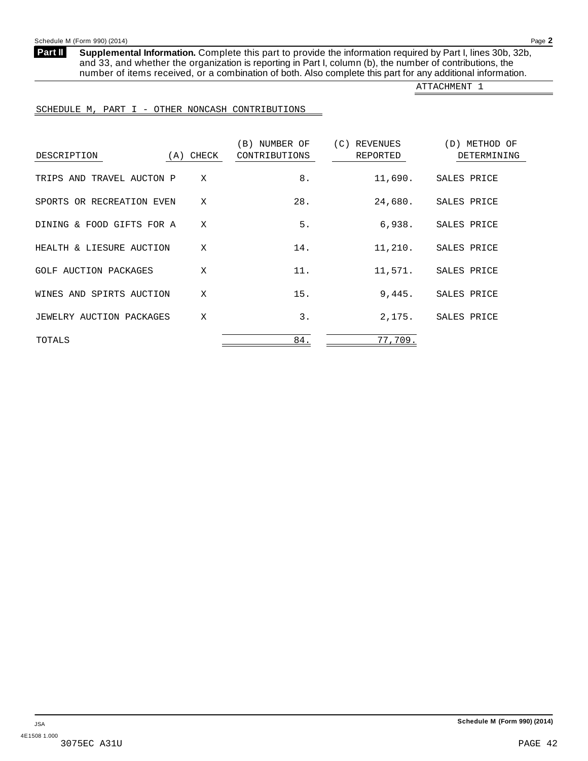**Part II** **Supplemental Information.** Complete this part to provide the information required by Part I, lines 30b, 32b, and 33, and whether the organization is reporting in Part I, column (b), the number of contributions, the number of items received, or a combination of both. Also complete this part for any additional information.

ATTACHMENT 1

SCHEDULE M, PART I - OTHER NONCASH CONTRIBUTIONS

| DESCRIPTION | (A) CHECK | (B) NUMBER OF CONTRIBUTIONS | (C) REVENUES REPORTED | (D) METHOD OF DETERMINING |
|---|---|---|---|---|
| TRIPS AND TRAVEL AUCTON P | X | 8. | 11,690. | SALES PRICE |
| SPORTS OR RECREATION EVEN | X | 28. | 24,680. | SALES PRICE |
| DINING & FOOD GIFTS FOR A | X | 5. | 6,938. | SALES PRICE |
| HEALTH & LIESURE AUCTION | X | 14. | 11,210. | SALES PRICE |
| GOLF AUCTION PACKAGES | X | 11. | 11,571. | SALES PRICE |
| WINES AND SPIRTS AUCTION | X | 15. | 9,445. | SALES PRICE |
| JEWELRY AUCTION PACKAGES | X | 3. | 2,175. | SALES PRICE |
| TOTALS | | 84. | 77,709. | |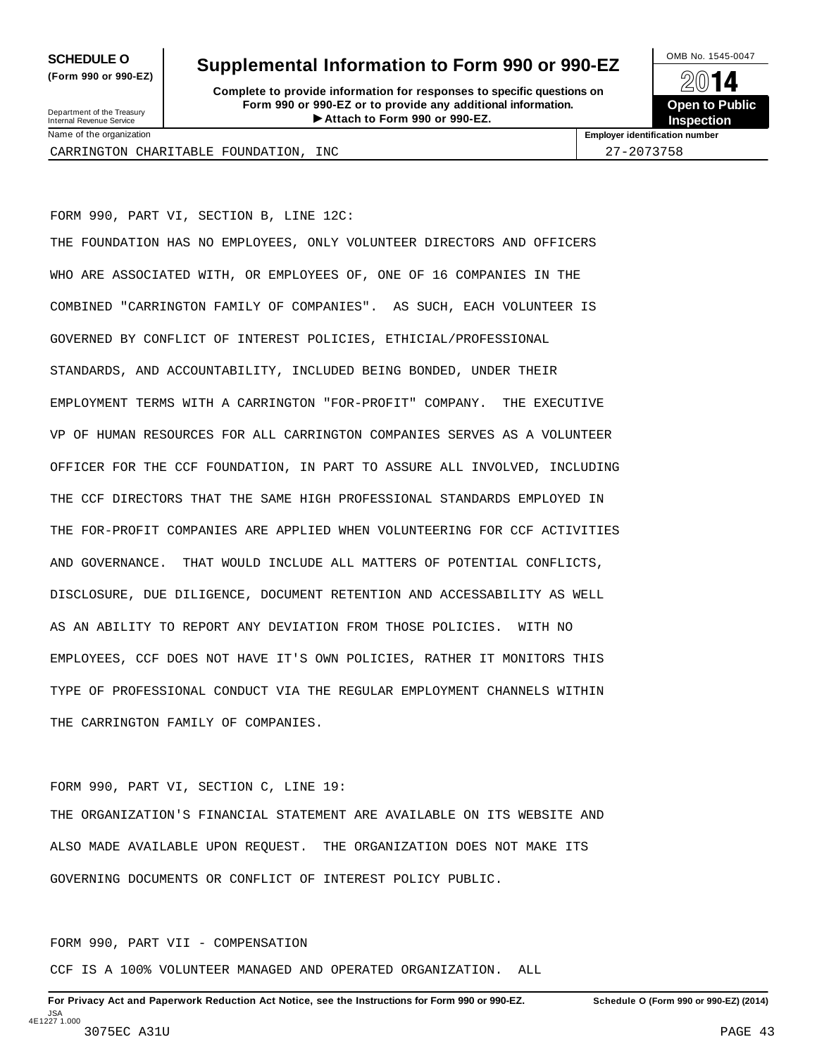**SCHEDULE O** **(Form 990 or 990-EZ)**

Department of the Treasury
Internal Revenue Service

# Supplemental Information to Form 990 or 990-EZ

**Complete to provide information for responses to specific questions on Form 990 or 990-EZ or to provide any additional information.**
**▶ Attach to Form 990 or 990-EZ.**

OMB No. 1545-0047

**2014**

**Open to Public Inspection**

| Name of the organization | Employer identification number |
|---|---|
| CARRINGTON CHARITABLE FOUNDATION, INC | 27-2073758 |

FORM 990, PART VI, SECTION B, LINE 12C:

THE FOUNDATION HAS NO EMPLOYEES, ONLY VOLUNTEER DIRECTORS AND OFFICERS WHO ARE ASSOCIATED WITH, OR EMPLOYEES OF, ONE OF 16 COMPANIES IN THE COMBINED "CARRINGTON FAMILY OF COMPANIES". AS SUCH, EACH VOLUNTEER IS GOVERNED BY CONFLICT OF INTEREST POLICIES, ETHICIAL/PROFESSIONAL STANDARDS, AND ACCOUNTABILITY, INCLUDED BEING BONDED, UNDER THEIR EMPLOYMENT TERMS WITH A CARRINGTON "FOR-PROFIT" COMPANY. THE EXECUTIVE VP OF HUMAN RESOURCES FOR ALL CARRINGTON COMPANIES SERVES AS A VOLUNTEER OFFICER FOR THE CCF FOUNDATION, IN PART TO ASSURE ALL INVOLVED, INCLUDING THE CCF DIRECTORS THAT THE SAME HIGH PROFESSIONAL STANDARDS EMPLOYED IN THE FOR-PROFIT COMPANIES ARE APPLIED WHEN VOLUNTEERING FOR CCF ACTIVITIES AND GOVERNANCE. THAT WOULD INCLUDE ALL MATTERS OF POTENTIAL CONFLICTS, DISCLOSURE, DUE DILIGENCE, DOCUMENT RETENTION AND ACCESSABILITY AS WELL AS AN ABILITY TO REPORT ANY DEVIATION FROM THOSE POLICIES. WITH NO EMPLOYEES, CCF DOES NOT HAVE IT'S OWN POLICIES, RATHER IT MONITORS THIS TYPE OF PROFESSIONAL CONDUCT VIA THE REGULAR EMPLOYMENT CHANNELS WITHIN THE CARRINGTON FAMILY OF COMPANIES.

FORM 990, PART VI, SECTION C, LINE 19:

THE ORGANIZATION'S FINANCIAL STATEMENT ARE AVAILABLE ON ITS WEBSITE AND ALSO MADE AVAILABLE UPON REQUEST. THE ORGANIZATION DOES NOT MAKE ITS GOVERNING DOCUMENTS OR CONFLICT OF INTEREST POLICY PUBLIC.

FORM 990, PART VII - COMPENSATION

CCF IS A 100% VOLUNTEER MANAGED AND OPERATED ORGANIZATION. ALL

**For Privacy Act and Paperwork Reduction Act Notice, see the Instructions for Form 990 or 990-EZ.** **Schedule O (Form 990 or 990-EZ) (2014)**

JSA
4E1227 1.000
3075EC A31U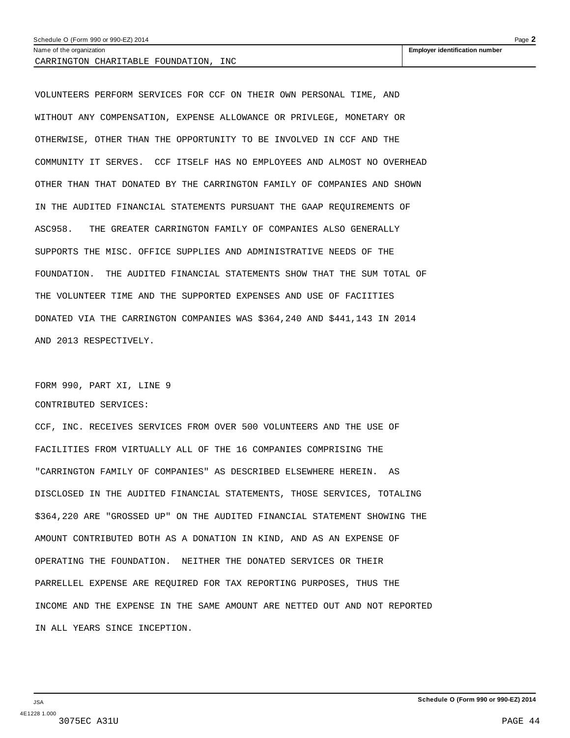Name of the organization

CARRINGTON CHARITABLE FOUNDATION, INC

**Employer identification number**

VOLUNTEERS PERFORM SERVICES FOR CCF ON THEIR OWN PERSONAL TIME, AND WITHOUT ANY COMPENSATION, EXPENSE ALLOWANCE OR PRIVLEGE, MONETARY OR OTHERWISE, OTHER THAN THE OPPORTUNITY TO BE INVOLVED IN CCF AND THE COMMUNITY IT SERVES. CCF ITSELF HAS NO EMPLOYEES AND ALMOST NO OVERHEAD OTHER THAN THAT DONATED BY THE CARRINGTON FAMILY OF COMPANIES AND SHOWN IN THE AUDITED FINANCIAL STATEMENTS PURSUANT THE GAAP REQUIREMENTS OF ASC958. THE GREATER CARRINGTON FAMILY OF COMPANIES ALSO GENERALLY SUPPORTS THE MISC. OFFICE SUPPLIES AND ADMINISTRATIVE NEEDS OF THE FOUNDATION. THE AUDITED FINANCIAL STATEMENTS SHOW THAT THE SUM TOTAL OF THE VOLUNTEER TIME AND THE SUPPORTED EXPENSES AND USE OF FACIITIES DONATED VIA THE CARRINGTON COMPANIES WAS $364,240 AND $441,143 IN 2014 AND 2013 RESPECTIVELY.

FORM 990, PART XI, LINE 9

CONTRIBUTED SERVICES:

CCF, INC. RECEIVES SERVICES FROM OVER 500 VOLUNTEERS AND THE USE OF FACILITIES FROM VIRTUALLY ALL OF THE 16 COMPANIES COMPRISING THE "CARRINGTON FAMILY OF COMPANIES" AS DESCRIBED ELSEWHERE HEREIN. AS DISCLOSED IN THE AUDITED FINANCIAL STATEMENTS, THOSE SERVICES, TOTALING $364,220 ARE "GROSSED UP" ON THE AUDITED FINANCIAL STATEMENT SHOWING THE AMOUNT CONTRIBUTED BOTH AS A DONATION IN KIND, AND AS AN EXPENSE OF OPERATING THE FOUNDATION. NEITHER THE DONATED SERVICES OR THEIR PARRELLEL EXPENSE ARE REQUIRED FOR TAX REPORTING PURPOSES, THUS THE INCOME AND THE EXPENSE IN THE SAME AMOUNT ARE NETTED OUT AND NOT REPORTED IN ALL YEARS SINCE INCEPTION.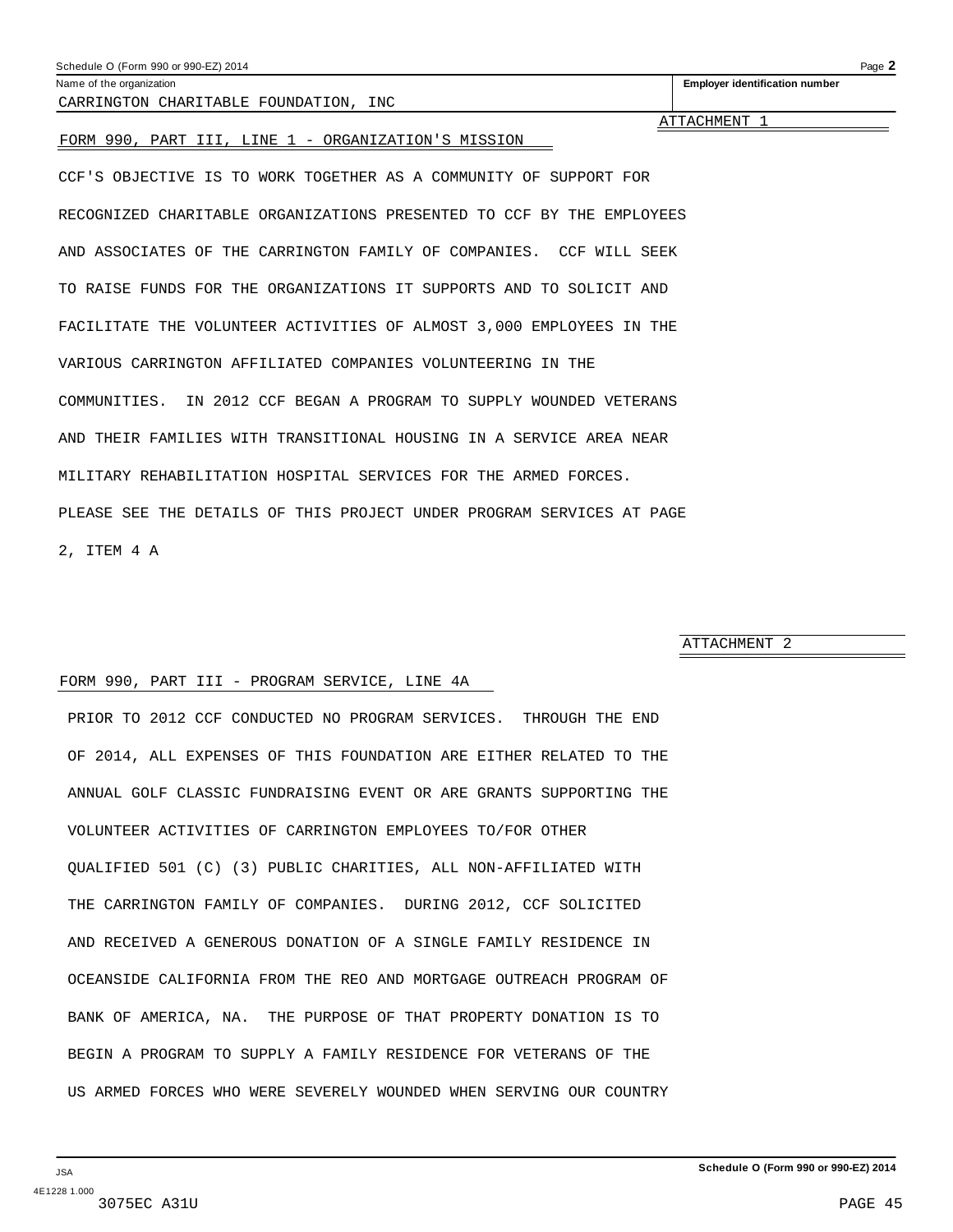Schedule O (Form 990 or 990-EZ) 2014

| Name of the organization | Employer identification number |
|---|---|
| CARRINGTON CHARITABLE FOUNDATION, INC | |

ATTACHMENT 1

FORM 990, PART III, LINE 1 - ORGANIZATION'S MISSION

CCF'S OBJECTIVE IS TO WORK TOGETHER AS A COMMUNITY OF SUPPORT FOR RECOGNIZED CHARITABLE ORGANIZATIONS PRESENTED TO CCF BY THE EMPLOYEES AND ASSOCIATES OF THE CARRINGTON FAMILY OF COMPANIES. CCF WILL SEEK TO RAISE FUNDS FOR THE ORGANIZATIONS IT SUPPORTS AND TO SOLICIT AND FACILITATE THE VOLUNTEER ACTIVITIES OF ALMOST 3,000 EMPLOYEES IN THE VARIOUS CARRINGTON AFFILIATED COMPANIES VOLUNTEERING IN THE COMMUNITIES. IN 2012 CCF BEGAN A PROGRAM TO SUPPLY WOUNDED VETERANS AND THEIR FAMILIES WITH TRANSITIONAL HOUSING IN A SERVICE AREA NEAR MILITARY REHABILITATION HOSPITAL SERVICES FOR THE ARMED FORCES. PLEASE SEE THE DETAILS OF THIS PROJECT UNDER PROGRAM SERVICES AT PAGE 2, ITEM 4 A

ATTACHMENT 2

FORM 990, PART III - PROGRAM SERVICE, LINE 4A

PRIOR TO 2012 CCF CONDUCTED NO PROGRAM SERVICES. THROUGH THE END OF 2014, ALL EXPENSES OF THIS FOUNDATION ARE EITHER RELATED TO THE ANNUAL GOLF CLASSIC FUNDRAISING EVENT OR ARE GRANTS SUPPORTING THE VOLUNTEER ACTIVITIES OF CARRINGTON EMPLOYEES TO/FOR OTHER QUALIFIED 501 (C) (3) PUBLIC CHARITIES, ALL NON-AFFILIATED WITH THE CARRINGTON FAMILY OF COMPANIES. DURING 2012, CCF SOLICITED AND RECEIVED A GENEROUS DONATION OF A SINGLE FAMILY RESIDENCE IN OCEANSIDE CALIFORNIA FROM THE REO AND MORTGAGE OUTREACH PROGRAM OF BANK OF AMERICA, NA. THE PURPOSE OF THAT PROPERTY DONATION IS TO BEGIN A PROGRAM TO SUPPLY A FAMILY RESIDENCE FOR VETERANS OF THE US ARMED FORCES WHO WERE SEVERELY WOUNDED WHEN SERVING OUR COUNTRY

Schedule O (Form 990 or 990-EZ) 2014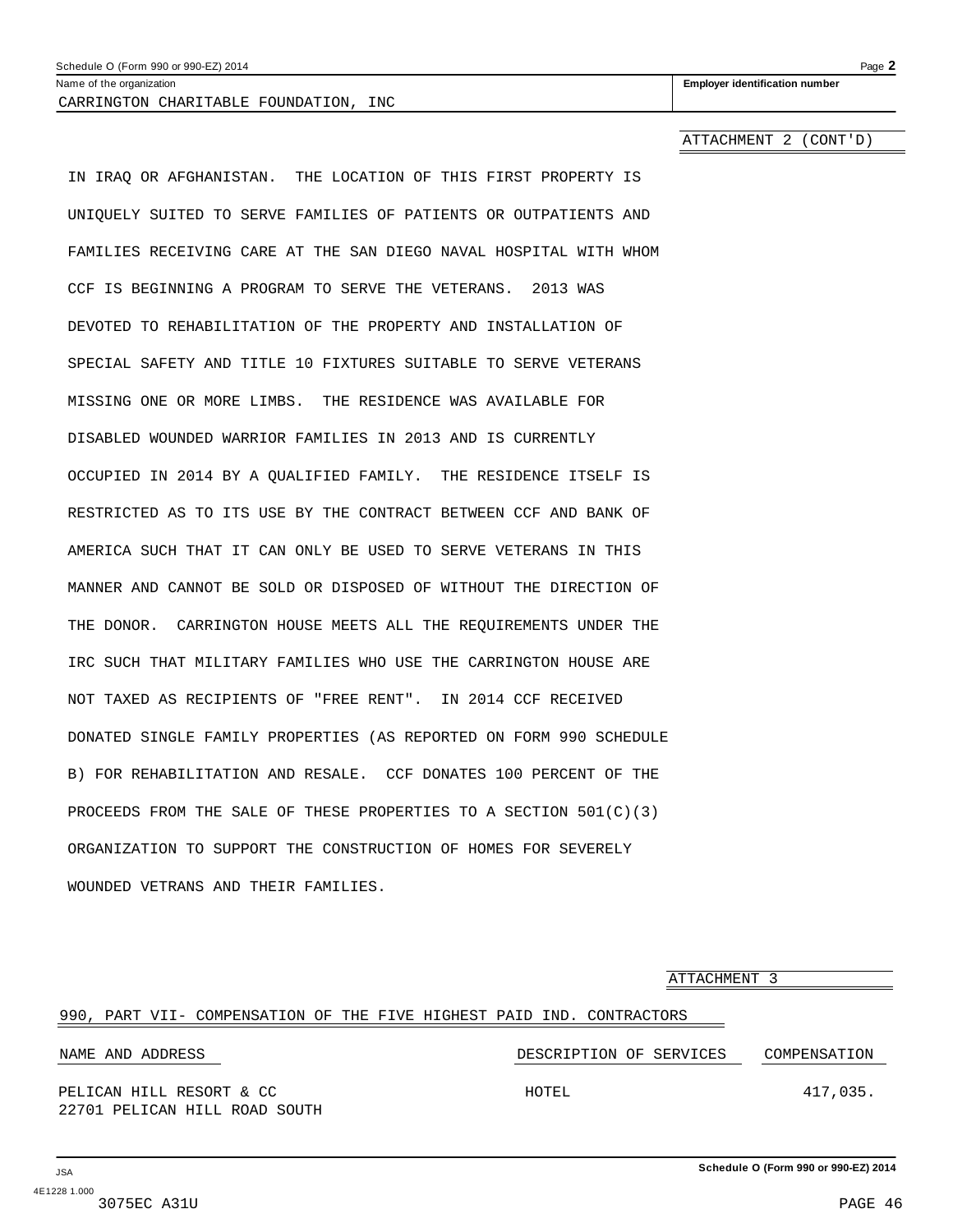Name of the organization: CARRINGTON CHARITABLE FOUNDATION, INC

Employer identification number

ATTACHMENT 2 (CONT'D)

IN IRAQ OR AFGHANISTAN. THE LOCATION OF THIS FIRST PROPERTY IS UNIQUELY SUITED TO SERVE FAMILIES OF PATIENTS OR OUTPATIENTS AND FAMILIES RECEIVING CARE AT THE SAN DIEGO NAVAL HOSPITAL WITH WHOM CCF IS BEGINNING A PROGRAM TO SERVE THE VETERANS. 2013 WAS DEVOTED TO REHABILITATION OF THE PROPERTY AND INSTALLATION OF SPECIAL SAFETY AND TITLE 10 FIXTURES SUITABLE TO SERVE VETERANS MISSING ONE OR MORE LIMBS. THE RESIDENCE WAS AVAILABLE FOR DISABLED WOUNDED WARRIOR FAMILIES IN 2013 AND IS CURRENTLY OCCUPIED IN 2014 BY A QUALIFIED FAMILY. THE RESIDENCE ITSELF IS RESTRICTED AS TO ITS USE BY THE CONTRACT BETWEEN CCF AND BANK OF AMERICA SUCH THAT IT CAN ONLY BE USED TO SERVE VETERANS IN THIS MANNER AND CANNOT BE SOLD OR DISPOSED OF WITHOUT THE DIRECTION OF THE DONOR. CARRINGTON HOUSE MEETS ALL THE REQUIREMENTS UNDER THE IRC SUCH THAT MILITARY FAMILIES WHO USE THE CARRINGTON HOUSE ARE NOT TAXED AS RECIPIENTS OF "FREE RENT". IN 2014 CCF RECEIVED DONATED SINGLE FAMILY PROPERTIES (AS REPORTED ON FORM 990 SCHEDULE B) FOR REHABILITATION AND RESALE. CCF DONATES 100 PERCENT OF THE PROCEEDS FROM THE SALE OF THESE PROPERTIES TO A SECTION 501(C)(3) ORGANIZATION TO SUPPORT THE CONSTRUCTION OF HOMES FOR SEVERELY WOUNDED VETRANS AND THEIR FAMILIES.

ATTACHMENT 3

990, PART VII- COMPENSATION OF THE FIVE HIGHEST PAID IND. CONTRACTORS

| NAME AND ADDRESS | DESCRIPTION OF SERVICES | COMPENSATION |
|---|---|---|
| PELICAN HILL RESORT & CC<br>22701 PELICAN HILL ROAD SOUTH | HOTEL | 417,035. |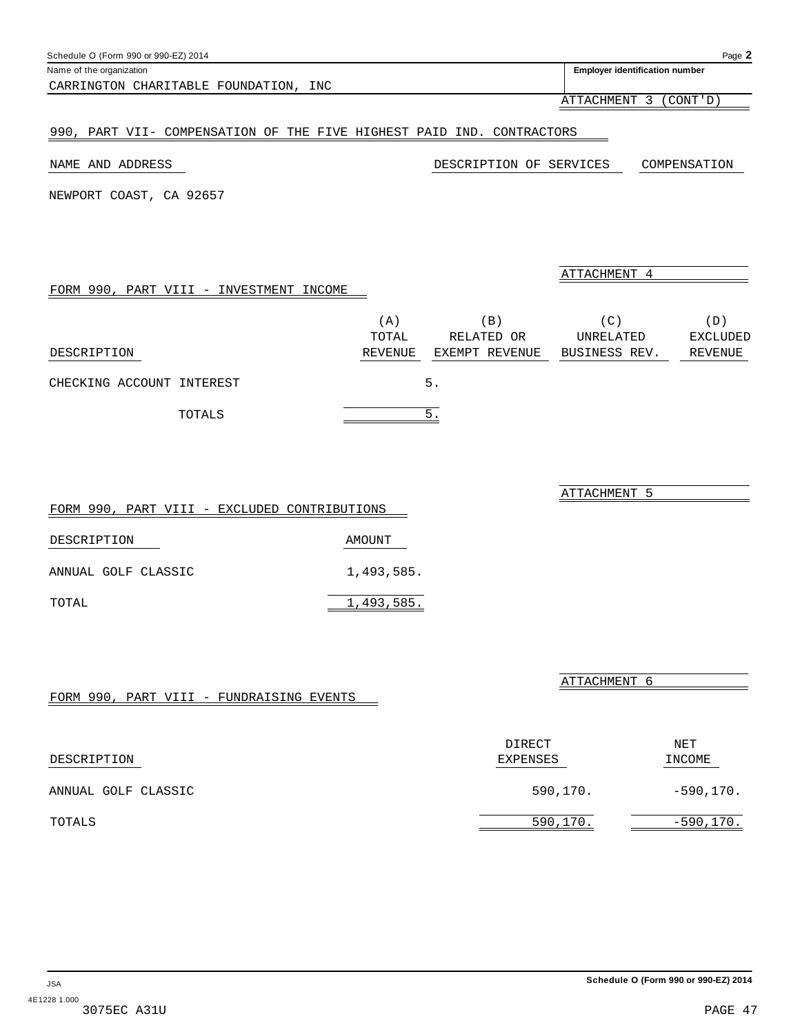Schedule O (Form 990 or 990-EZ) 2014

Name of the organization: CARRINGTON CHARITABLE FOUNDATION, INC

Employer identification number

ATTACHMENT 3 (CONT'D)

## 990, PART VII- COMPENSATION OF THE FIVE HIGHEST PAID IND. CONTRACTORS

| NAME AND ADDRESS | DESCRIPTION OF SERVICES | COMPENSATION |
|---|---|---|
| NEWPORT COAST, CA 92657 | | |

ATTACHMENT 4

## FORM 990, PART VIII - INVESTMENT INCOME

| DESCRIPTION | (A) TOTAL REVENUE | (B) RELATED OR EXEMPT REVENUE | (C) UNRELATED BUSINESS REV. | (D) EXCLUDED REVENUE |
|---|---|---|---|---|
| CHECKING ACCOUNT INTEREST | 5. | | | |
| TOTALS | 5. | | | |

ATTACHMENT 5

## FORM 990, PART VIII - EXCLUDED CONTRIBUTIONS

| DESCRIPTION | AMOUNT |
|---|---|
| ANNUAL GOLF CLASSIC | 1,493,585. |
| TOTAL | 1,493,585. |

ATTACHMENT 6

## FORM 990, PART VIII - FUNDRAISING EVENTS

| DESCRIPTION | DIRECT EXPENSES | NET INCOME |
|---|---|---|
| ANNUAL GOLF CLASSIC | 590,170. | -590,170. |
| TOTALS | 590,170. | -590,170. |

Schedule O (Form 990 or 990-EZ) 2014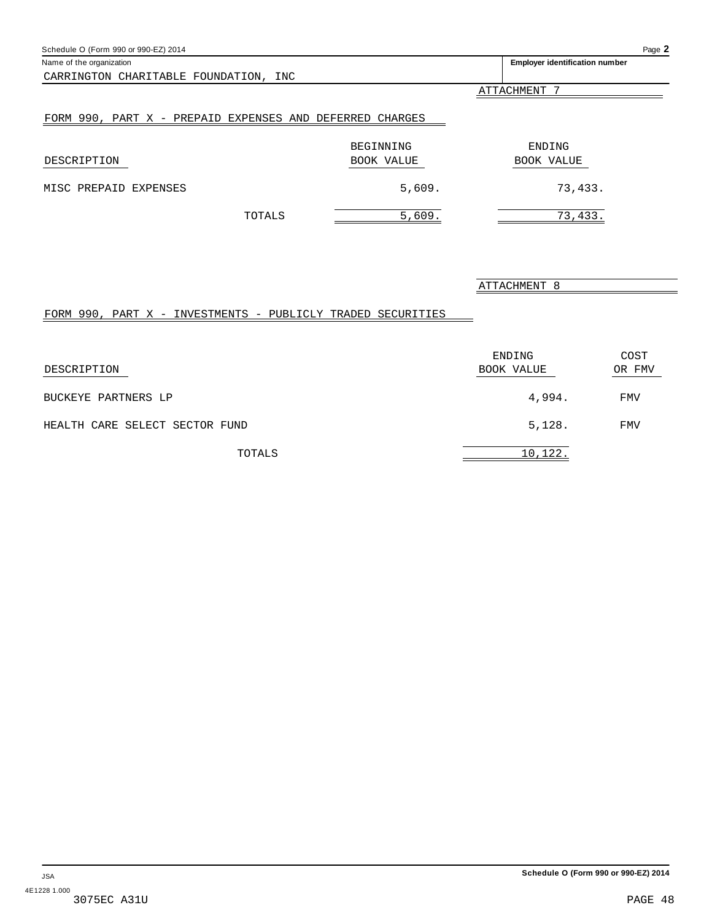Schedule O (Form 990 or 990-EZ) 2014

Name of the organization: CARRINGTON CHARITABLE FOUNDATION, INC

Employer identification number

ATTACHMENT 7

## FORM 990, PART X - PREPAID EXPENSES AND DEFERRED CHARGES

| DESCRIPTION | BEGINNING BOOK VALUE | ENDING BOOK VALUE |
|---|---|---|
| MISC PREPAID EXPENSES | 5,609. | 73,433. |
| TOTALS | 5,609. | 73,433. |

ATTACHMENT 8

## FORM 990, PART X - INVESTMENTS - PUBLICLY TRADED SECURITIES

| DESCRIPTION | ENDING BOOK VALUE | COST OR FMV |
|---|---|---|
| BUCKEYE PARTNERS LP | 4,994. | FMV |
| HEALTH CARE SELECT SECTOR FUND | 5,128. | FMV |
| TOTALS | 10,122. | |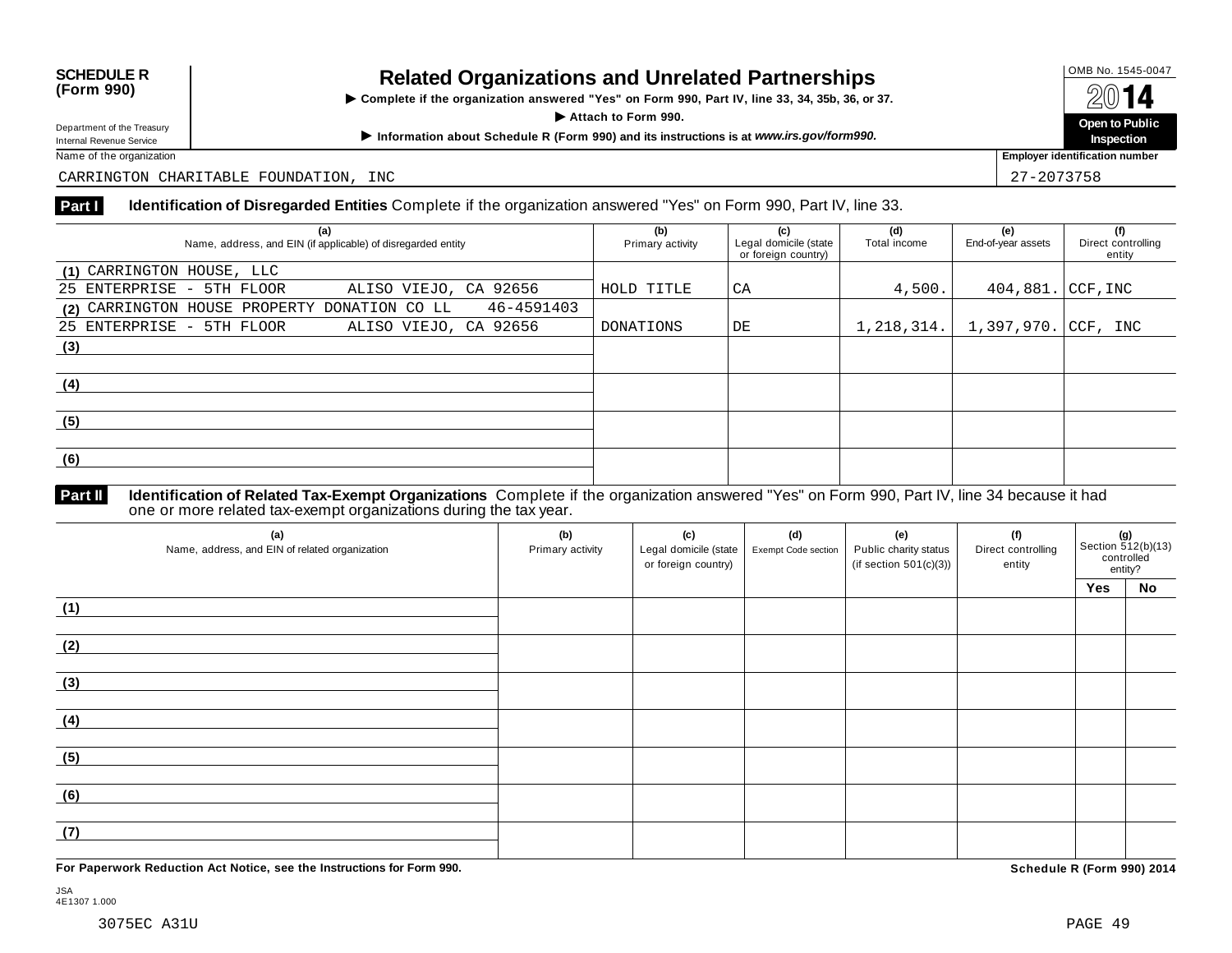**SCHEDULE R (Form 990)**

Department of the Treasury
Internal Revenue Service

# Related Organizations and Unrelated Partnerships

▶ Complete if the organization answered "Yes" on Form 990, Part IV, line 33, 34, 35b, 36, or 37.

▶ Attach to Form 990.

▶ Information about Schedule R (Form 990) and its instructions is at *www.irs.gov/form990.*

OMB No. 1545-0047

2014

**Open to Public Inspection**

Name of the organization: CARRINGTON CHARITABLE FOUNDATION, INC

Employer identification number: 27-2073758

## Part I Identification of Disregarded Entities

Complete if the organization answered "Yes" on Form 990, Part IV, line 33.

| (a) Name, address, and EIN (if applicable) of disregarded entity | (b) Primary activity | (c) Legal domicile (state or foreign country) | (d) Total income | (e) End-of-year assets | (f) Direct controlling entity |
|---|---|---|---|---|---|
| (1) CARRINGTON HOUSE, LLC 25 ENTERPRISE - 5TH FLOOR ALISO VIEJO, CA 92656 | HOLD TITLE | CA | 4,500. | 404,881. | CCF,INC |
| (2) CARRINGTON HOUSE PROPERTY DONATION CO LL 46-4591403 25 ENTERPRISE - 5TH FLOOR ALISO VIEJO, CA 92656 | DONATIONS | DE | 1,218,314. | 1,397,970. | CCF, INC |
| (3) | | | | | |
| (4) | | | | | |
| (5) | | | | | |
| (6) | | | | | |

## Part II Identification of Related Tax-Exempt Organizations

Complete if the organization answered "Yes" on Form 990, Part IV, line 34 because it had one or more related tax-exempt organizations during the tax year.

| (a) Name, address, and EIN of related organization | (b) Primary activity | (c) Legal domicile (state or foreign country) | (d) Exempt Code section | (e) Public charity status (if section 501(c)(3)) | (f) Direct controlling entity | (g) Section 512(b)(13) controlled entity? Yes | No |
|---|---|---|---|---|---|---|---|
| (1) | | | | | | | |
| (2) | | | | | | | |
| (3) | | | | | | | |
| (4) | | | | | | | |
| (5) | | | | | | | |
| (6) | | | | | | | |
| (7) | | | | | | | |

**For Paperwork Reduction Act Notice, see the Instructions for Form 990.**

**Schedule R (Form 990) 2014**

JSA
4E1307 1.000

3075EC A31U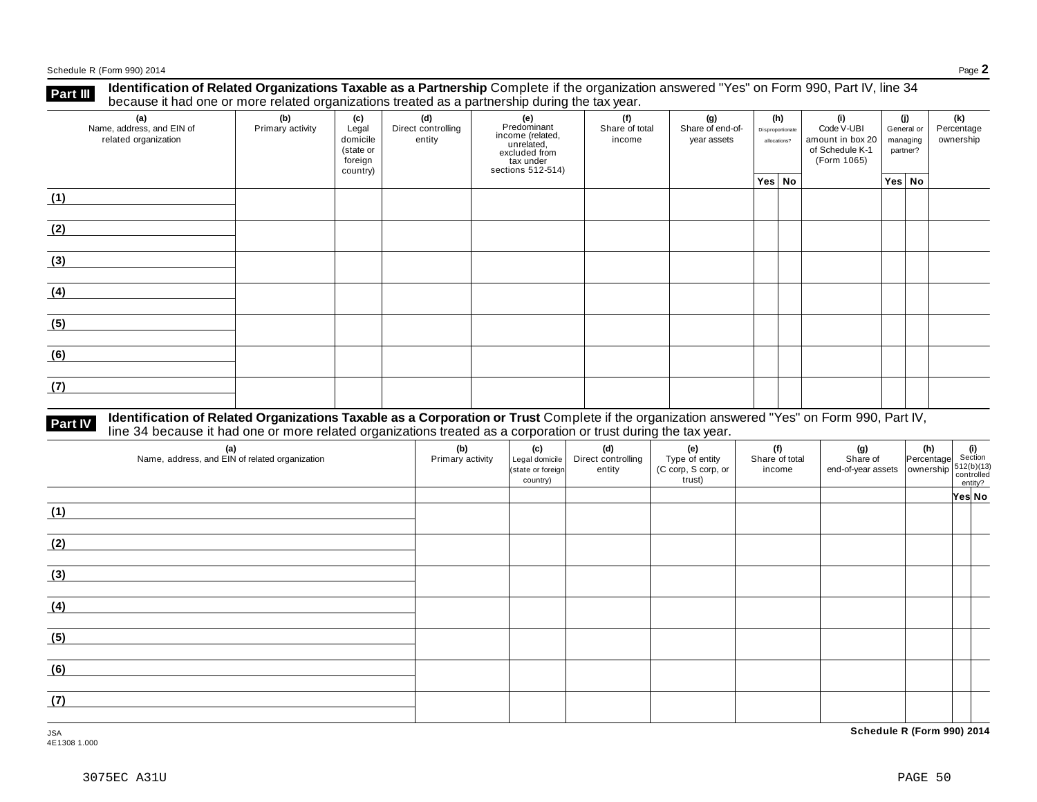## Part III Identification of Related Organizations Taxable as a Partnership

Complete if the organization answered "Yes" on Form 990, Part IV, line 34 because it had one or more related organizations treated as a partnership during the tax year.

| (a) Name, address, and EIN of related organization | (b) Primary activity | (c) Legal domicile (state or foreign country) | (d) Direct controlling entity | (e) Predominant income (related, unrelated, excluded from tax under sections 512-514) | (f) Share of total income | (g) Share of end-of-year assets | (h) Disproportionate allocations? | | (i) Code V-UBI amount in box 20 of Schedule K-1 (Form 1065) | (j) General or managing partner? | | (k) Percentage ownership |
|---|---|---|---|---|---|---|---|---|---|---|---|---|
| | | | | | | | Yes | No | | Yes | No | |
| (1) | | | | | | | | | | | | |
| (2) | | | | | | | | | | | | |
| (3) | | | | | | | | | | | | |
| (4) | | | | | | | | | | | | |
| (5) | | | | | | | | | | | | |
| (6) | | | | | | | | | | | | |
| (7) | | | | | | | | | | | | |

## Part IV Identification of Related Organizations Taxable as a Corporation or Trust

Complete if the organization answered "Yes" on Form 990, Part IV, line 34 because it had one or more related organizations treated as a corporation or trust during the tax year.

| (a) Name, address, and EIN of related organization | (b) Primary activity | (c) Legal domicile (state or foreign country) | (d) Direct controlling entity | (e) Type of entity (C corp, S corp, or trust) | (f) Share of total income | (g) Share of end-of-year assets | (h) Percentage ownership | (i) Section 512(b)(13) controlled entity? | |
|---|---|---|---|---|---|---|---|---|---|
| | | | | | | | | Yes | No |
| (1) | | | | | | | | | |
| (2) | | | | | | | | | |
| (3) | | | | | | | | | |
| (4) | | | | | | | | | |
| (5) | | | | | | | | | |
| (6) | | | | | | | | | |
| (7) | | | | | | | | | |

JSA
4E1308 1.000

3075EC A31U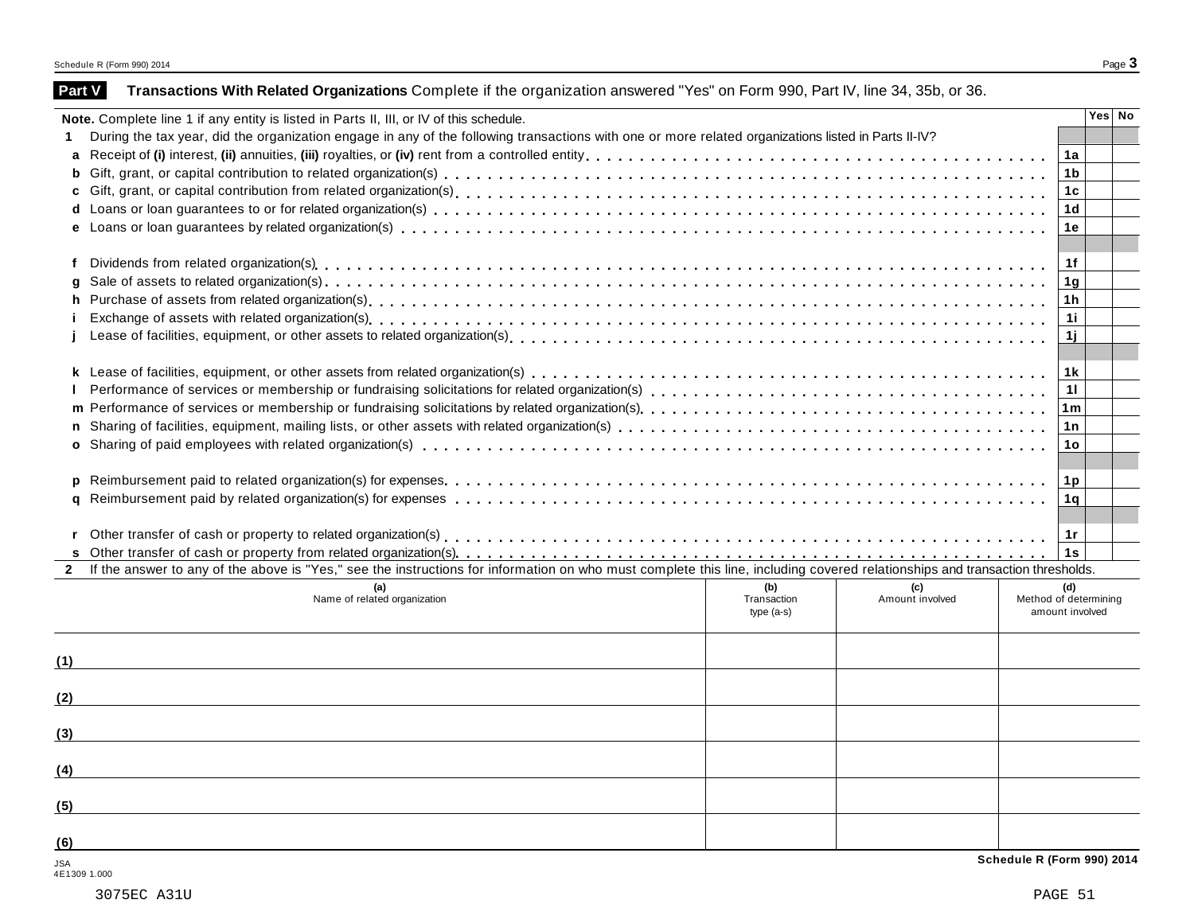## Part V Transactions With Related Organizations

Complete if the organization answered "Yes" on Form 990, Part IV, line 34, 35b, or 36.

**Note.** Complete line 1 if any entity is listed in Parts II, III, or IV of this schedule.

| | | | Yes | No |
|---|---|---|---|---|
| **1** | During the tax year, did the organization engage in any of the following transactions with one or more related organizations listed in Parts II-IV? | | | |
| **a** | Receipt of **(i)** interest, **(ii)** annuities, **(iii)** royalties, or **(iv)** rent from a controlled entity | **1a** | | |
| **b** | Gift, grant, or capital contribution to related organization(s) | **1b** | | |
| **c** | Gift, grant, or capital contribution from related organization(s) | **1c** | | |
| **d** | Loans or loan guarantees to or for related organization(s) | **1d** | | |
| **e** | Loans or loan guarantees by related organization(s) | **1e** | | |
| **f** | Dividends from related organization(s) | **1f** | | |
| **g** | Sale of assets to related organization(s) | **1g** | | |
| **h** | Purchase of assets from related organization(s) | **1h** | | |
| **i** | Exchange of assets with related organization(s) | **1i** | | |
| **j** | Lease of facilities, equipment, or other assets to related organization(s) | **1j** | | |
| **k** | Lease of facilities, equipment, or other assets from related organization(s) | **1k** | | |
| **l** | Performance of services or membership or fundraising solicitations for related organization(s) | **1l** | | |
| **m** | Performance of services or membership or fundraising solicitations by related organization(s) | **1m** | | |
| **n** | Sharing of facilities, equipment, mailing lists, or other assets with related organization(s) | **1n** | | |
| **o** | Sharing of paid employees with related organization(s) | **1o** | | |
| **p** | Reimbursement paid to related organization(s) for expenses | **1p** | | |
| **q** | Reimbursement paid by related organization(s) for expenses | **1q** | | |
| **r** | Other transfer of cash or property to related organization(s) | **1r** | | |
| **s** | Other transfer of cash or property from related organization(s) | **1s** | | |

**2** If the answer to any of the above is "Yes," see the instructions for information on who must complete this line, including covered relationships and transaction thresholds.

| | (a) Name of related organization | (b) Transaction type (a-s) | (c) Amount involved | (d) Method of determining amount involved |
|---|---|---|---|---|
| (1) | | | | |
| (2) | | | | |
| (3) | | | | |
| (4) | | | | |
| (5) | | | | |
| (6) | | | | |

JSA
4E1309 1.000

3075EC A31U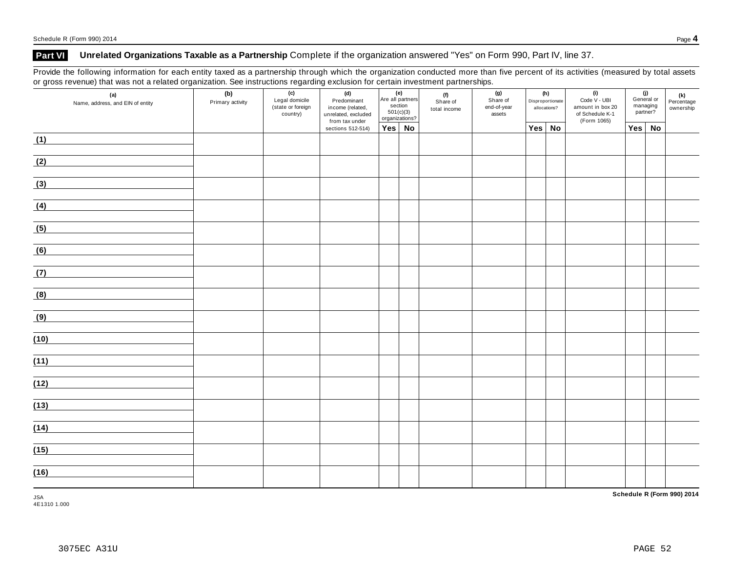## Part VI Unrelated Organizations Taxable as a Partnership Complete if the organization answered "Yes" on Form 990, Part IV, line 37.

Provide the following information for each entity taxed as a partnership through which the organization conducted more than five percent of its activities (measured by total assets or gross revenue) that was not a related organization. See instructions regarding exclusion for certain investment partnerships.

| (a) Name, address, and EIN of entity | (b) Primary activity | (c) Legal domicile (state or foreign country) | (d) Predominant income (related, unrelated, excluded from tax under sections 512-514) | (e) Are all partners section 501(c)(3) organizations? | | (f) Share of total income | (g) Share of end-of-year assets | (h) Disproportionate allocations? | | (i) Code V - UBI amount in box 20 of Schedule K-1 (Form 1065) | (j) General or managing partner? | | (k) Percentage ownership |
|---|---|---|---|---|---|---|---|---|---|---|---|---|---|
| | | | | Yes | No | | | Yes | No | | Yes | No | |
| (1) | | | | | | | | | | | | | |
| (2) | | | | | | | | | | | | | |
| (3) | | | | | | | | | | | | | |
| (4) | | | | | | | | | | | | | |
| (5) | | | | | | | | | | | | | |
| (6) | | | | | | | | | | | | | |
| (7) | | | | | | | | | | | | | |
| (8) | | | | | | | | | | | | | |
| (9) | | | | | | | | | | | | | |
| (10) | | | | | | | | | | | | | |
| (11) | | | | | | | | | | | | | |
| (12) | | | | | | | | | | | | | |
| (13) | | | | | | | | | | | | | |
| (14) | | | | | | | | | | | | | |
| (15) | | | | | | | | | | | | | |
| (16) | | | | | | | | | | | | | |

JSA
4E1310 1.000

Schedule R (Form 990) 2014

3075EC A31U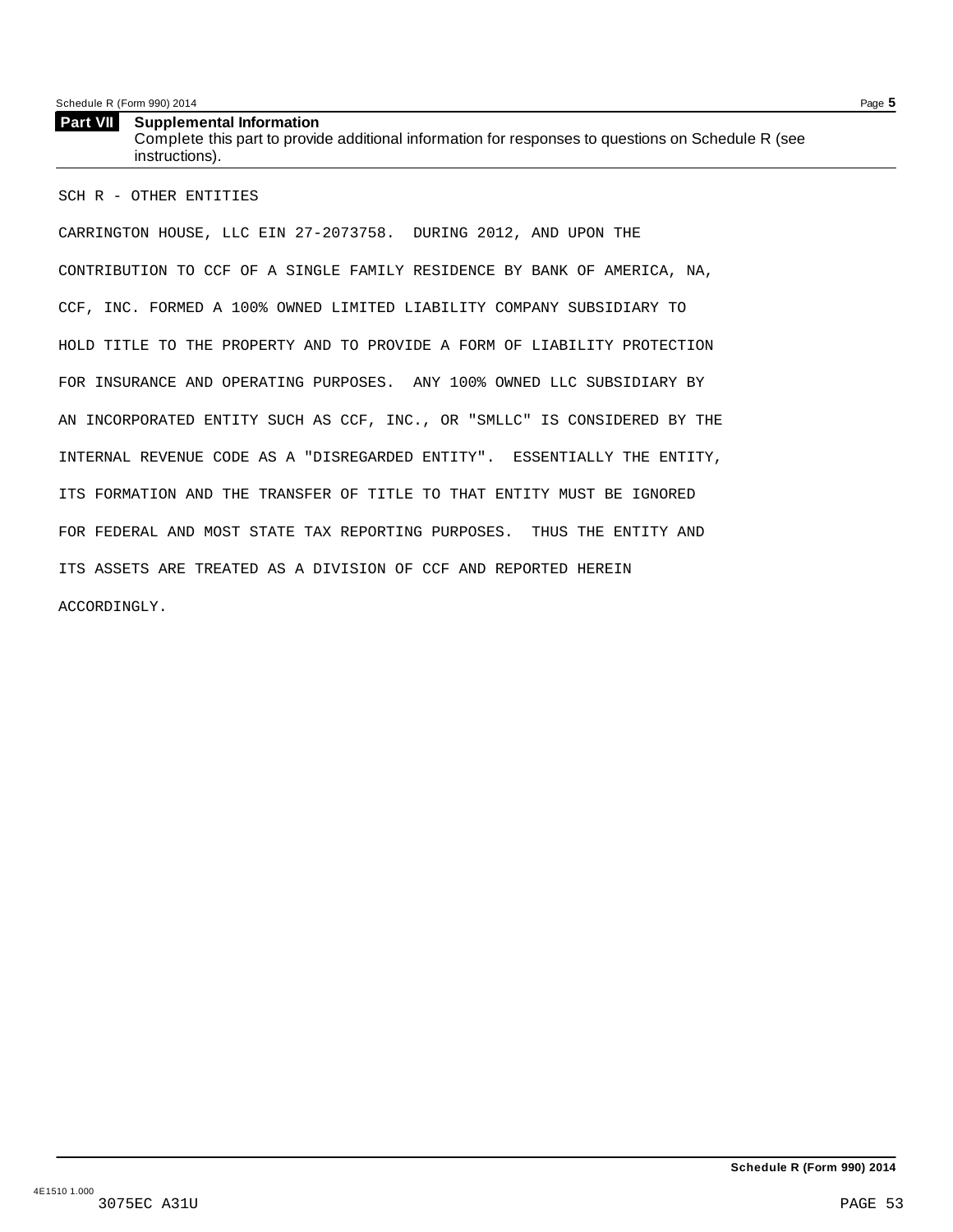## Part VII Supplemental Information

Complete this part to provide additional information for responses to questions on Schedule R (see instructions).

SCH R - OTHER ENTITIES

CARRINGTON HOUSE, LLC EIN 27-2073758. DURING 2012, AND UPON THE CONTRIBUTION TO CCF OF A SINGLE FAMILY RESIDENCE BY BANK OF AMERICA, NA, CCF, INC. FORMED A 100% OWNED LIMITED LIABILITY COMPANY SUBSIDIARY TO HOLD TITLE TO THE PROPERTY AND TO PROVIDE A FORM OF LIABILITY PROTECTION FOR INSURANCE AND OPERATING PURPOSES. ANY 100% OWNED LLC SUBSIDIARY BY AN INCORPORATED ENTITY SUCH AS CCF, INC., OR "SMLLC" IS CONSIDERED BY THE INTERNAL REVENUE CODE AS A "DISREGARDED ENTITY". ESSENTIALLY THE ENTITY, ITS FORMATION AND THE TRANSFER OF TITLE TO THAT ENTITY MUST BE IGNORED FOR FEDERAL AND MOST STATE TAX REPORTING PURPOSES. THUS THE ENTITY AND ITS ASSETS ARE TREATED AS A DIVISION OF CCF AND REPORTED HEREIN ACCORDINGLY.